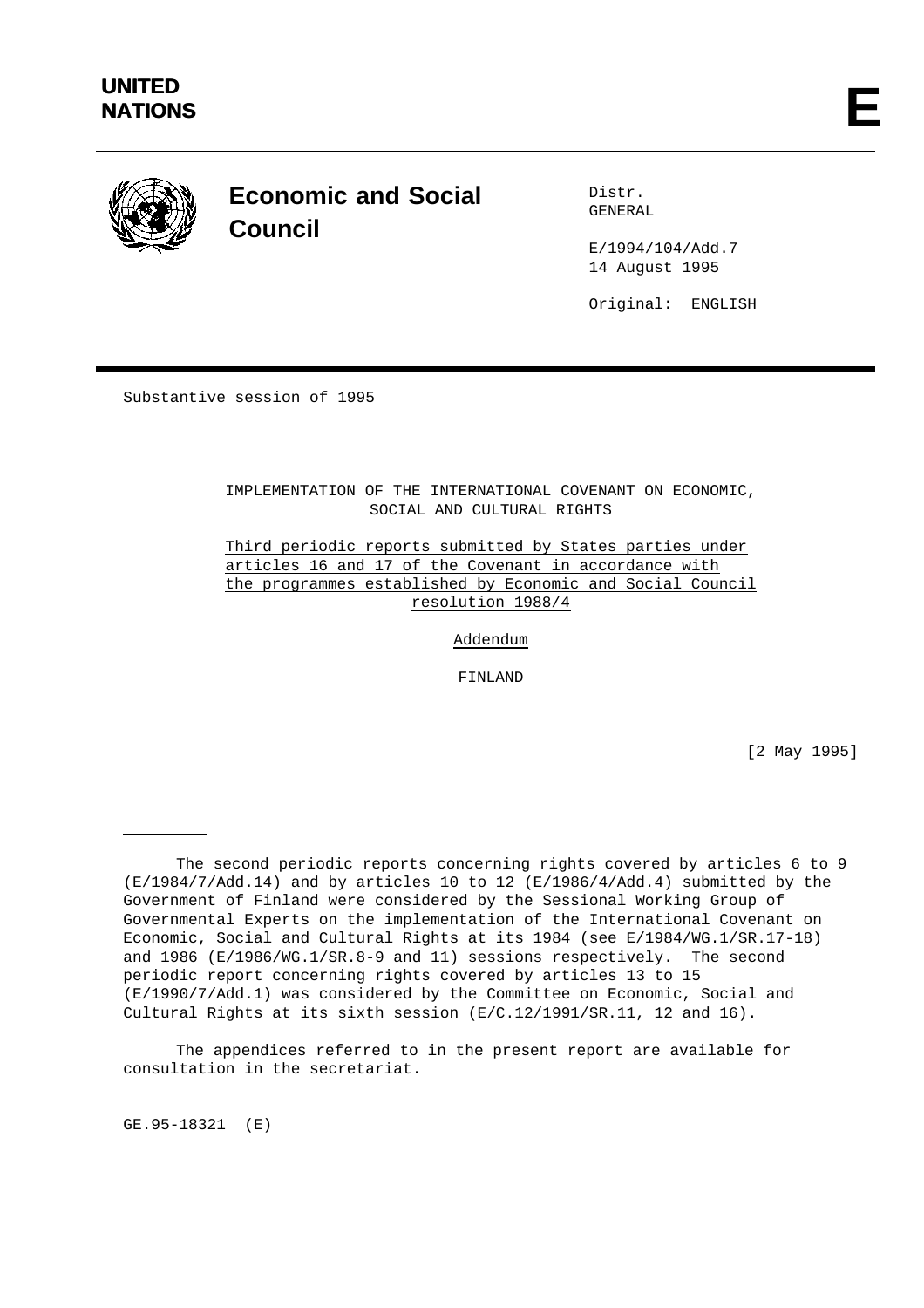**UNITED NATIONS** **E**

# Economic and Social Council

Distr.
GENERAL

E/1994/104/Add.7
14 August 1995

Original: ENGLISH

Substantive session of 1995

IMPLEMENTATION OF THE INTERNATIONAL COVENANT ON ECONOMIC, SOCIAL AND CULTURAL RIGHTS

Third periodic reports submitted by States parties under articles 16 and 17 of the Covenant in accordance with the programmes established by Economic and Social Council resolution 1988/4

Addendum

FINLAND

[2 May 1995]

---

The second periodic reports concerning rights covered by articles 6 to 9 (E/1984/7/Add.14) and by articles 10 to 12 (E/1986/4/Add.4) submitted by the Government of Finland were considered by the Sessional Working Group of Governmental Experts on the implementation of the International Covenant on Economic, Social and Cultural Rights at its 1984 (see E/1984/WG.1/SR.17-18) and 1986 (E/1986/WG.1/SR.8-9 and 11) sessions respectively. The second periodic report concerning rights covered by articles 13 to 15 (E/1990/7/Add.1) was considered by the Committee on Economic, Social and Cultural Rights at its sixth session (E/C.12/1991/SR.11, 12 and 16).

The appendices referred to in the present report are available for consultation in the secretariat.

GE.95-18321 (E)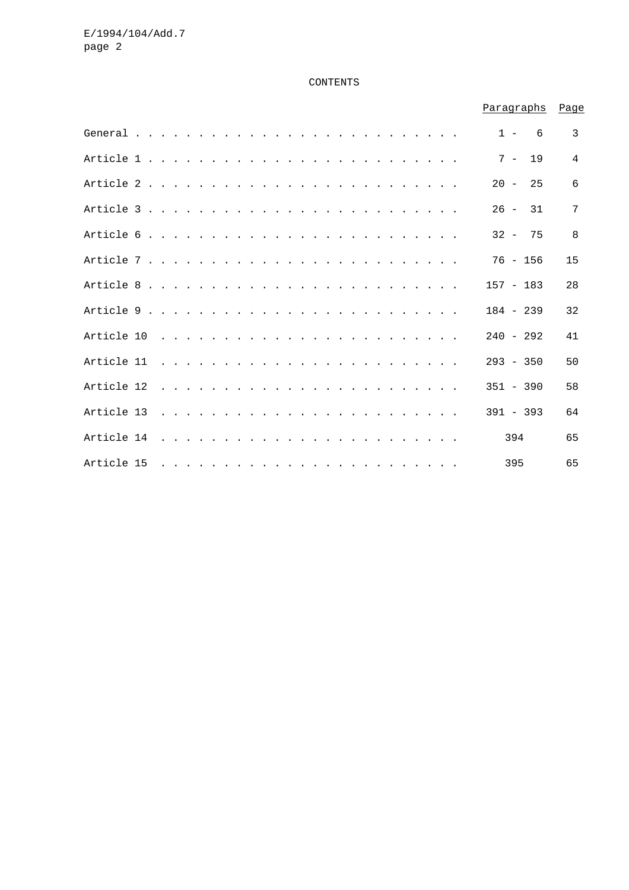# CONTENTS

| | Paragraphs | Page |
|---|---|---|
| General | 1 - 6 | 3 |
| Article 1 | 7 - 19 | 4 |
| Article 2 | 20 - 25 | 6 |
| Article 3 | 26 - 31 | 7 |
| Article 6 | 32 - 75 | 8 |
| Article 7 | 76 - 156 | 15 |
| Article 8 | 157 - 183 | 28 |
| Article 9 | 184 - 239 | 32 |
| Article 10 | 240 - 292 | 41 |
| Article 11 | 293 - 350 | 50 |
| Article 12 | 351 - 390 | 58 |
| Article 13 | 391 - 393 | 64 |
| Article 14 | 394 | 65 |
| Article 15 | 395 | 65 |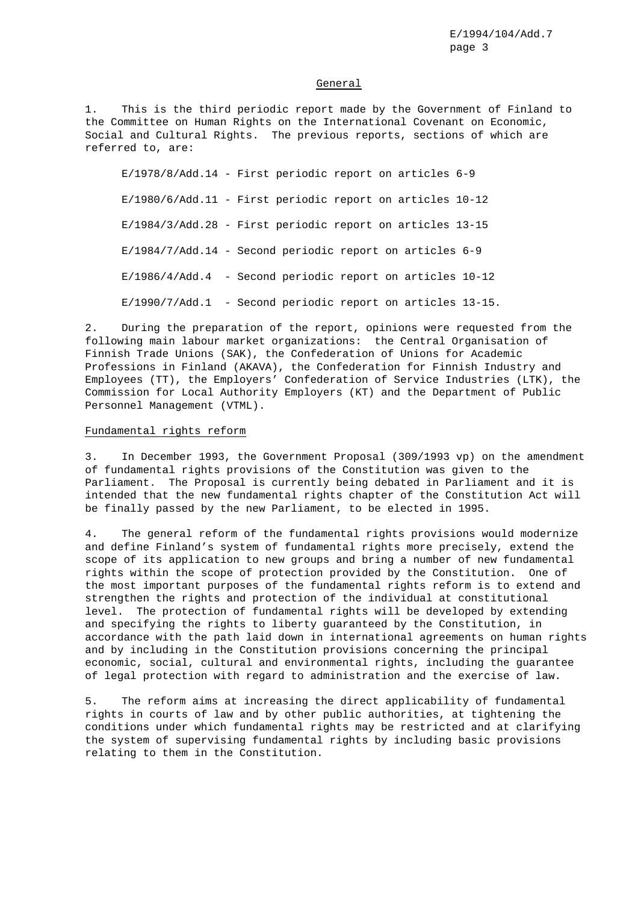## General

1. This is the third periodic report made by the Government of Finland to the Committee on Human Rights on the International Covenant on Economic, Social and Cultural Rights. The previous reports, sections of which are referred to, are:

E/1978/8/Add.14 - First periodic report on articles 6-9

E/1980/6/Add.11 - First periodic report on articles 10-12

E/1984/3/Add.28 - First periodic report on articles 13-15

E/1984/7/Add.14 - Second periodic report on articles 6-9

E/1986/4/Add.4 - Second periodic report on articles 10-12

E/1990/7/Add.1 - Second periodic report on articles 13-15.

2. During the preparation of the report, opinions were requested from the following main labour market organizations: the Central Organisation of Finnish Trade Unions (SAK), the Confederation of Unions for Academic Professions in Finland (AKAVA), the Confederation for Finnish Industry and Employees (TT), the Employers' Confederation of Service Industries (LTK), the Commission for Local Authority Employers (KT) and the Department of Public Personnel Management (VTML).

## Fundamental rights reform

3. In December 1993, the Government Proposal (309/1993 vp) on the amendment of fundamental rights provisions of the Constitution was given to the Parliament. The Proposal is currently being debated in Parliament and it is intended that the new fundamental rights chapter of the Constitution Act will be finally passed by the new Parliament, to be elected in 1995.

4. The general reform of the fundamental rights provisions would modernize and define Finland's system of fundamental rights more precisely, extend the scope of its application to new groups and bring a number of new fundamental rights within the scope of protection provided by the Constitution. One of the most important purposes of the fundamental rights reform is to extend and strengthen the rights and protection of the individual at constitutional level. The protection of fundamental rights will be developed by extending and specifying the rights to liberty guaranteed by the Constitution, in accordance with the path laid down in international agreements on human rights and by including in the Constitution provisions concerning the principal economic, social, cultural and environmental rights, including the guarantee of legal protection with regard to administration and the exercise of law.

5. The reform aims at increasing the direct applicability of fundamental rights in courts of law and by other public authorities, at tightening the conditions under which fundamental rights may be restricted and at clarifying the system of supervising fundamental rights by including basic provisions relating to them in the Constitution.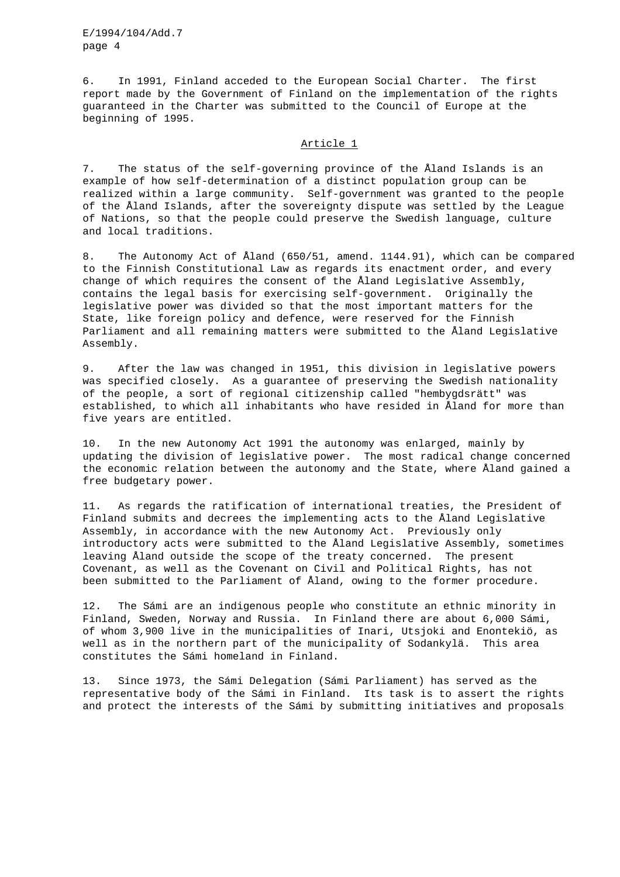6. In 1991, Finland acceded to the European Social Charter. The first report made by the Government of Finland on the implementation of the rights guaranteed in the Charter was submitted to the Council of Europe at the beginning of 1995.

## Article 1

7. The status of the self-governing province of the Åland Islands is an example of how self-determination of a distinct population group can be realized within a large community. Self-government was granted to the people of the Åland Islands, after the sovereignty dispute was settled by the League of Nations, so that the people could preserve the Swedish language, culture and local traditions.

8. The Autonomy Act of Åland (650/51, amend. 1144.91), which can be compared to the Finnish Constitutional Law as regards its enactment order, and every change of which requires the consent of the Åland Legislative Assembly, contains the legal basis for exercising self-government. Originally the legislative power was divided so that the most important matters for the State, like foreign policy and defence, were reserved for the Finnish Parliament and all remaining matters were submitted to the Åland Legislative Assembly.

9. After the law was changed in 1951, this division in legislative powers was specified closely. As a guarantee of preserving the Swedish nationality of the people, a sort of regional citizenship called "hembygdsrätt" was established, to which all inhabitants who have resided in Åland for more than five years are entitled.

10. In the new Autonomy Act 1991 the autonomy was enlarged, mainly by updating the division of legislative power. The most radical change concerned the economic relation between the autonomy and the State, where Åland gained a free budgetary power.

11. As regards the ratification of international treaties, the President of Finland submits and decrees the implementing acts to the Åland Legislative Assembly, in accordance with the new Autonomy Act. Previously only introductory acts were submitted to the Åland Legislative Assembly, sometimes leaving Åland outside the scope of the treaty concerned. The present Covenant, as well as the Covenant on Civil and Political Rights, has not been submitted to the Parliament of Åland, owing to the former procedure.

12. The Sámi are an indigenous people who constitute an ethnic minority in Finland, Sweden, Norway and Russia. In Finland there are about 6,000 Sámi, of whom 3,900 live in the municipalities of Inari, Utsjoki and Enontekiö, as well as in the northern part of the municipality of Sodankylä. This area constitutes the Sámi homeland in Finland.

13. Since 1973, the Sámi Delegation (Sámi Parliament) has served as the representative body of the Sámi in Finland. Its task is to assert the rights and protect the interests of the Sámi by submitting initiatives and proposals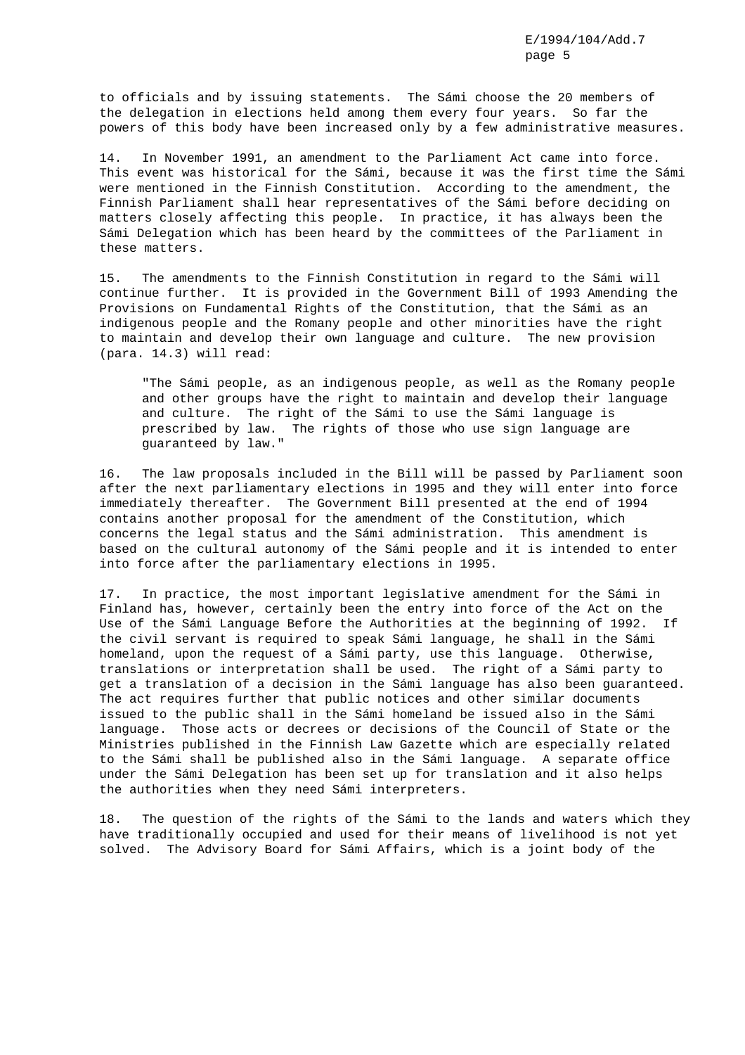to officials and by issuing statements. The Sámi choose the 20 members of the delegation in elections held among them every four years. So far the powers of this body have been increased only by a few administrative measures.

14. In November 1991, an amendment to the Parliament Act came into force. This event was historical for the Sámi, because it was the first time the Sámi were mentioned in the Finnish Constitution. According to the amendment, the Finnish Parliament shall hear representatives of the Sámi before deciding on matters closely affecting this people. In practice, it has always been the Sámi Delegation which has been heard by the committees of the Parliament in these matters.

15. The amendments to the Finnish Constitution in regard to the Sámi will continue further. It is provided in the Government Bill of 1993 Amending the Provisions on Fundamental Rights of the Constitution, that the Sámi as an indigenous people and the Romany people and other minorities have the right to maintain and develop their own language and culture. The new provision (para. 14.3) will read:

> "The Sámi people, as an indigenous people, as well as the Romany people and other groups have the right to maintain and develop their language and culture. The right of the Sámi to use the Sámi language is prescribed by law. The rights of those who use sign language are guaranteed by law."

16. The law proposals included in the Bill will be passed by Parliament soon after the next parliamentary elections in 1995 and they will enter into force immediately thereafter. The Government Bill presented at the end of 1994 contains another proposal for the amendment of the Constitution, which concerns the legal status and the Sámi administration. This amendment is based on the cultural autonomy of the Sámi people and it is intended to enter into force after the parliamentary elections in 1995.

17. In practice, the most important legislative amendment for the Sámi in Finland has, however, certainly been the entry into force of the Act on the Use of the Sámi Language Before the Authorities at the beginning of 1992. If the civil servant is required to speak Sámi language, he shall in the Sámi homeland, upon the request of a Sámi party, use this language. Otherwise, translations or interpretation shall be used. The right of a Sámi party to get a translation of a decision in the Sámi language has also been guaranteed. The act requires further that public notices and other similar documents issued to the public shall in the Sámi homeland be issued also in the Sámi language. Those acts or decrees or decisions of the Council of State or the Ministries published in the Finnish Law Gazette which are especially related to the Sámi shall be published also in the Sámi language. A separate office under the Sámi Delegation has been set up for translation and it also helps the authorities when they need Sámi interpreters.

18. The question of the rights of the Sámi to the lands and waters which they have traditionally occupied and used for their means of livelihood is not yet solved. The Advisory Board for Sámi Affairs, which is a joint body of the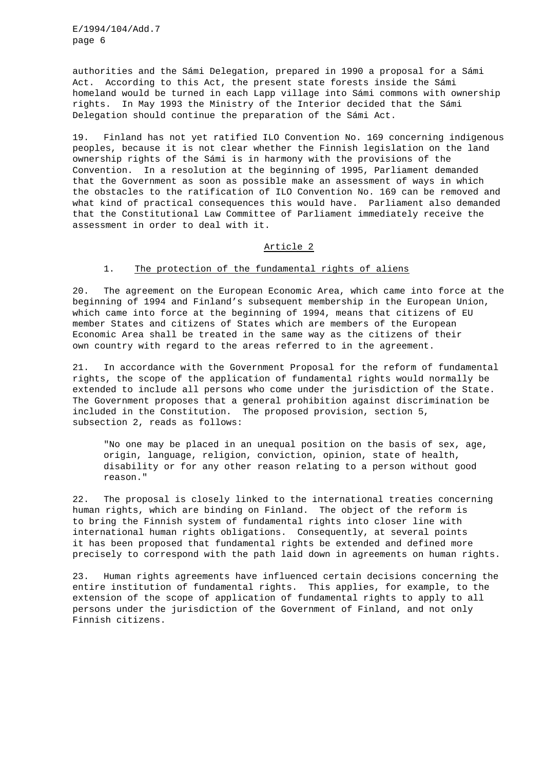authorities and the Sámi Delegation, prepared in 1990 a proposal for a Sámi Act. According to this Act, the present state forests inside the Sámi homeland would be turned in each Lapp village into Sámi commons with ownership rights. In May 1993 the Ministry of the Interior decided that the Sámi Delegation should continue the preparation of the Sámi Act.

19. Finland has not yet ratified ILO Convention No. 169 concerning indigenous peoples, because it is not clear whether the Finnish legislation on the land ownership rights of the Sámi is in harmony with the provisions of the Convention. In a resolution at the beginning of 1995, Parliament demanded that the Government as soon as possible make an assessment of ways in which the obstacles to the ratification of ILO Convention No. 169 can be removed and what kind of practical consequences this would have. Parliament also demanded that the Constitutional Law Committee of Parliament immediately receive the assessment in order to deal with it.

## Article 2

### 1. The protection of the fundamental rights of aliens

20. The agreement on the European Economic Area, which came into force at the beginning of 1994 and Finland's subsequent membership in the European Union, which came into force at the beginning of 1994, means that citizens of EU member States and citizens of States which are members of the European Economic Area shall be treated in the same way as the citizens of their own country with regard to the areas referred to in the agreement.

21. In accordance with the Government Proposal for the reform of fundamental rights, the scope of the application of fundamental rights would normally be extended to include all persons who come under the jurisdiction of the State. The Government proposes that a general prohibition against discrimination be included in the Constitution. The proposed provision, section 5, subsection 2, reads as follows:

> "No one may be placed in an unequal position on the basis of sex, age, origin, language, religion, conviction, opinion, state of health, disability or for any other reason relating to a person without good reason."

22. The proposal is closely linked to the international treaties concerning human rights, which are binding on Finland. The object of the reform is to bring the Finnish system of fundamental rights into closer line with international human rights obligations. Consequently, at several points it has been proposed that fundamental rights be extended and defined more precisely to correspond with the path laid down in agreements on human rights.

23. Human rights agreements have influenced certain decisions concerning the entire institution of fundamental rights. This applies, for example, to the extension of the scope of application of fundamental rights to apply to all persons under the jurisdiction of the Government of Finland, and not only Finnish citizens.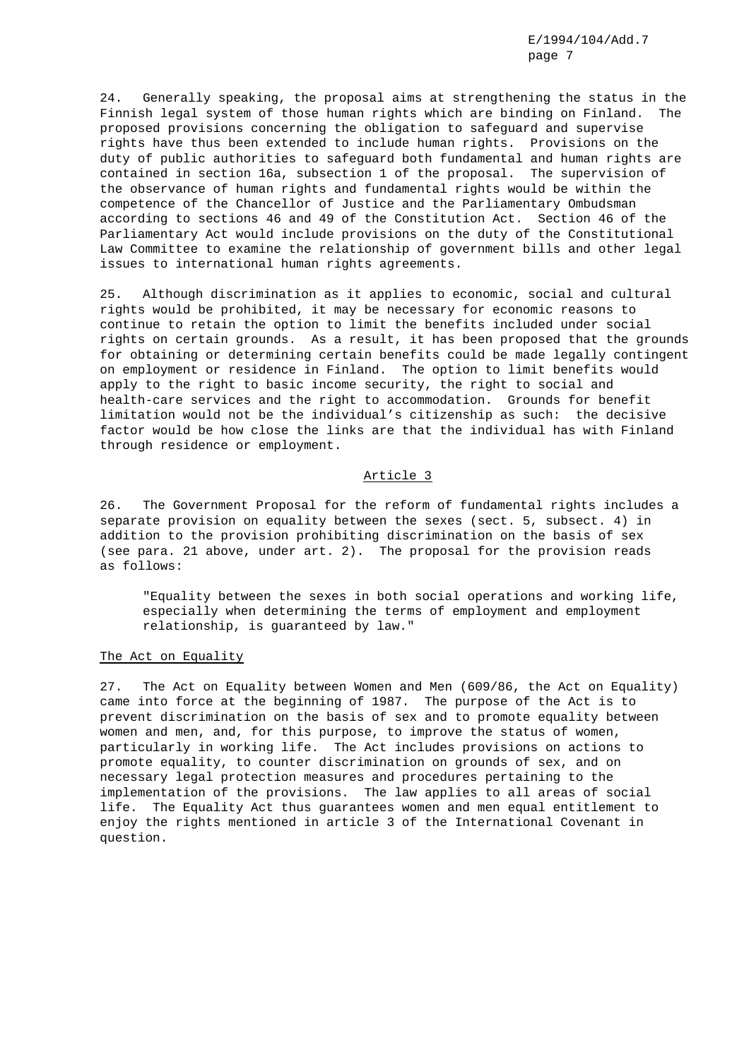24. Generally speaking, the proposal aims at strengthening the status in the Finnish legal system of those human rights which are binding on Finland. The proposed provisions concerning the obligation to safeguard and supervise rights have thus been extended to include human rights. Provisions on the duty of public authorities to safeguard both fundamental and human rights are contained in section 16a, subsection 1 of the proposal. The supervision of the observance of human rights and fundamental rights would be within the competence of the Chancellor of Justice and the Parliamentary Ombudsman according to sections 46 and 49 of the Constitution Act. Section 46 of the Parliamentary Act would include provisions on the duty of the Constitutional Law Committee to examine the relationship of government bills and other legal issues to international human rights agreements.

25. Although discrimination as it applies to economic, social and cultural rights would be prohibited, it may be necessary for economic reasons to continue to retain the option to limit the benefits included under social rights on certain grounds. As a result, it has been proposed that the grounds for obtaining or determining certain benefits could be made legally contingent on employment or residence in Finland. The option to limit benefits would apply to the right to basic income security, the right to social and health-care services and the right to accommodation. Grounds for benefit limitation would not be the individual's citizenship as such: the decisive factor would be how close the links are that the individual has with Finland through residence or employment.

## Article 3

26. The Government Proposal for the reform of fundamental rights includes a separate provision on equality between the sexes (sect. 5, subsect. 4) in addition to the provision prohibiting discrimination on the basis of sex (see para. 21 above, under art. 2). The proposal for the provision reads as follows:

> "Equality between the sexes in both social operations and working life, especially when determining the terms of employment and employment relationship, is guaranteed by law."

### The Act on Equality

27. The Act on Equality between Women and Men (609/86, the Act on Equality) came into force at the beginning of 1987. The purpose of the Act is to prevent discrimination on the basis of sex and to promote equality between women and men, and, for this purpose, to improve the status of women, particularly in working life. The Act includes provisions on actions to promote equality, to counter discrimination on grounds of sex, and on necessary legal protection measures and procedures pertaining to the implementation of the provisions. The law applies to all areas of social life. The Equality Act thus guarantees women and men equal entitlement to enjoy the rights mentioned in article 3 of the International Covenant in question.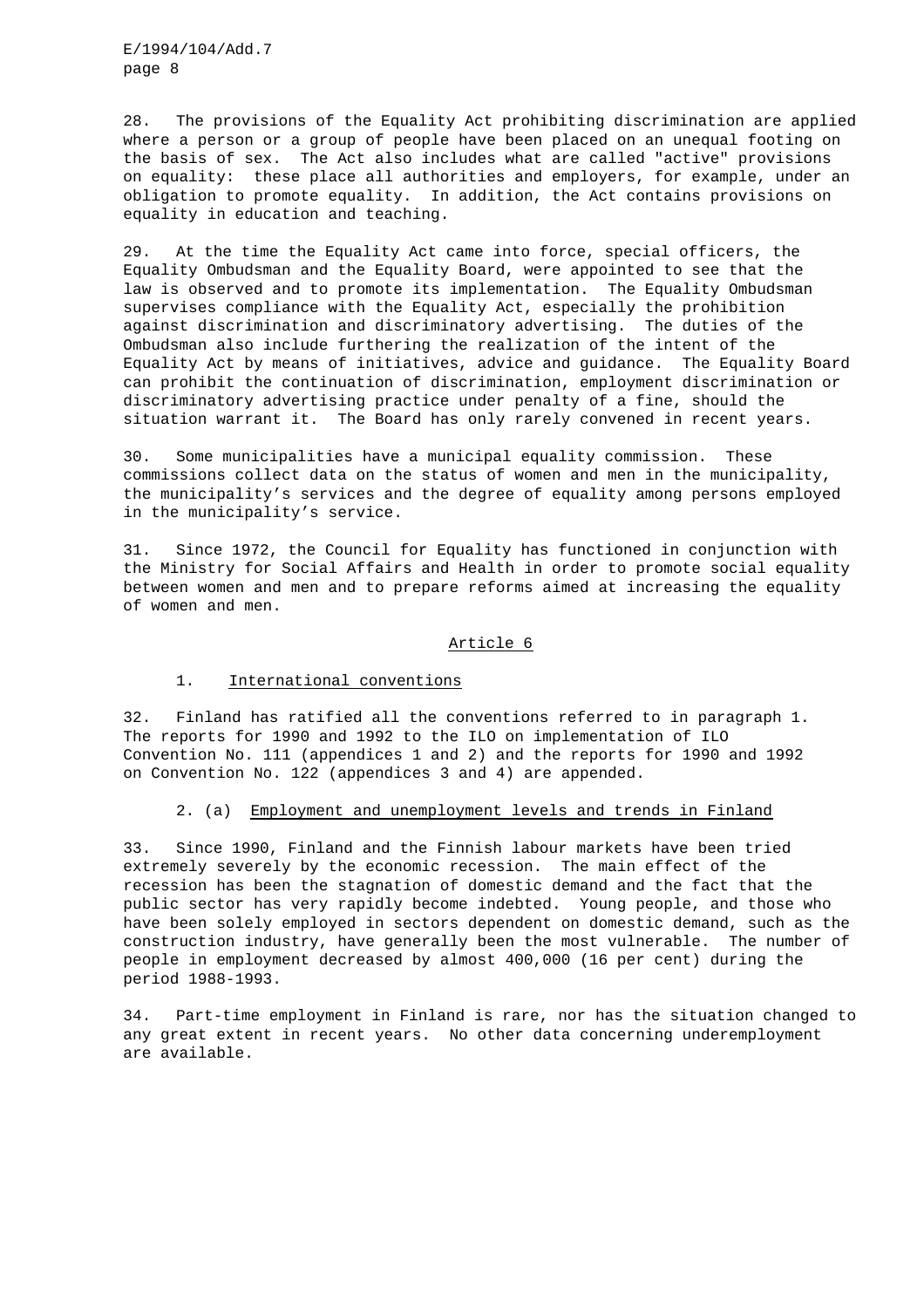28. The provisions of the Equality Act prohibiting discrimination are applied where a person or a group of people have been placed on an unequal footing on the basis of sex. The Act also includes what are called "active" provisions on equality: these place all authorities and employers, for example, under an obligation to promote equality. In addition, the Act contains provisions on equality in education and teaching.

29. At the time the Equality Act came into force, special officers, the Equality Ombudsman and the Equality Board, were appointed to see that the law is observed and to promote its implementation. The Equality Ombudsman supervises compliance with the Equality Act, especially the prohibition against discrimination and discriminatory advertising. The duties of the Ombudsman also include furthering the realization of the intent of the Equality Act by means of initiatives, advice and guidance. The Equality Board can prohibit the continuation of discrimination, employment discrimination or discriminatory advertising practice under penalty of a fine, should the situation warrant it. The Board has only rarely convened in recent years.

30. Some municipalities have a municipal equality commission. These commissions collect data on the status of women and men in the municipality, the municipality's services and the degree of equality among persons employed in the municipality's service.

31. Since 1972, the Council for Equality has functioned in conjunction with the Ministry for Social Affairs and Health in order to promote social equality between women and men and to prepare reforms aimed at increasing the equality of women and men.

## Article 6

### 1. International conventions

32. Finland has ratified all the conventions referred to in paragraph 1. The reports for 1990 and 1992 to the ILO on implementation of ILO Convention No. 111 (appendices 1 and 2) and the reports for 1990 and 1992 on Convention No. 122 (appendices 3 and 4) are appended.

### 2. (a) Employment and unemployment levels and trends in Finland

33. Since 1990, Finland and the Finnish labour markets have been tried extremely severely by the economic recession. The main effect of the recession has been the stagnation of domestic demand and the fact that the public sector has very rapidly become indebted. Young people, and those who have been solely employed in sectors dependent on domestic demand, such as the construction industry, have generally been the most vulnerable. The number of people in employment decreased by almost 400,000 (16 per cent) during the period 1988-1993.

34. Part-time employment in Finland is rare, nor has the situation changed to any great extent in recent years. No other data concerning underemployment are available.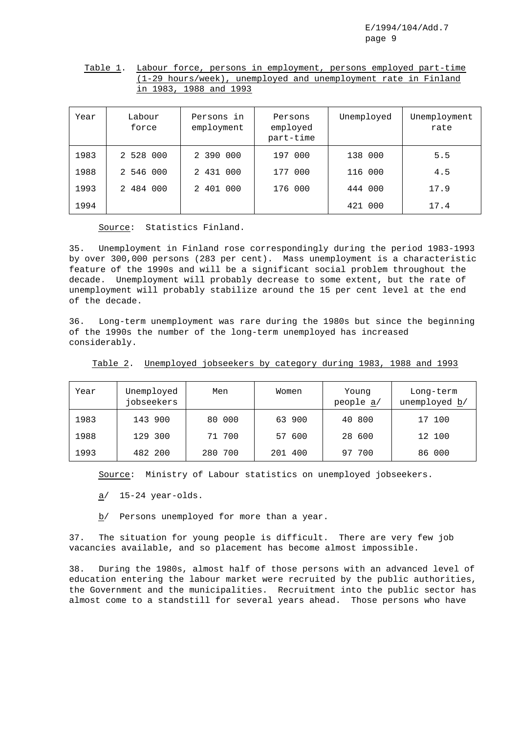Table 1. Labour force, persons in employment, persons employed part-time (1-29 hours/week), unemployed and unemployment rate in Finland in 1983, 1988 and 1993

| Year | Labour force | Persons in employment | Persons employed part-time | Unemployed | Unemployment rate |
|---|---|---|---|---|---|
| 1983 | 2 528 000 | 2 390 000 | 197 000 | 138 000 | 5.5 |
| 1988 | 2 546 000 | 2 431 000 | 177 000 | 116 000 | 4.5 |
| 1993 | 2 484 000 | 2 401 000 | 176 000 | 444 000 | 17.9 |
| 1994 | | | | 421 000 | 17.4 |

Source: Statistics Finland.

35. Unemployment in Finland rose correspondingly during the period 1983-1993 by over 300,000 persons (283 per cent). Mass unemployment is a characteristic feature of the 1990s and will be a significant social problem throughout the decade. Unemployment will probably decrease to some extent, but the rate of unemployment will probably stabilize around the 15 per cent level at the end of the decade.

36. Long-term unemployment was rare during the 1980s but since the beginning of the 1990s the number of the long-term unemployed has increased considerably.

Table 2. Unemployed jobseekers by category during 1983, 1988 and 1993

| Year | Unemployed jobseekers | Men | Women | Young people a/ | Long-term unemployed b/ |
|---|---|---|---|---|---|
| 1983 | 143 900 | 80 000 | 63 900 | 40 800 | 17 100 |
| 1988 | 129 300 | 71 700 | 57 600 | 28 600 | 12 100 |
| 1993 | 482 200 | 280 700 | 201 400 | 97 700 | 86 000 |

Source: Ministry of Labour statistics on unemployed jobseekers.

a/ 15-24 year-olds.

b/ Persons unemployed for more than a year.

37. The situation for young people is difficult. There are very few job vacancies available, and so placement has become almost impossible.

38. During the 1980s, almost half of those persons with an advanced level of education entering the labour market were recruited by the public authorities, the Government and the municipalities. Recruitment into the public sector has almost come to a standstill for several years ahead. Those persons who have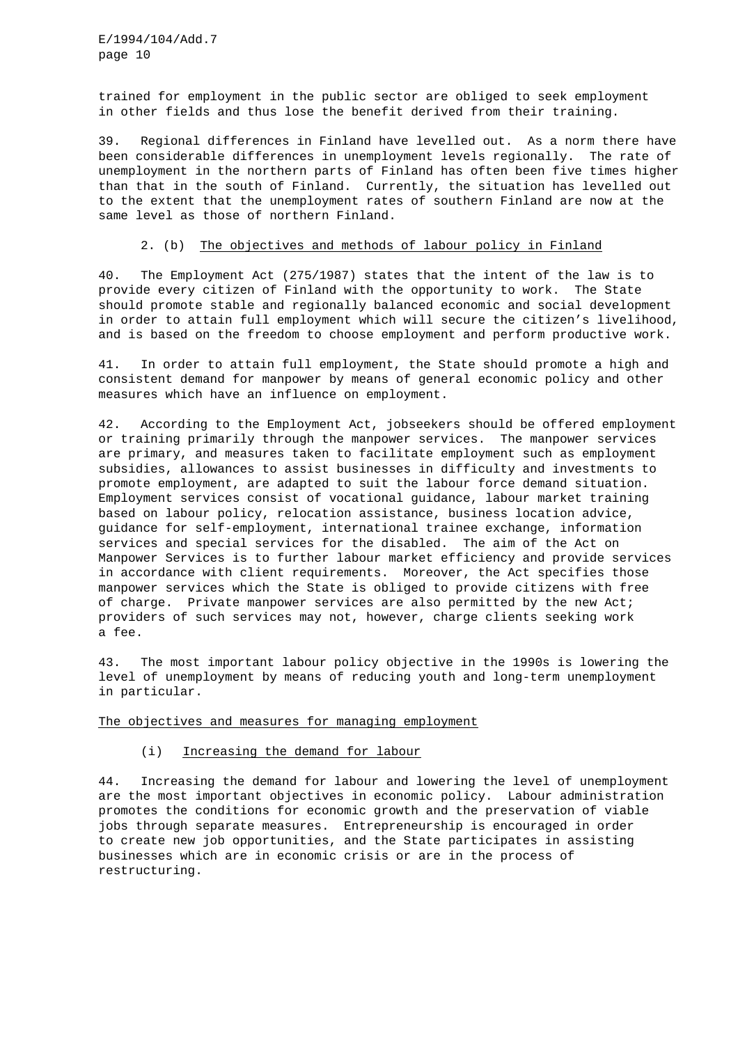trained for employment in the public sector are obliged to seek employment in other fields and thus lose the benefit derived from their training.

39. Regional differences in Finland have levelled out. As a norm there have been considerable differences in unemployment levels regionally. The rate of unemployment in the northern parts of Finland has often been five times higher than that in the south of Finland. Currently, the situation has levelled out to the extent that the unemployment rates of southern Finland are now at the same level as those of northern Finland.

### 2. (b) The objectives and methods of labour policy in Finland

40. The Employment Act (275/1987) states that the intent of the law is to provide every citizen of Finland with the opportunity to work. The State should promote stable and regionally balanced economic and social development in order to attain full employment which will secure the citizen's livelihood, and is based on the freedom to choose employment and perform productive work.

41. In order to attain full employment, the State should promote a high and consistent demand for manpower by means of general economic policy and other measures which have an influence on employment.

42. According to the Employment Act, jobseekers should be offered employment or training primarily through the manpower services. The manpower services are primary, and measures taken to facilitate employment such as employment subsidies, allowances to assist businesses in difficulty and investments to promote employment, are adapted to suit the labour force demand situation. Employment services consist of vocational guidance, labour market training based on labour policy, relocation assistance, business location advice, guidance for self-employment, international trainee exchange, information services and special services for the disabled. The aim of the Act on Manpower Services is to further labour market efficiency and provide services in accordance with client requirements. Moreover, the Act specifies those manpower services which the State is obliged to provide citizens with free of charge. Private manpower services are also permitted by the new Act; providers of such services may not, however, charge clients seeking work a fee.

43. The most important labour policy objective in the 1990s is lowering the level of unemployment by means of reducing youth and long-term unemployment in particular.

### The objectives and measures for managing employment

#### (i) Increasing the demand for labour

44. Increasing the demand for labour and lowering the level of unemployment are the most important objectives in economic policy. Labour administration promotes the conditions for economic growth and the preservation of viable jobs through separate measures. Entrepreneurship is encouraged in order to create new job opportunities, and the State participates in assisting businesses which are in economic crisis or are in the process of restructuring.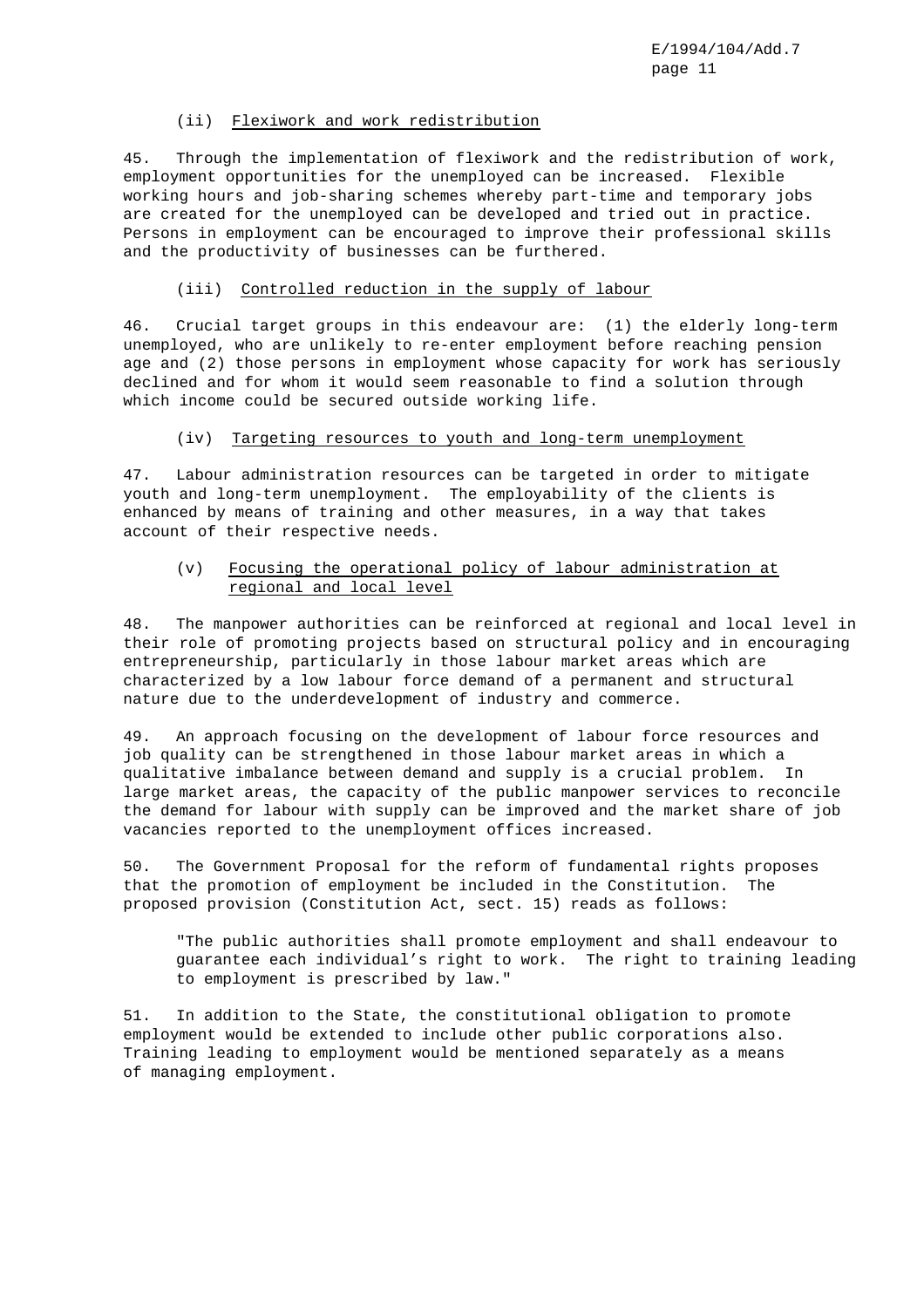(ii) Flexiwork and work redistribution

45. Through the implementation of flexiwork and the redistribution of work, employment opportunities for the unemployed can be increased. Flexible working hours and job-sharing schemes whereby part-time and temporary jobs are created for the unemployed can be developed and tried out in practice. Persons in employment can be encouraged to improve their professional skills and the productivity of businesses can be furthered.

(iii) Controlled reduction in the supply of labour

46. Crucial target groups in this endeavour are: (1) the elderly long-term unemployed, who are unlikely to re-enter employment before reaching pension age and (2) those persons in employment whose capacity for work has seriously declined and for whom it would seem reasonable to find a solution through which income could be secured outside working life.

(iv) Targeting resources to youth and long-term unemployment

47. Labour administration resources can be targeted in order to mitigate youth and long-term unemployment. The employability of the clients is enhanced by means of training and other measures, in a way that takes account of their respective needs.

(v) Focusing the operational policy of labour administration at regional and local level

48. The manpower authorities can be reinforced at regional and local level in their role of promoting projects based on structural policy and in encouraging entrepreneurship, particularly in those labour market areas which are characterized by a low labour force demand of a permanent and structural nature due to the underdevelopment of industry and commerce.

49. An approach focusing on the development of labour force resources and job quality can be strengthened in those labour market areas in which a qualitative imbalance between demand and supply is a crucial problem. In large market areas, the capacity of the public manpower services to reconcile the demand for labour with supply can be improved and the market share of job vacancies reported to the unemployment offices increased.

50. The Government Proposal for the reform of fundamental rights proposes that the promotion of employment be included in the Constitution. The proposed provision (Constitution Act, sect. 15) reads as follows:

> "The public authorities shall promote employment and shall endeavour to guarantee each individual's right to work. The right to training leading to employment is prescribed by law."

51. In addition to the State, the constitutional obligation to promote employment would be extended to include other public corporations also. Training leading to employment would be mentioned separately as a means of managing employment.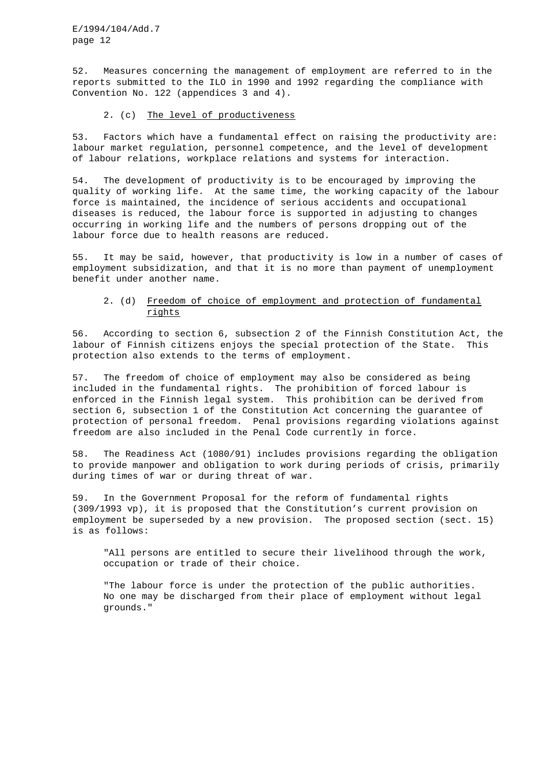52. Measures concerning the management of employment are referred to in the reports submitted to the ILO in 1990 and 1992 regarding the compliance with Convention No. 122 (appendices 3 and 4).

### 2. (c) The level of productiveness

53. Factors which have a fundamental effect on raising the productivity are: labour market regulation, personnel competence, and the level of development of labour relations, workplace relations and systems for interaction.

54. The development of productivity is to be encouraged by improving the quality of working life. At the same time, the working capacity of the labour force is maintained, the incidence of serious accidents and occupational diseases is reduced, the labour force is supported in adjusting to changes occurring in working life and the numbers of persons dropping out of the labour force due to health reasons are reduced.

55. It may be said, however, that productivity is low in a number of cases of employment subsidization, and that it is no more than payment of unemployment benefit under another name.

### 2. (d) Freedom of choice of employment and protection of fundamental rights

56. According to section 6, subsection 2 of the Finnish Constitution Act, the labour of Finnish citizens enjoys the special protection of the State. This protection also extends to the terms of employment.

57. The freedom of choice of employment may also be considered as being included in the fundamental rights. The prohibition of forced labour is enforced in the Finnish legal system. This prohibition can be derived from section 6, subsection 1 of the Constitution Act concerning the guarantee of protection of personal freedom. Penal provisions regarding violations against freedom are also included in the Penal Code currently in force.

58. The Readiness Act (1080/91) includes provisions regarding the obligation to provide manpower and obligation to work during periods of crisis, primarily during times of war or during threat of war.

59. In the Government Proposal for the reform of fundamental rights (309/1993 vp), it is proposed that the Constitution's current provision on employment be superseded by a new provision. The proposed section (sect. 15) is as follows:

> "All persons are entitled to secure their livelihood through the work, occupation or trade of their choice.
>
> "The labour force is under the protection of the public authorities. No one may be discharged from their place of employment without legal grounds."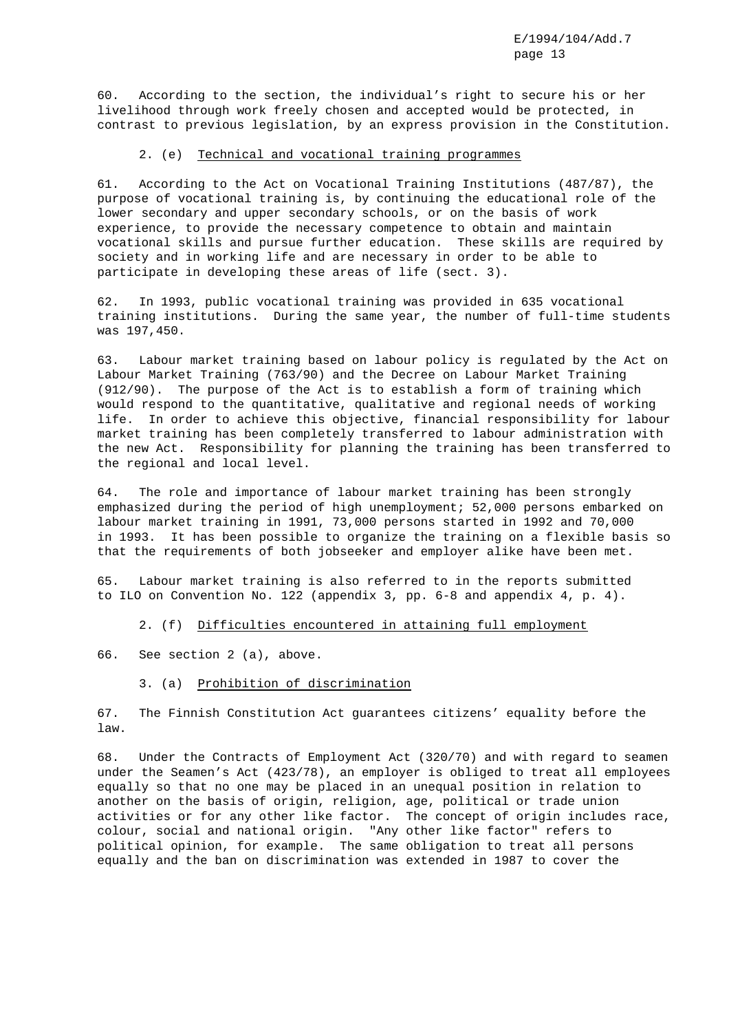60. According to the section, the individual's right to secure his or her livelihood through work freely chosen and accepted would be protected, in contrast to previous legislation, by an express provision in the Constitution.

### 2. (e) Technical and vocational training programmes

61. According to the Act on Vocational Training Institutions (487/87), the purpose of vocational training is, by continuing the educational role of the lower secondary and upper secondary schools, or on the basis of work experience, to provide the necessary competence to obtain and maintain vocational skills and pursue further education. These skills are required by society and in working life and are necessary in order to be able to participate in developing these areas of life (sect. 3).

62. In 1993, public vocational training was provided in 635 vocational training institutions. During the same year, the number of full-time students was 197,450.

63. Labour market training based on labour policy is regulated by the Act on Labour Market Training (763/90) and the Decree on Labour Market Training (912/90). The purpose of the Act is to establish a form of training which would respond to the quantitative, qualitative and regional needs of working life. In order to achieve this objective, financial responsibility for labour market training has been completely transferred to labour administration with the new Act. Responsibility for planning the training has been transferred to the regional and local level.

64. The role and importance of labour market training has been strongly emphasized during the period of high unemployment; 52,000 persons embarked on labour market training in 1991, 73,000 persons started in 1992 and 70,000 in 1993. It has been possible to organize the training on a flexible basis so that the requirements of both jobseeker and employer alike have been met.

65. Labour market training is also referred to in the reports submitted to ILO on Convention No. 122 (appendix 3, pp. 6-8 and appendix 4, p. 4).

### 2. (f) Difficulties encountered in attaining full employment

66. See section 2 (a), above.

### 3. (a) Prohibition of discrimination

67. The Finnish Constitution Act guarantees citizens' equality before the law.

68. Under the Contracts of Employment Act (320/70) and with regard to seamen under the Seamen's Act (423/78), an employer is obliged to treat all employees equally so that no one may be placed in an unequal position in relation to another on the basis of origin, religion, age, political or trade union activities or for any other like factor. The concept of origin includes race, colour, social and national origin. "Any other like factor" refers to political opinion, for example. The same obligation to treat all persons equally and the ban on discrimination was extended in 1987 to cover the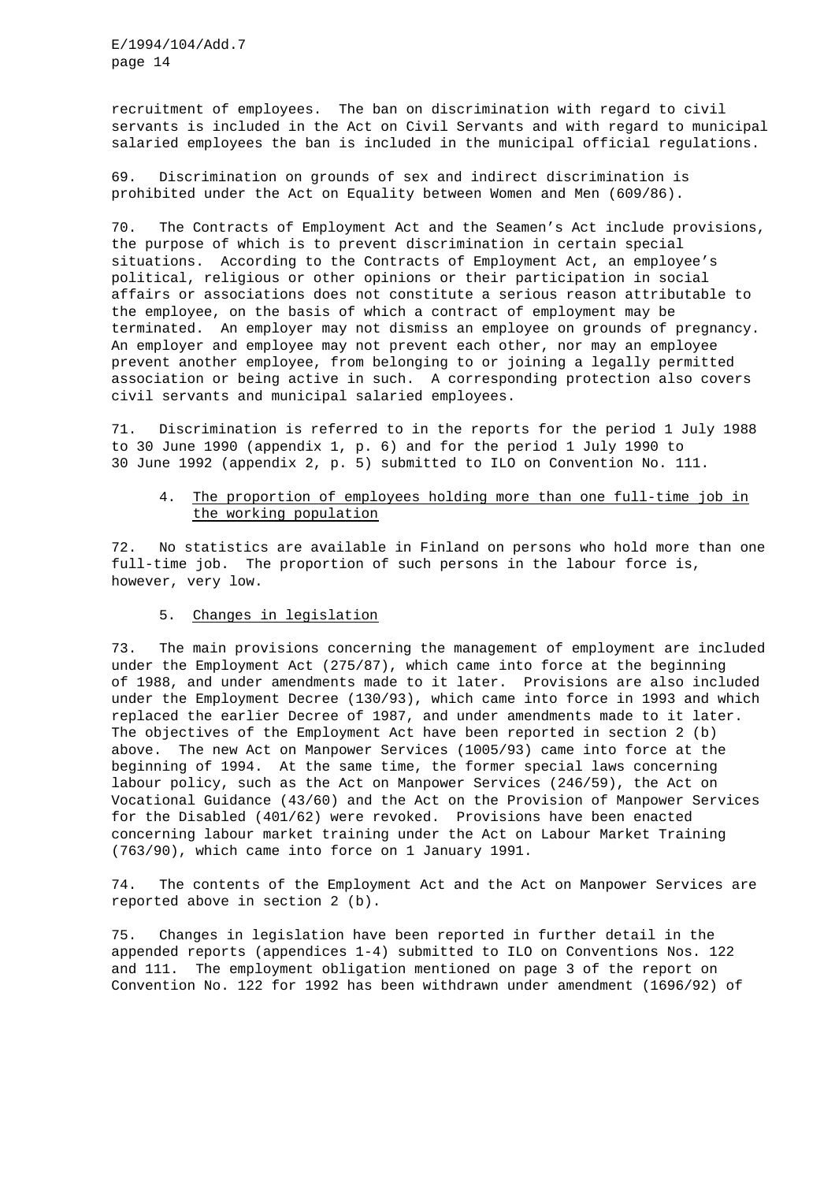recruitment of employees. The ban on discrimination with regard to civil servants is included in the Act on Civil Servants and with regard to municipal salaried employees the ban is included in the municipal official regulations.

69. Discrimination on grounds of sex and indirect discrimination is prohibited under the Act on Equality between Women and Men (609/86).

70. The Contracts of Employment Act and the Seamen's Act include provisions, the purpose of which is to prevent discrimination in certain special situations. According to the Contracts of Employment Act, an employee's political, religious or other opinions or their participation in social affairs or associations does not constitute a serious reason attributable to the employee, on the basis of which a contract of employment may be terminated. An employer may not dismiss an employee on grounds of pregnancy. An employer and employee may not prevent each other, nor may an employee prevent another employee, from belonging to or joining a legally permitted association or being active in such. A corresponding protection also covers civil servants and municipal salaried employees.

71. Discrimination is referred to in the reports for the period 1 July 1988 to 30 June 1990 (appendix 1, p. 6) and for the period 1 July 1990 to 30 June 1992 (appendix 2, p. 5) submitted to ILO on Convention No. 111.

### 4. The proportion of employees holding more than one full-time job in the working population

72. No statistics are available in Finland on persons who hold more than one full-time job. The proportion of such persons in the labour force is, however, very low.

### 5. Changes in legislation

73. The main provisions concerning the management of employment are included under the Employment Act (275/87), which came into force at the beginning of 1988, and under amendments made to it later. Provisions are also included under the Employment Decree (130/93), which came into force in 1993 and which replaced the earlier Decree of 1987, and under amendments made to it later. The objectives of the Employment Act have been reported in section 2 (b) above. The new Act on Manpower Services (1005/93) came into force at the beginning of 1994. At the same time, the former special laws concerning labour policy, such as the Act on Manpower Services (246/59), the Act on Vocational Guidance (43/60) and the Act on the Provision of Manpower Services for the Disabled (401/62) were revoked. Provisions have been enacted concerning labour market training under the Act on Labour Market Training (763/90), which came into force on 1 January 1991.

74. The contents of the Employment Act and the Act on Manpower Services are reported above in section 2 (b).

75. Changes in legislation have been reported in further detail in the appended reports (appendices 1-4) submitted to ILO on Conventions Nos. 122 and 111. The employment obligation mentioned on page 3 of the report on Convention No. 122 for 1992 has been withdrawn under amendment (1696/92) of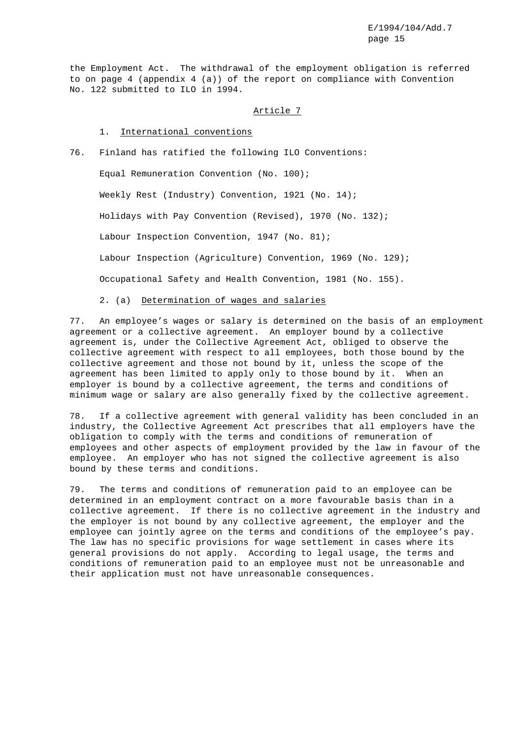the Employment Act. The withdrawal of the employment obligation is referred to on page 4 (appendix 4 (a)) of the report on compliance with Convention No. 122 submitted to ILO in 1994.

## Article 7

### 1. International conventions

76. Finland has ratified the following ILO Conventions:

Equal Remuneration Convention (No. 100);

Weekly Rest (Industry) Convention, 1921 (No. 14);

Holidays with Pay Convention (Revised), 1970 (No. 132);

Labour Inspection Convention, 1947 (No. 81);

Labour Inspection (Agriculture) Convention, 1969 (No. 129);

Occupational Safety and Health Convention, 1981 (No. 155).

### 2. (a) Determination of wages and salaries

77. An employee's wages or salary is determined on the basis of an employment agreement or a collective agreement. An employer bound by a collective agreement is, under the Collective Agreement Act, obliged to observe the collective agreement with respect to all employees, both those bound by the collective agreement and those not bound by it, unless the scope of the agreement has been limited to apply only to those bound by it. When an employer is bound by a collective agreement, the terms and conditions of minimum wage or salary are also generally fixed by the collective agreement.

78. If a collective agreement with general validity has been concluded in an industry, the Collective Agreement Act prescribes that all employers have the obligation to comply with the terms and conditions of remuneration of employees and other aspects of employment provided by the law in favour of the employee. An employer who has not signed the collective agreement is also bound by these terms and conditions.

79. The terms and conditions of remuneration paid to an employee can be determined in an employment contract on a more favourable basis than in a collective agreement. If there is no collective agreement in the industry and the employer is not bound by any collective agreement, the employer and the employee can jointly agree on the terms and conditions of the employee's pay. The law has no specific provisions for wage settlement in cases where its general provisions do not apply. According to legal usage, the terms and conditions of remuneration paid to an employee must not be unreasonable and their application must not have unreasonable consequences.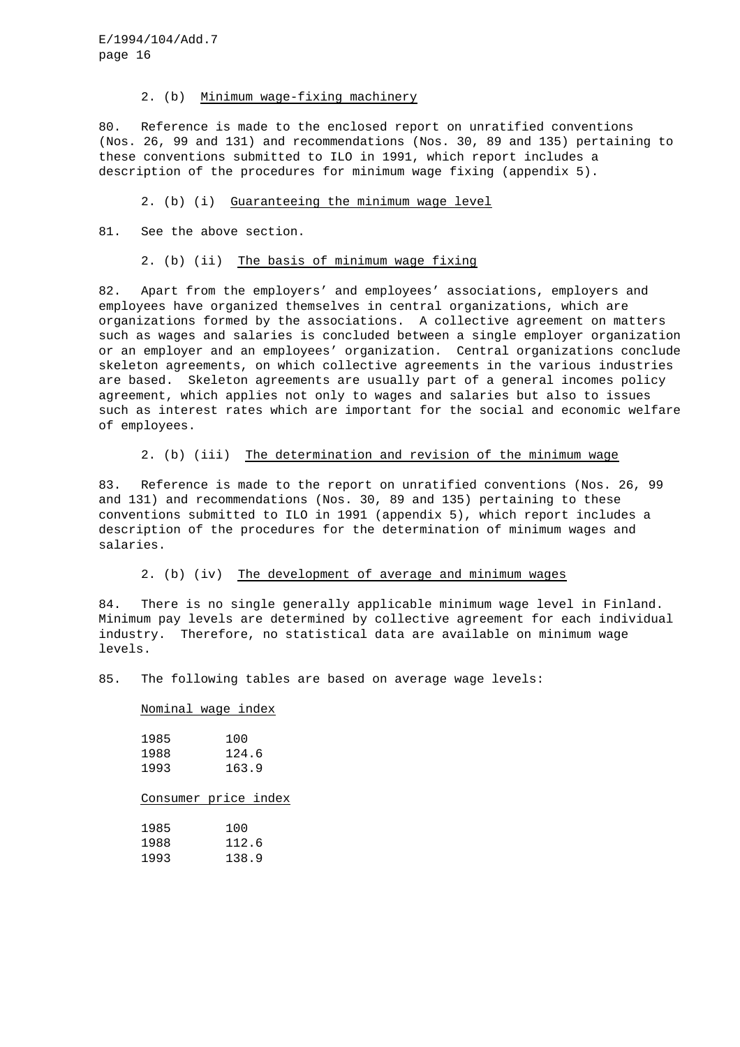### 2. (b) Minimum wage-fixing machinery

80. Reference is made to the enclosed report on unratified conventions (Nos. 26, 99 and 131) and recommendations (Nos. 30, 89 and 135) pertaining to these conventions submitted to ILO in 1991, which report includes a description of the procedures for minimum wage fixing (appendix 5).

### 2. (b) (i) Guaranteeing the minimum wage level

81. See the above section.

### 2. (b) (ii) The basis of minimum wage fixing

82. Apart from the employers' and employees' associations, employers and employees have organized themselves in central organizations, which are organizations formed by the associations. A collective agreement on matters such as wages and salaries is concluded between a single employer organization or an employer and an employees' organization. Central organizations conclude skeleton agreements, on which collective agreements in the various industries are based. Skeleton agreements are usually part of a general incomes policy agreement, which applies not only to wages and salaries but also to issues such as interest rates which are important for the social and economic welfare of employees.

### 2. (b) (iii) The determination and revision of the minimum wage

83. Reference is made to the report on unratified conventions (Nos. 26, 99 and 131) and recommendations (Nos. 30, 89 and 135) pertaining to these conventions submitted to ILO in 1991 (appendix 5), which report includes a description of the procedures for the determination of minimum wages and salaries.

### 2. (b) (iv) The development of average and minimum wages

84. There is no single generally applicable minimum wage level in Finland. Minimum pay levels are determined by collective agreement for each individual industry. Therefore, no statistical data are available on minimum wage levels.

85. The following tables are based on average wage levels:

Nominal wage index

| Year | Index |
|---|---|
| 1985 | 100 |
| 1988 | 124.6 |
| 1993 | 163.9 |

Consumer price index

| Year | Index |
|---|---|
| 1985 | 100 |
| 1988 | 112.6 |
| 1993 | 138.9 |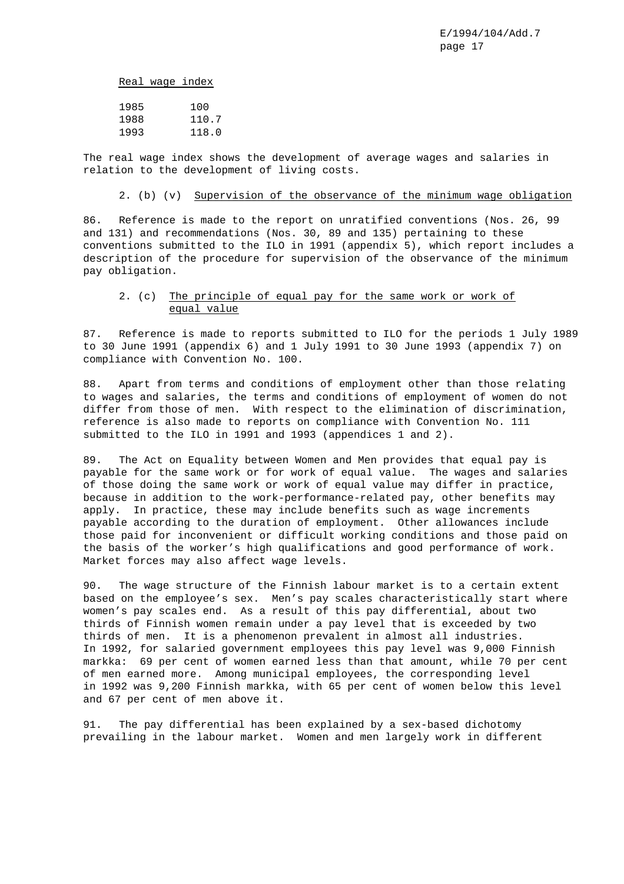Real wage index

| | |
|---|---|
| 1985 | 100 |
| 1988 | 110.7 |
| 1993 | 118.0 |

The real wage index shows the development of average wages and salaries in relation to the development of living costs.

### 2. (b) (v) Supervision of the observance of the minimum wage obligation

86. Reference is made to the report on unratified conventions (Nos. 26, 99 and 131) and recommendations (Nos. 30, 89 and 135) pertaining to these conventions submitted to the ILO in 1991 (appendix 5), which report includes a description of the procedure for supervision of the observance of the minimum pay obligation.

### 2. (c) The principle of equal pay for the same work or work of equal value

87. Reference is made to reports submitted to ILO for the periods 1 July 1989 to 30 June 1991 (appendix 6) and 1 July 1991 to 30 June 1993 (appendix 7) on compliance with Convention No. 100.

88. Apart from terms and conditions of employment other than those relating to wages and salaries, the terms and conditions of employment of women do not differ from those of men. With respect to the elimination of discrimination, reference is also made to reports on compliance with Convention No. 111 submitted to the ILO in 1991 and 1993 (appendices 1 and 2).

89. The Act on Equality between Women and Men provides that equal pay is payable for the same work or for work of equal value. The wages and salaries of those doing the same work or work of equal value may differ in practice, because in addition to the work-performance-related pay, other benefits may apply. In practice, these may include benefits such as wage increments payable according to the duration of employment. Other allowances include those paid for inconvenient or difficult working conditions and those paid on the basis of the worker's high qualifications and good performance of work. Market forces may also affect wage levels.

90. The wage structure of the Finnish labour market is to a certain extent based on the employee's sex. Men's pay scales characteristically start where women's pay scales end. As a result of this pay differential, about two thirds of Finnish women remain under a pay level that is exceeded by two thirds of men. It is a phenomenon prevalent in almost all industries. In 1992, for salaried government employees this pay level was 9,000 Finnish markka: 69 per cent of women earned less than that amount, while 70 per cent of men earned more. Among municipal employees, the corresponding level in 1992 was 9,200 Finnish markka, with 65 per cent of women below this level and 67 per cent of men above it.

91. The pay differential has been explained by a sex-based dichotomy prevailing in the labour market. Women and men largely work in different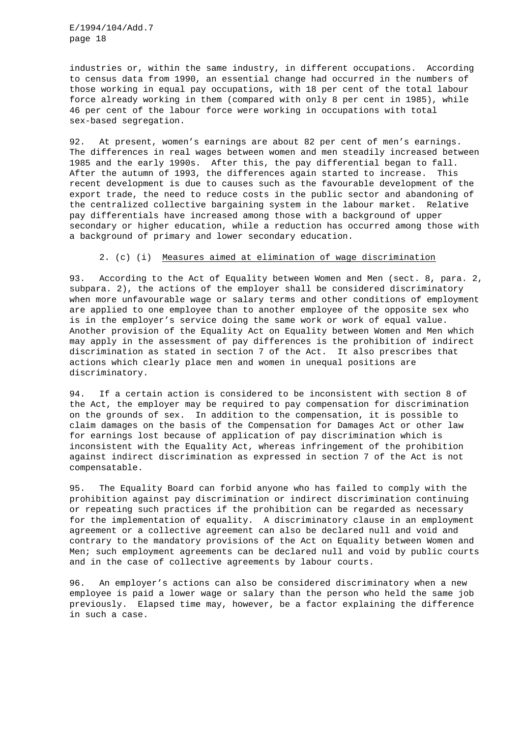industries or, within the same industry, in different occupations. According to census data from 1990, an essential change had occurred in the numbers of those working in equal pay occupations, with 18 per cent of the total labour force already working in them (compared with only 8 per cent in 1985), while 46 per cent of the labour force were working in occupations with total sex-based segregation.

92. At present, women's earnings are about 82 per cent of men's earnings. The differences in real wages between women and men steadily increased between 1985 and the early 1990s. After this, the pay differential began to fall. After the autumn of 1993, the differences again started to increase. This recent development is due to causes such as the favourable development of the export trade, the need to reduce costs in the public sector and abandoning of the centralized collective bargaining system in the labour market. Relative pay differentials have increased among those with a background of upper secondary or higher education, while a reduction has occurred among those with a background of primary and lower secondary education.

2. (c) (i) Measures aimed at elimination of wage discrimination

93. According to the Act of Equality between Women and Men (sect. 8, para. 2, subpara. 2), the actions of the employer shall be considered discriminatory when more unfavourable wage or salary terms and other conditions of employment are applied to one employee than to another employee of the opposite sex who is in the employer's service doing the same work or work of equal value. Another provision of the Equality Act on Equality between Women and Men which may apply in the assessment of pay differences is the prohibition of indirect discrimination as stated in section 7 of the Act. It also prescribes that actions which clearly place men and women in unequal positions are discriminatory.

94. If a certain action is considered to be inconsistent with section 8 of the Act, the employer may be required to pay compensation for discrimination on the grounds of sex. In addition to the compensation, it is possible to claim damages on the basis of the Compensation for Damages Act or other law for earnings lost because of application of pay discrimination which is inconsistent with the Equality Act, whereas infringement of the prohibition against indirect discrimination as expressed in section 7 of the Act is not compensatable.

95. The Equality Board can forbid anyone who has failed to comply with the prohibition against pay discrimination or indirect discrimination continuing or repeating such practices if the prohibition can be regarded as necessary for the implementation of equality. A discriminatory clause in an employment agreement or a collective agreement can also be declared null and void and contrary to the mandatory provisions of the Act on Equality between Women and Men; such employment agreements can be declared null and void by public courts and in the case of collective agreements by labour courts.

96. An employer's actions can also be considered discriminatory when a new employee is paid a lower wage or salary than the person who held the same job previously. Elapsed time may, however, be a factor explaining the difference in such a case.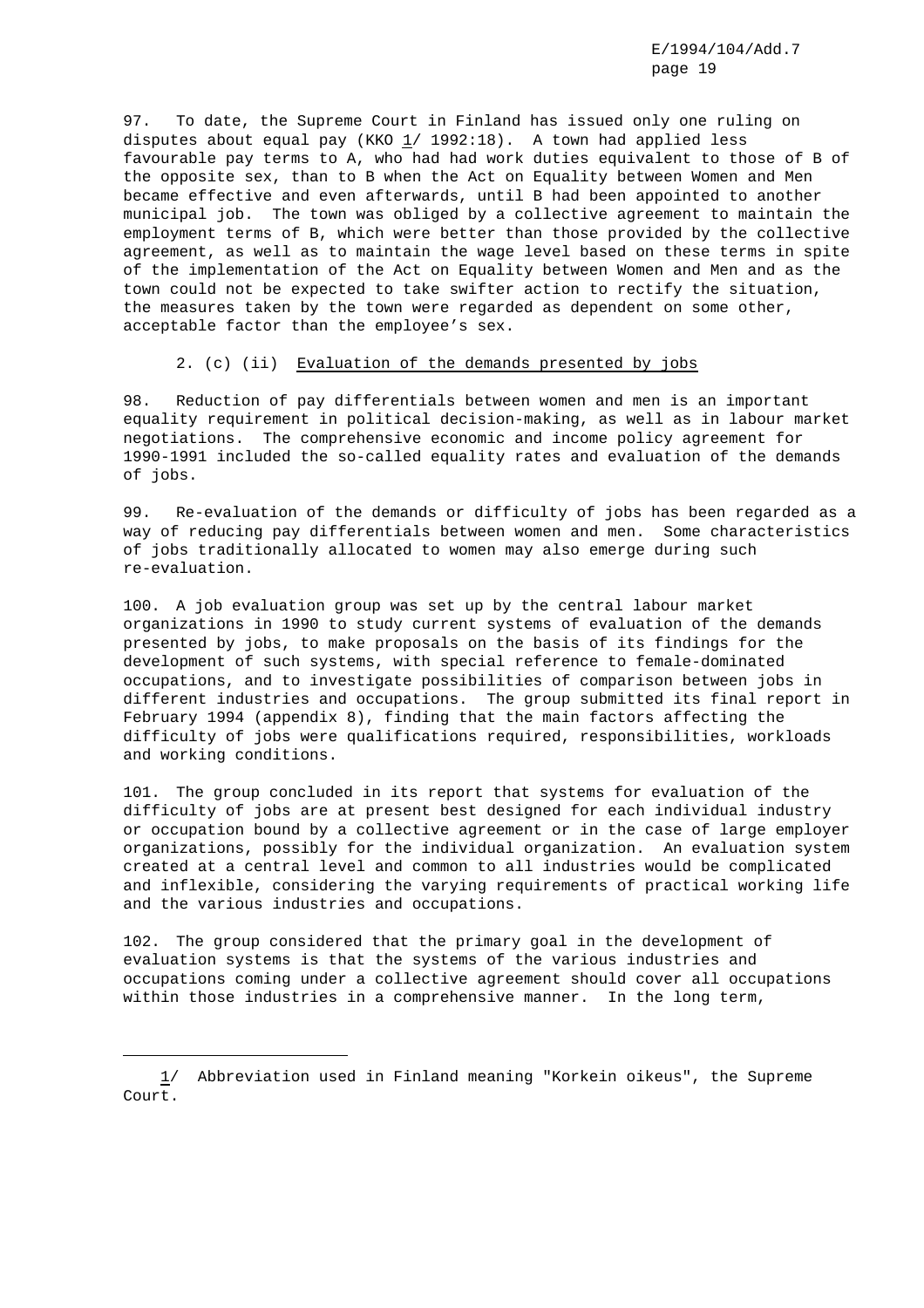97. To date, the Supreme Court in Finland has issued only one ruling on disputes about equal pay (KKO [1] 1992:18). A town had applied less favourable pay terms to A, who had had work duties equivalent to those of B of the opposite sex, than to B when the Act on Equality between Women and Men became effective and even afterwards, until B had been appointed to another municipal job. The town was obliged by a collective agreement to maintain the employment terms of B, which were better than those provided by the collective agreement, as well as to maintain the wage level based on these terms in spite of the implementation of the Act on Equality between Women and Men and as the town could not be expected to take swifter action to rectify the situation, the measures taken by the town were regarded as dependent on some other, acceptable factor than the employee's sex.

### 2. (c) (ii) Evaluation of the demands presented by jobs

98. Reduction of pay differentials between women and men is an important equality requirement in political decision-making, as well as in labour market negotiations. The comprehensive economic and income policy agreement for 1990-1991 included the so-called equality rates and evaluation of the demands of jobs.

99. Re-evaluation of the demands or difficulty of jobs has been regarded as a way of reducing pay differentials between women and men. Some characteristics of jobs traditionally allocated to women may also emerge during such re-evaluation.

100. A job evaluation group was set up by the central labour market organizations in 1990 to study current systems of evaluation of the demands presented by jobs, to make proposals on the basis of its findings for the development of such systems, with special reference to female-dominated occupations, and to investigate possibilities of comparison between jobs in different industries and occupations. The group submitted its final report in February 1994 (appendix 8), finding that the main factors affecting the difficulty of jobs were qualifications required, responsibilities, workloads and working conditions.

101. The group concluded in its report that systems for evaluation of the difficulty of jobs are at present best designed for each individual industry or occupation bound by a collective agreement or in the case of large employer organizations, possibly for the individual organization. An evaluation system created at a central level and common to all industries would be complicated and inflexible, considering the varying requirements of practical working life and the various industries and occupations.

102. The group considered that the primary goal in the development of evaluation systems is that the systems of the various industries and occupations coming under a collective agreement should cover all occupations within those industries in a comprehensive manner. In the long term,

---

[1] Abbreviation used in Finland meaning "Korkein oikeus", the Supreme Court.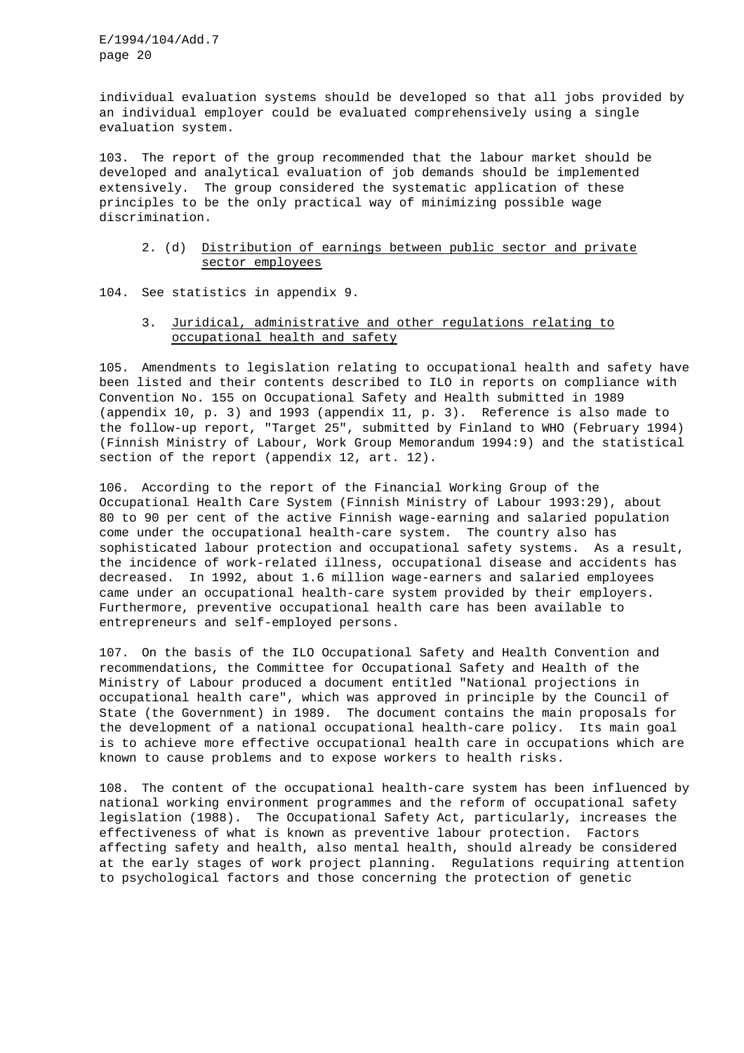individual evaluation systems should be developed so that all jobs provided by an individual employer could be evaluated comprehensively using a single evaluation system.

103. The report of the group recommended that the labour market should be developed and analytical evaluation of job demands should be implemented extensively. The group considered the systematic application of these principles to be the only practical way of minimizing possible wage discrimination.

### 2. (d) Distribution of earnings between public sector and private sector employees

104. See statistics in appendix 9.

### 3. Juridical, administrative and other regulations relating to occupational health and safety

105. Amendments to legislation relating to occupational health and safety have been listed and their contents described to ILO in reports on compliance with Convention No. 155 on Occupational Safety and Health submitted in 1989 (appendix 10, p. 3) and 1993 (appendix 11, p. 3). Reference is also made to the follow-up report, "Target 25", submitted by Finland to WHO (February 1994) (Finnish Ministry of Labour, Work Group Memorandum 1994:9) and the statistical section of the report (appendix 12, art. 12).

106. According to the report of the Financial Working Group of the Occupational Health Care System (Finnish Ministry of Labour 1993:29), about 80 to 90 per cent of the active Finnish wage-earning and salaried population come under the occupational health-care system. The country also has sophisticated labour protection and occupational safety systems. As a result, the incidence of work-related illness, occupational disease and accidents has decreased. In 1992, about 1.6 million wage-earners and salaried employees came under an occupational health-care system provided by their employers. Furthermore, preventive occupational health care has been available to entrepreneurs and self-employed persons.

107. On the basis of the ILO Occupational Safety and Health Convention and recommendations, the Committee for Occupational Safety and Health of the Ministry of Labour produced a document entitled "National projections in occupational health care", which was approved in principle by the Council of State (the Government) in 1989. The document contains the main proposals for the development of a national occupational health-care policy. Its main goal is to achieve more effective occupational health care in occupations which are known to cause problems and to expose workers to health risks.

108. The content of the occupational health-care system has been influenced by national working environment programmes and the reform of occupational safety legislation (1988). The Occupational Safety Act, particularly, increases the effectiveness of what is known as preventive labour protection. Factors affecting safety and health, also mental health, should already be considered at the early stages of work project planning. Regulations requiring attention to psychological factors and those concerning the protection of genetic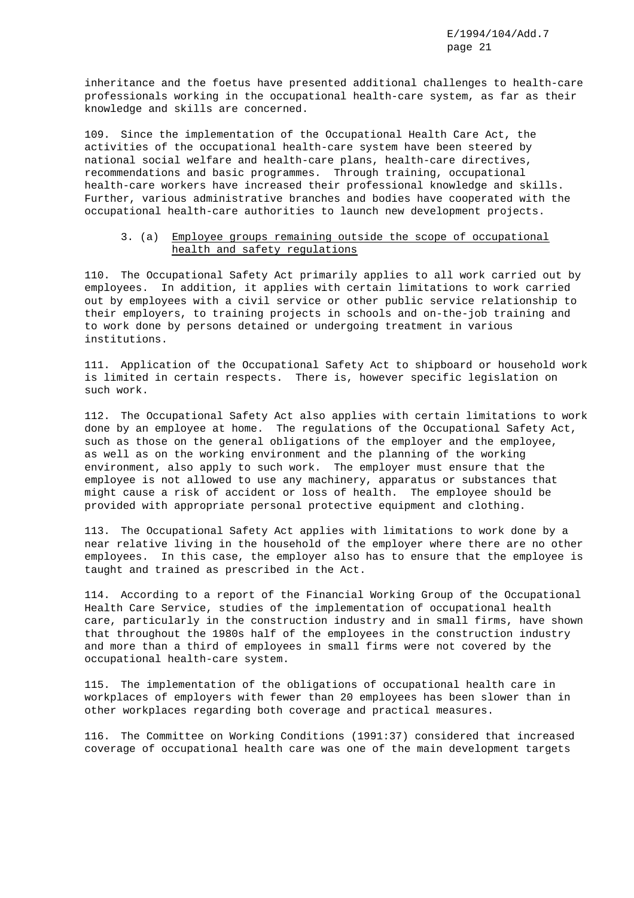inheritance and the foetus have presented additional challenges to health-care professionals working in the occupational health-care system, as far as their knowledge and skills are concerned.

109. Since the implementation of the Occupational Health Care Act, the activities of the occupational health-care system have been steered by national social welfare and health-care plans, health-care directives, recommendations and basic programmes. Through training, occupational health-care workers have increased their professional knowledge and skills. Further, various administrative branches and bodies have cooperated with the occupational health-care authorities to launch new development projects.

### 3. (a) Employee groups remaining outside the scope of occupational health and safety regulations

110. The Occupational Safety Act primarily applies to all work carried out by employees. In addition, it applies with certain limitations to work carried out by employees with a civil service or other public service relationship to their employers, to training projects in schools and on-the-job training and to work done by persons detained or undergoing treatment in various institutions.

111. Application of the Occupational Safety Act to shipboard or household work is limited in certain respects. There is, however specific legislation on such work.

112. The Occupational Safety Act also applies with certain limitations to work done by an employee at home. The regulations of the Occupational Safety Act, such as those on the general obligations of the employer and the employee, as well as on the working environment and the planning of the working environment, also apply to such work. The employer must ensure that the employee is not allowed to use any machinery, apparatus or substances that might cause a risk of accident or loss of health. The employee should be provided with appropriate personal protective equipment and clothing.

113. The Occupational Safety Act applies with limitations to work done by a near relative living in the household of the employer where there are no other employees. In this case, the employer also has to ensure that the employee is taught and trained as prescribed in the Act.

114. According to a report of the Financial Working Group of the Occupational Health Care Service, studies of the implementation of occupational health care, particularly in the construction industry and in small firms, have shown that throughout the 1980s half of the employees in the construction industry and more than a third of employees in small firms were not covered by the occupational health-care system.

115. The implementation of the obligations of occupational health care in workplaces of employers with fewer than 20 employees has been slower than in other workplaces regarding both coverage and practical measures.

116. The Committee on Working Conditions (1991:37) considered that increased coverage of occupational health care was one of the main development targets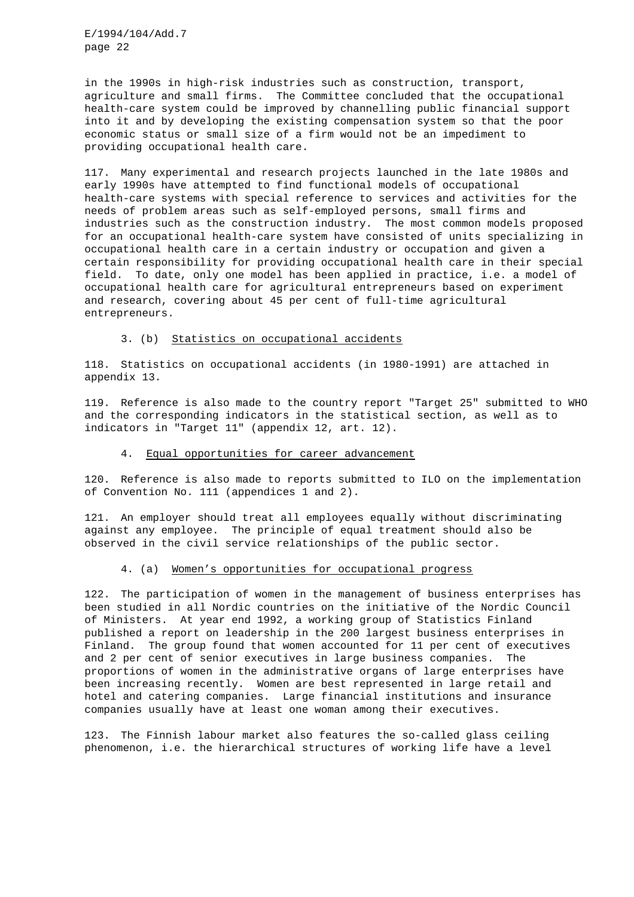in the 1990s in high-risk industries such as construction, transport, agriculture and small firms. The Committee concluded that the occupational health-care system could be improved by channelling public financial support into it and by developing the existing compensation system so that the poor economic status or small size of a firm would not be an impediment to providing occupational health care.

117. Many experimental and research projects launched in the late 1980s and early 1990s have attempted to find functional models of occupational health-care systems with special reference to services and activities for the needs of problem areas such as self-employed persons, small firms and industries such as the construction industry. The most common models proposed for an occupational health-care system have consisted of units specializing in occupational health care in a certain industry or occupation and given a certain responsibility for providing occupational health care in their special field. To date, only one model has been applied in practice, i.e. a model of occupational health care for agricultural entrepreneurs based on experiment and research, covering about 45 per cent of full-time agricultural entrepreneurs.

### 3. (b) Statistics on occupational accidents

118. Statistics on occupational accidents (in 1980-1991) are attached in appendix 13.

119. Reference is also made to the country report "Target 25" submitted to WHO and the corresponding indicators in the statistical section, as well as to indicators in "Target 11" (appendix 12, art. 12).

### 4. Equal opportunities for career advancement

120. Reference is also made to reports submitted to ILO on the implementation of Convention No. 111 (appendices 1 and 2).

121. An employer should treat all employees equally without discriminating against any employee. The principle of equal treatment should also be observed in the civil service relationships of the public sector.

### 4. (a) Women's opportunities for occupational progress

122. The participation of women in the management of business enterprises has been studied in all Nordic countries on the initiative of the Nordic Council of Ministers. At year end 1992, a working group of Statistics Finland published a report on leadership in the 200 largest business enterprises in Finland. The group found that women accounted for 11 per cent of executives and 2 per cent of senior executives in large business companies. The proportions of women in the administrative organs of large enterprises have been increasing recently. Women are best represented in large retail and hotel and catering companies. Large financial institutions and insurance companies usually have at least one woman among their executives.

123. The Finnish labour market also features the so-called glass ceiling phenomenon, i.e. the hierarchical structures of working life have a level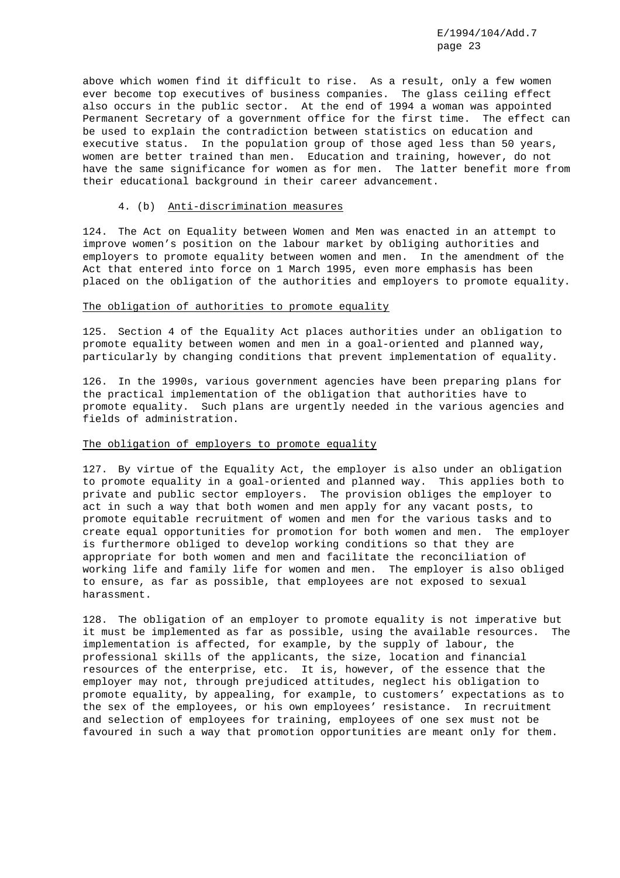above which women find it difficult to rise. As a result, only a few women ever become top executives of business companies. The glass ceiling effect also occurs in the public sector. At the end of 1994 a woman was appointed Permanent Secretary of a government office for the first time. The effect can be used to explain the contradiction between statistics on education and executive status. In the population group of those aged less than 50 years, women are better trained than men. Education and training, however, do not have the same significance for women as for men. The latter benefit more from their educational background in their career advancement.

### 4. (b) Anti-discrimination measures

124. The Act on Equality between Women and Men was enacted in an attempt to improve women's position on the labour market by obliging authorities and employers to promote equality between women and men. In the amendment of the Act that entered into force on 1 March 1995, even more emphasis has been placed on the obligation of the authorities and employers to promote equality.

#### The obligation of authorities to promote equality

125. Section 4 of the Equality Act places authorities under an obligation to promote equality between women and men in a goal-oriented and planned way, particularly by changing conditions that prevent implementation of equality.

126. In the 1990s, various government agencies have been preparing plans for the practical implementation of the obligation that authorities have to promote equality. Such plans are urgently needed in the various agencies and fields of administration.

#### The obligation of employers to promote equality

127. By virtue of the Equality Act, the employer is also under an obligation to promote equality in a goal-oriented and planned way. This applies both to private and public sector employers. The provision obliges the employer to act in such a way that both women and men apply for any vacant posts, to promote equitable recruitment of women and men for the various tasks and to create equal opportunities for promotion for both women and men. The employer is furthermore obliged to develop working conditions so that they are appropriate for both women and men and facilitate the reconciliation of working life and family life for women and men. The employer is also obliged to ensure, as far as possible, that employees are not exposed to sexual harassment.

128. The obligation of an employer to promote equality is not imperative but it must be implemented as far as possible, using the available resources. The implementation is affected, for example, by the supply of labour, the professional skills of the applicants, the size, location and financial resources of the enterprise, etc. It is, however, of the essence that the employer may not, through prejudiced attitudes, neglect his obligation to promote equality, by appealing, for example, to customers' expectations as to the sex of the employees, or his own employees' resistance. In recruitment and selection of employees for training, employees of one sex must not be favoured in such a way that promotion opportunities are meant only for them.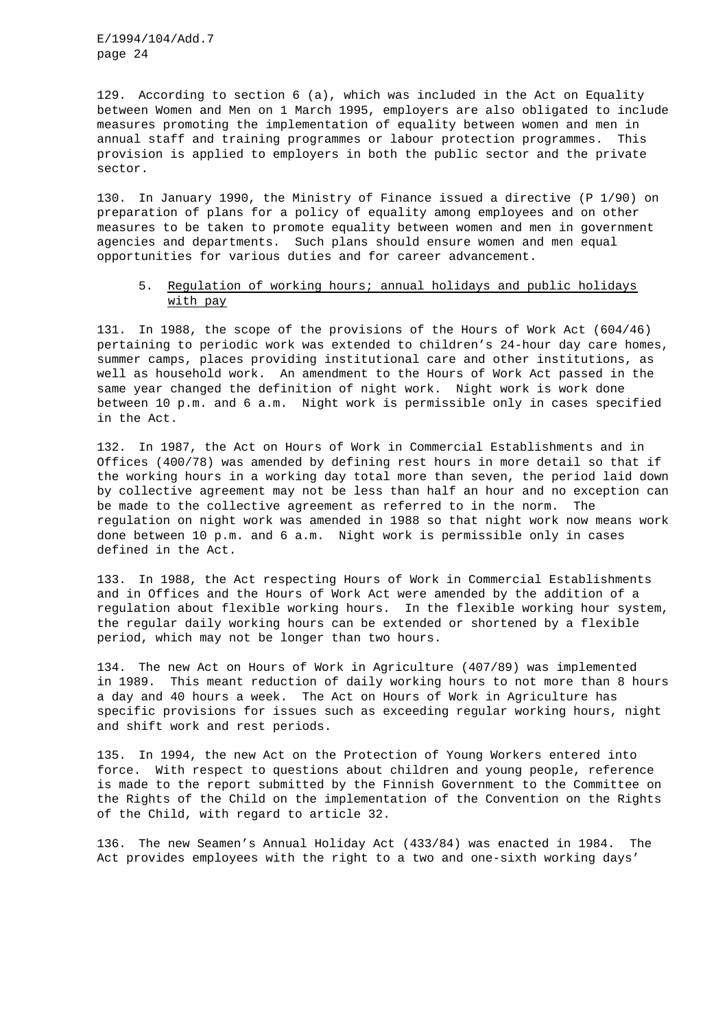129. According to section 6 (a), which was included in the Act on Equality between Women and Men on 1 March 1995, employers are also obligated to include measures promoting the implementation of equality between women and men in annual staff and training programmes or labour protection programmes. This provision is applied to employers in both the public sector and the private sector.

130. In January 1990, the Ministry of Finance issued a directive (P 1/90) on preparation of plans for a policy of equality among employees and on other measures to be taken to promote equality between women and men in government agencies and departments. Such plans should ensure women and men equal opportunities for various duties and for career advancement.

### 5. Regulation of working hours; annual holidays and public holidays with pay

131. In 1988, the scope of the provisions of the Hours of Work Act (604/46) pertaining to periodic work was extended to children's 24-hour day care homes, summer camps, places providing institutional care and other institutions, as well as household work. An amendment to the Hours of Work Act passed in the same year changed the definition of night work. Night work is work done between 10 p.m. and 6 a.m. Night work is permissible only in cases specified in the Act.

132. In 1987, the Act on Hours of Work in Commercial Establishments and in Offices (400/78) was amended by defining rest hours in more detail so that if the working hours in a working day total more than seven, the period laid down by collective agreement may not be less than half an hour and no exception can be made to the collective agreement as referred to in the norm. The regulation on night work was amended in 1988 so that night work now means work done between 10 p.m. and 6 a.m. Night work is permissible only in cases defined in the Act.

133. In 1988, the Act respecting Hours of Work in Commercial Establishments and in Offices and the Hours of Work Act were amended by the addition of a regulation about flexible working hours. In the flexible working hour system, the regular daily working hours can be extended or shortened by a flexible period, which may not be longer than two hours.

134. The new Act on Hours of Work in Agriculture (407/89) was implemented in 1989. This meant reduction of daily working hours to not more than 8 hours a day and 40 hours a week. The Act on Hours of Work in Agriculture has specific provisions for issues such as exceeding regular working hours, night and shift work and rest periods.

135. In 1994, the new Act on the Protection of Young Workers entered into force. With respect to questions about children and young people, reference is made to the report submitted by the Finnish Government to the Committee on the Rights of the Child on the implementation of the Convention on the Rights of the Child, with regard to article 32.

136. The new Seamen's Annual Holiday Act (433/84) was enacted in 1984. The Act provides employees with the right to a two and one-sixth working days'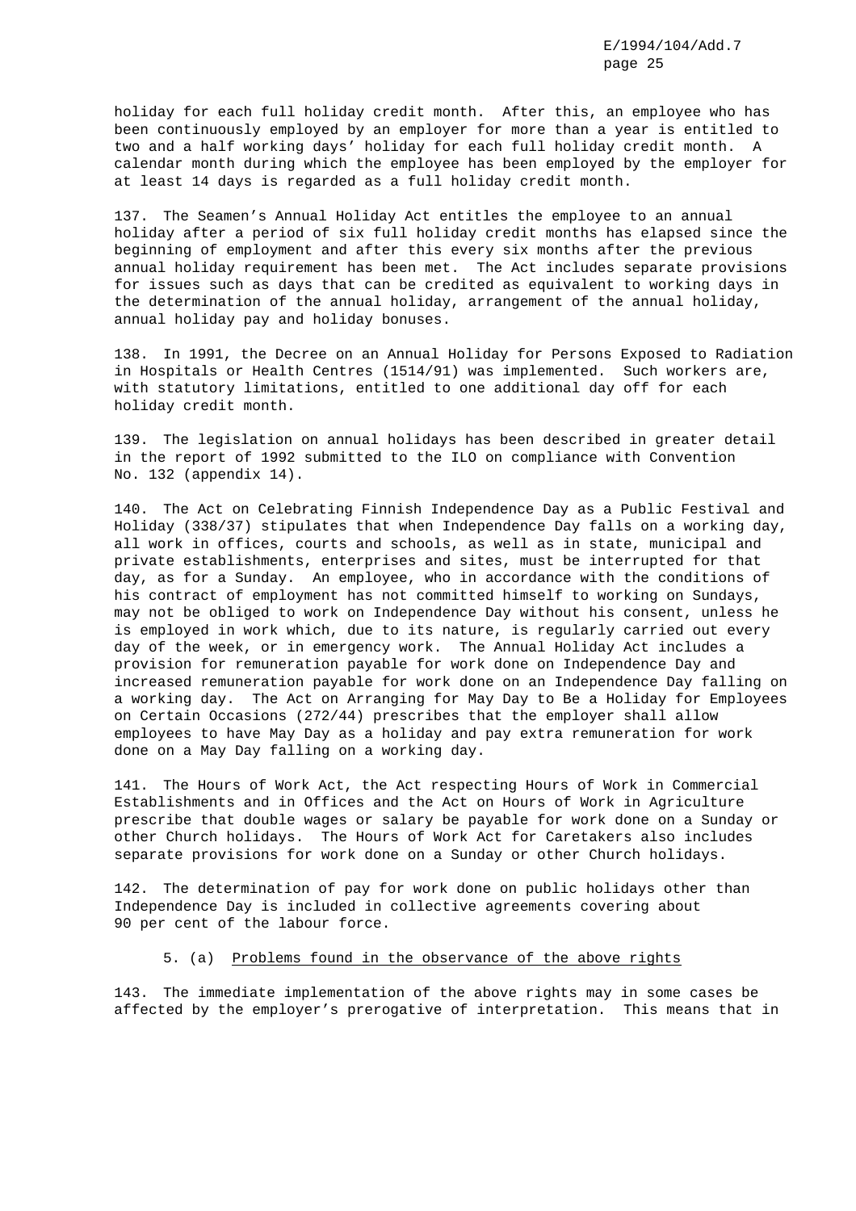holiday for each full holiday credit month. After this, an employee who has been continuously employed by an employer for more than a year is entitled to two and a half working days' holiday for each full holiday credit month. A calendar month during which the employee has been employed by the employer for at least 14 days is regarded as a full holiday credit month.

137. The Seamen's Annual Holiday Act entitles the employee to an annual holiday after a period of six full holiday credit months has elapsed since the beginning of employment and after this every six months after the previous annual holiday requirement has been met. The Act includes separate provisions for issues such as days that can be credited as equivalent to working days in the determination of the annual holiday, arrangement of the annual holiday, annual holiday pay and holiday bonuses.

138. In 1991, the Decree on an Annual Holiday for Persons Exposed to Radiation in Hospitals or Health Centres (1514/91) was implemented. Such workers are, with statutory limitations, entitled to one additional day off for each holiday credit month.

139. The legislation on annual holidays has been described in greater detail in the report of 1992 submitted to the ILO on compliance with Convention No. 132 (appendix 14).

140. The Act on Celebrating Finnish Independence Day as a Public Festival and Holiday (338/37) stipulates that when Independence Day falls on a working day, all work in offices, courts and schools, as well as in state, municipal and private establishments, enterprises and sites, must be interrupted for that day, as for a Sunday. An employee, who in accordance with the conditions of his contract of employment has not committed himself to working on Sundays, may not be obliged to work on Independence Day without his consent, unless he is employed in work which, due to its nature, is regularly carried out every day of the week, or in emergency work. The Annual Holiday Act includes a provision for remuneration payable for work done on Independence Day and increased remuneration payable for work done on an Independence Day falling on a working day. The Act on Arranging for May Day to Be a Holiday for Employees on Certain Occasions (272/44) prescribes that the employer shall allow employees to have May Day as a holiday and pay extra remuneration for work done on a May Day falling on a working day.

141. The Hours of Work Act, the Act respecting Hours of Work in Commercial Establishments and in Offices and the Act on Hours of Work in Agriculture prescribe that double wages or salary be payable for work done on a Sunday or other Church holidays. The Hours of Work Act for Caretakers also includes separate provisions for work done on a Sunday or other Church holidays.

142. The determination of pay for work done on public holidays other than Independence Day is included in collective agreements covering about 90 per cent of the labour force.

5. (a) Problems found in the observance of the above rights

143. The immediate implementation of the above rights may in some cases be affected by the employer's prerogative of interpretation. This means that in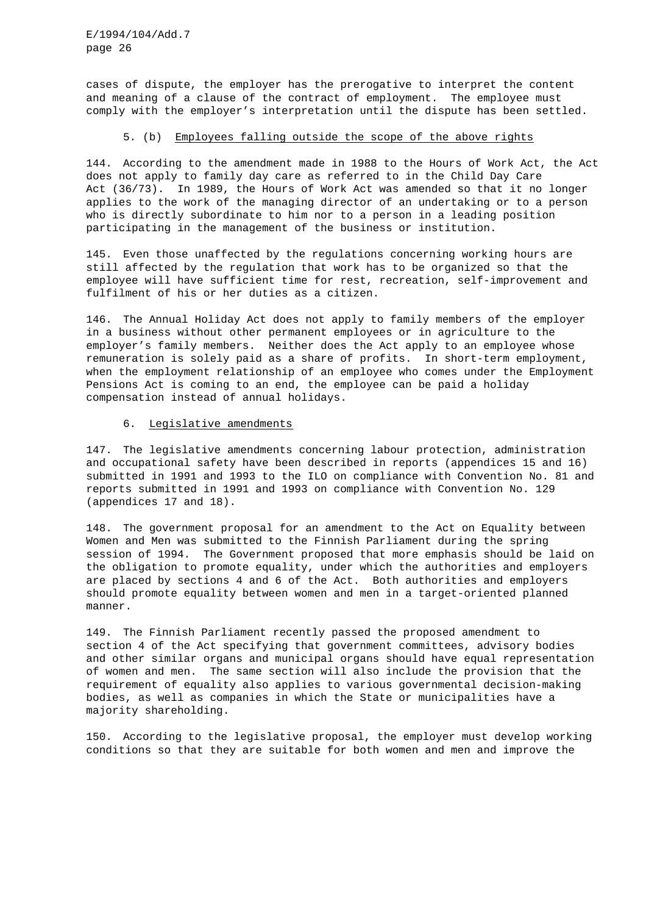cases of dispute, the employer has the prerogative to interpret the content and meaning of a clause of the contract of employment. The employee must comply with the employer's interpretation until the dispute has been settled.

### 5. (b) Employees falling outside the scope of the above rights

144. According to the amendment made in 1988 to the Hours of Work Act, the Act does not apply to family day care as referred to in the Child Day Care Act (36/73). In 1989, the Hours of Work Act was amended so that it no longer applies to the work of the managing director of an undertaking or to a person who is directly subordinate to him nor to a person in a leading position participating in the management of the business or institution.

145. Even those unaffected by the regulations concerning working hours are still affected by the regulation that work has to be organized so that the employee will have sufficient time for rest, recreation, self-improvement and fulfilment of his or her duties as a citizen.

146. The Annual Holiday Act does not apply to family members of the employer in a business without other permanent employees or in agriculture to the employer's family members. Neither does the Act apply to an employee whose remuneration is solely paid as a share of profits. In short-term employment, when the employment relationship of an employee who comes under the Employment Pensions Act is coming to an end, the employee can be paid a holiday compensation instead of annual holidays.

### 6. Legislative amendments

147. The legislative amendments concerning labour protection, administration and occupational safety have been described in reports (appendices 15 and 16) submitted in 1991 and 1993 to the ILO on compliance with Convention No. 81 and reports submitted in 1991 and 1993 on compliance with Convention No. 129 (appendices 17 and 18).

148. The government proposal for an amendment to the Act on Equality between Women and Men was submitted to the Finnish Parliament during the spring session of 1994. The Government proposed that more emphasis should be laid on the obligation to promote equality, under which the authorities and employers are placed by sections 4 and 6 of the Act. Both authorities and employers should promote equality between women and men in a target-oriented planned manner.

149. The Finnish Parliament recently passed the proposed amendment to section 4 of the Act specifying that government committees, advisory bodies and other similar organs and municipal organs should have equal representation of women and men. The same section will also include the provision that the requirement of equality also applies to various governmental decision-making bodies, as well as companies in which the State or municipalities have a majority shareholding.

150. According to the legislative proposal, the employer must develop working conditions so that they are suitable for both women and men and improve the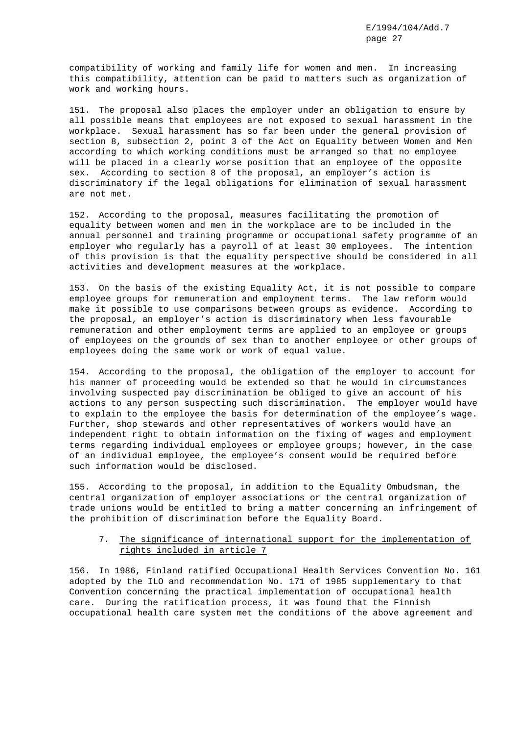compatibility of working and family life for women and men. In increasing this compatibility, attention can be paid to matters such as organization of work and working hours.

151. The proposal also places the employer under an obligation to ensure by all possible means that employees are not exposed to sexual harassment in the workplace. Sexual harassment has so far been under the general provision of section 8, subsection 2, point 3 of the Act on Equality between Women and Men according to which working conditions must be arranged so that no employee will be placed in a clearly worse position that an employee of the opposite sex. According to section 8 of the proposal, an employer's action is discriminatory if the legal obligations for elimination of sexual harassment are not met.

152. According to the proposal, measures facilitating the promotion of equality between women and men in the workplace are to be included in the annual personnel and training programme or occupational safety programme of an employer who regularly has a payroll of at least 30 employees. The intention of this provision is that the equality perspective should be considered in all activities and development measures at the workplace.

153. On the basis of the existing Equality Act, it is not possible to compare employee groups for remuneration and employment terms. The law reform would make it possible to use comparisons between groups as evidence. According to the proposal, an employer's action is discriminatory when less favourable remuneration and other employment terms are applied to an employee or groups of employees on the grounds of sex than to another employee or other groups of employees doing the same work or work of equal value.

154. According to the proposal, the obligation of the employer to account for his manner of proceeding would be extended so that he would in circumstances involving suspected pay discrimination be obliged to give an account of his actions to any person suspecting such discrimination. The employer would have to explain to the employee the basis for determination of the employee's wage. Further, shop stewards and other representatives of workers would have an independent right to obtain information on the fixing of wages and employment terms regarding individual employees or employee groups; however, in the case of an individual employee, the employee's consent would be required before such information would be disclosed.

155. According to the proposal, in addition to the Equality Ombudsman, the central organization of employer associations or the central organization of trade unions would be entitled to bring a matter concerning an infringement of the prohibition of discrimination before the Equality Board.

### 7. The significance of international support for the implementation of rights included in article 7

156. In 1986, Finland ratified Occupational Health Services Convention No. 161 adopted by the ILO and recommendation No. 171 of 1985 supplementary to that Convention concerning the practical implementation of occupational health care. During the ratification process, it was found that the Finnish occupational health care system met the conditions of the above agreement and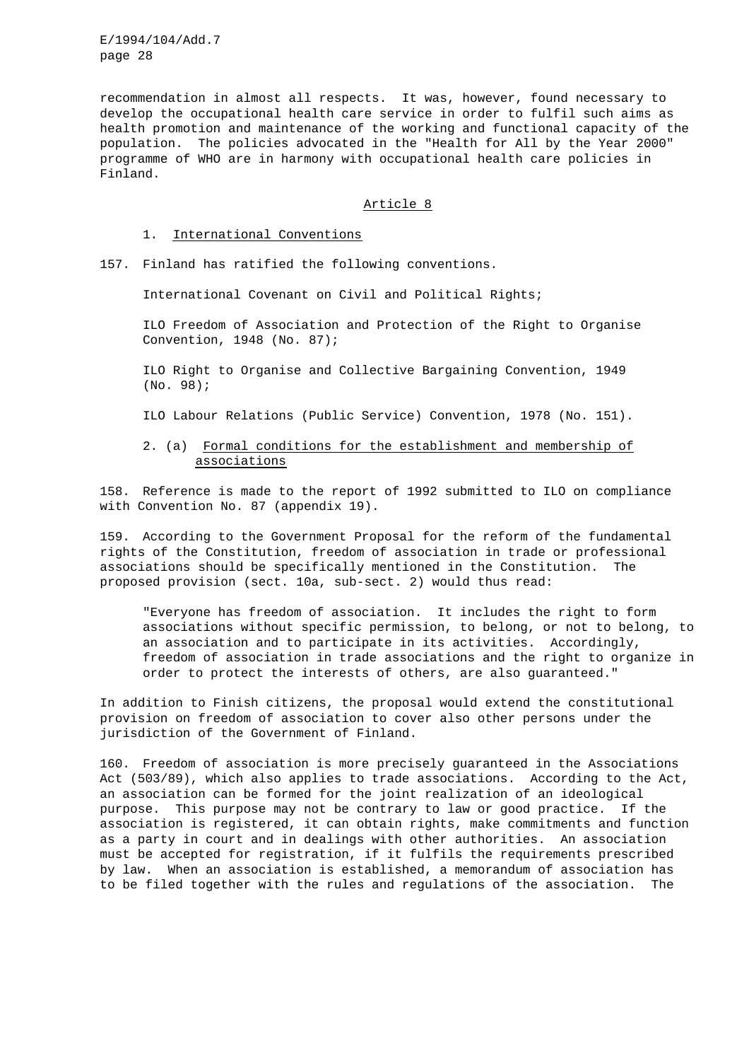recommendation in almost all respects. It was, however, found necessary to develop the occupational health care service in order to fulfil such aims as health promotion and maintenance of the working and functional capacity of the population. The policies advocated in the "Health for All by the Year 2000" programme of WHO are in harmony with occupational health care policies in Finland.

## Article 8

### 1. International Conventions

157. Finland has ratified the following conventions.

International Covenant on Civil and Political Rights;

ILO Freedom of Association and Protection of the Right to Organise Convention, 1948 (No. 87);

ILO Right to Organise and Collective Bargaining Convention, 1949 (No. 98);

ILO Labour Relations (Public Service) Convention, 1978 (No. 151).

### 2. (a) Formal conditions for the establishment and membership of associations

158. Reference is made to the report of 1992 submitted to ILO on compliance with Convention No. 87 (appendix 19).

159. According to the Government Proposal for the reform of the fundamental rights of the Constitution, freedom of association in trade or professional associations should be specifically mentioned in the Constitution. The proposed provision (sect. 10a, sub-sect. 2) would thus read:

> "Everyone has freedom of association. It includes the right to form associations without specific permission, to belong, or not to belong, to an association and to participate in its activities. Accordingly, freedom of association in trade associations and the right to organize in order to protect the interests of others, are also guaranteed."

In addition to Finish citizens, the proposal would extend the constitutional provision on freedom of association to cover also other persons under the jurisdiction of the Government of Finland.

160. Freedom of association is more precisely guaranteed in the Associations Act (503/89), which also applies to trade associations. According to the Act, an association can be formed for the joint realization of an ideological purpose. This purpose may not be contrary to law or good practice. If the association is registered, it can obtain rights, make commitments and function as a party in court and in dealings with other authorities. An association must be accepted for registration, if it fulfils the requirements prescribed by law. When an association is established, a memorandum of association has to be filed together with the rules and regulations of the association. The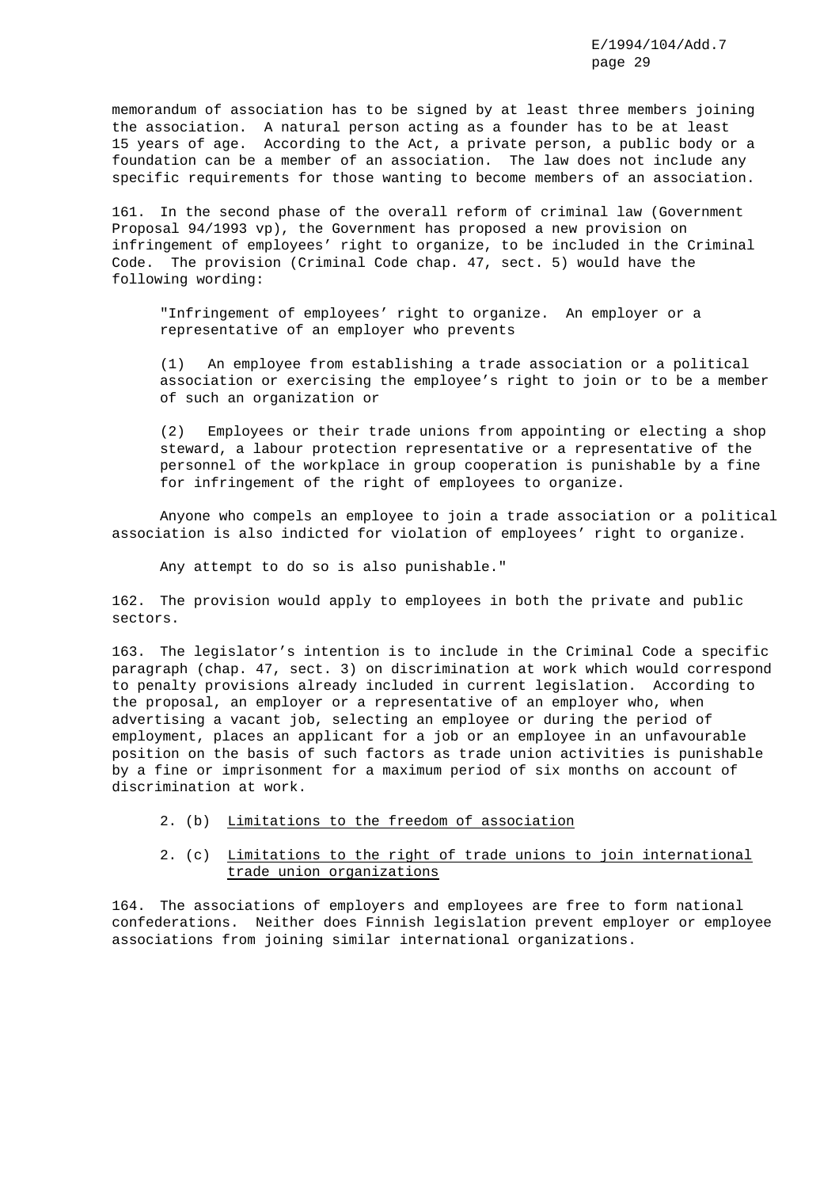memorandum of association has to be signed by at least three members joining the association. A natural person acting as a founder has to be at least 15 years of age. According to the Act, a private person, a public body or a foundation can be a member of an association. The law does not include any specific requirements for those wanting to become members of an association.

161. In the second phase of the overall reform of criminal law (Government Proposal 94/1993 vp), the Government has proposed a new provision on infringement of employees' right to organize, to be included in the Criminal Code. The provision (Criminal Code chap. 47, sect. 5) would have the following wording:

> "Infringement of employees' right to organize. An employer or a representative of an employer who prevents
>
> (1) An employee from establishing a trade association or a political association or exercising the employee's right to join or to be a member of such an organization or
>
> (2) Employees or their trade unions from appointing or electing a shop steward, a labour protection representative or a representative of the personnel of the workplace in group cooperation is punishable by a fine for infringement of the right of employees to organize.
>
> Anyone who compels an employee to join a trade association or a political association is also indicted for violation of employees' right to organize.
>
> Any attempt to do so is also punishable."

162. The provision would apply to employees in both the private and public sectors.

163. The legislator's intention is to include in the Criminal Code a specific paragraph (chap. 47, sect. 3) on discrimination at work which would correspond to penalty provisions already included in current legislation. According to the proposal, an employer or a representative of an employer who, when advertising a vacant job, selecting an employee or during the period of employment, places an applicant for a job or an employee in an unfavourable position on the basis of such factors as trade union activities is punishable by a fine or imprisonment for a maximum period of six months on account of discrimination at work.

2. (b) Limitations to the freedom of association

2. (c) Limitations to the right of trade unions to join international trade union organizations

164. The associations of employers and employees are free to form national confederations. Neither does Finnish legislation prevent employer or employee associations from joining similar international organizations.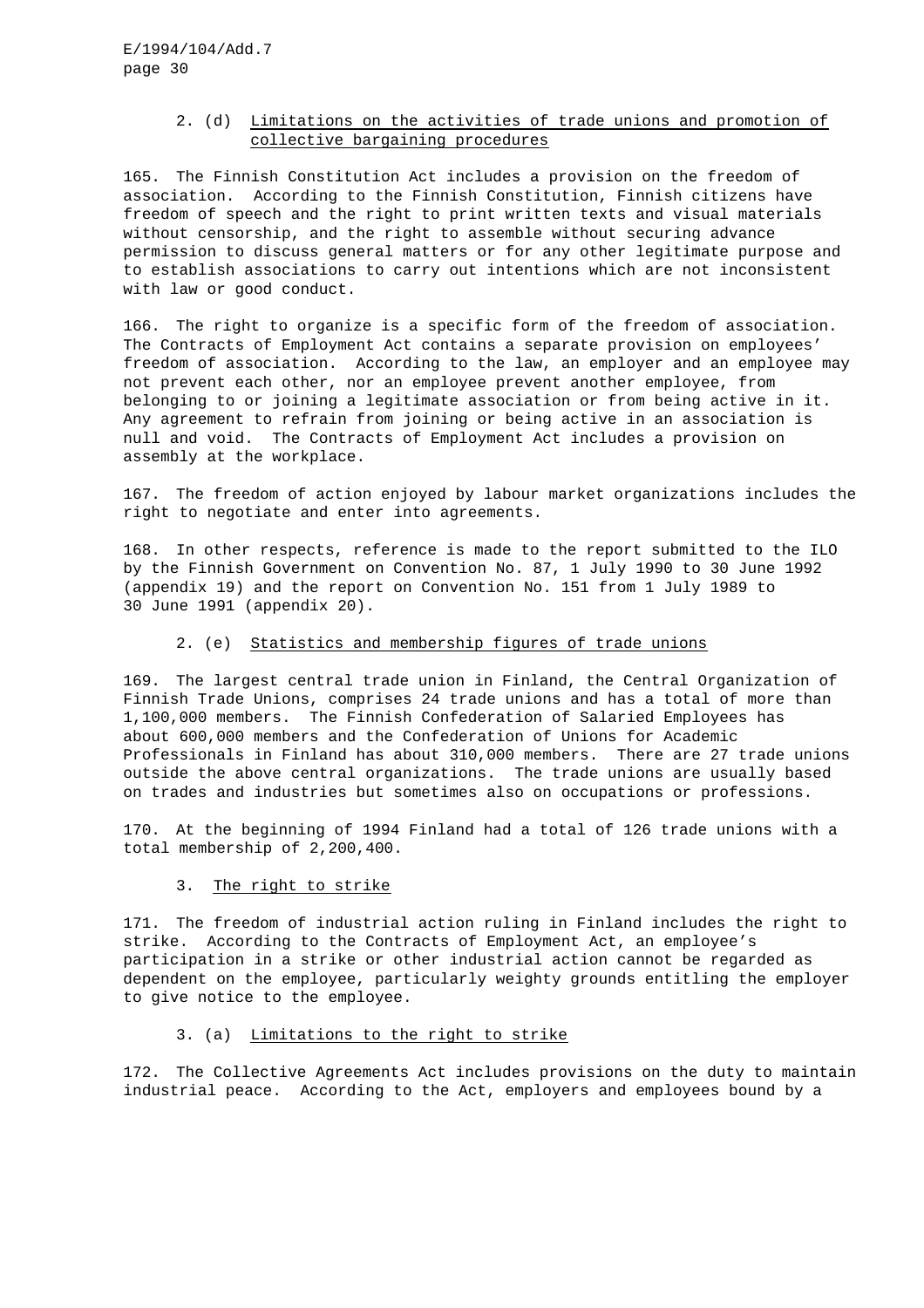### 2. (d) Limitations on the activities of trade unions and promotion of collective bargaining procedures

165. The Finnish Constitution Act includes a provision on the freedom of association. According to the Finnish Constitution, Finnish citizens have freedom of speech and the right to print written texts and visual materials without censorship, and the right to assemble without securing advance permission to discuss general matters or for any other legitimate purpose and to establish associations to carry out intentions which are not inconsistent with law or good conduct.

166. The right to organize is a specific form of the freedom of association. The Contracts of Employment Act contains a separate provision on employees' freedom of association. According to the law, an employer and an employee may not prevent each other, nor an employee prevent another employee, from belonging to or joining a legitimate association or from being active in it. Any agreement to refrain from joining or being active in an association is null and void. The Contracts of Employment Act includes a provision on assembly at the workplace.

167. The freedom of action enjoyed by labour market organizations includes the right to negotiate and enter into agreements.

168. In other respects, reference is made to the report submitted to the ILO by the Finnish Government on Convention No. 87, 1 July 1990 to 30 June 1992 (appendix 19) and the report on Convention No. 151 from 1 July 1989 to 30 June 1991 (appendix 20).

### 2. (e) Statistics and membership figures of trade unions

169. The largest central trade union in Finland, the Central Organization of Finnish Trade Unions, comprises 24 trade unions and has a total of more than 1,100,000 members. The Finnish Confederation of Salaried Employees has about 600,000 members and the Confederation of Unions for Academic Professionals in Finland has about 310,000 members. There are 27 trade unions outside the above central organizations. The trade unions are usually based on trades and industries but sometimes also on occupations or professions.

170. At the beginning of 1994 Finland had a total of 126 trade unions with a total membership of 2,200,400.

## 3. The right to strike

171. The freedom of industrial action ruling in Finland includes the right to strike. According to the Contracts of Employment Act, an employee's participation in a strike or other industrial action cannot be regarded as dependent on the employee, particularly weighty grounds entitling the employer to give notice to the employee.

### 3. (a) Limitations to the right to strike

172. The Collective Agreements Act includes provisions on the duty to maintain industrial peace. According to the Act, employers and employees bound by a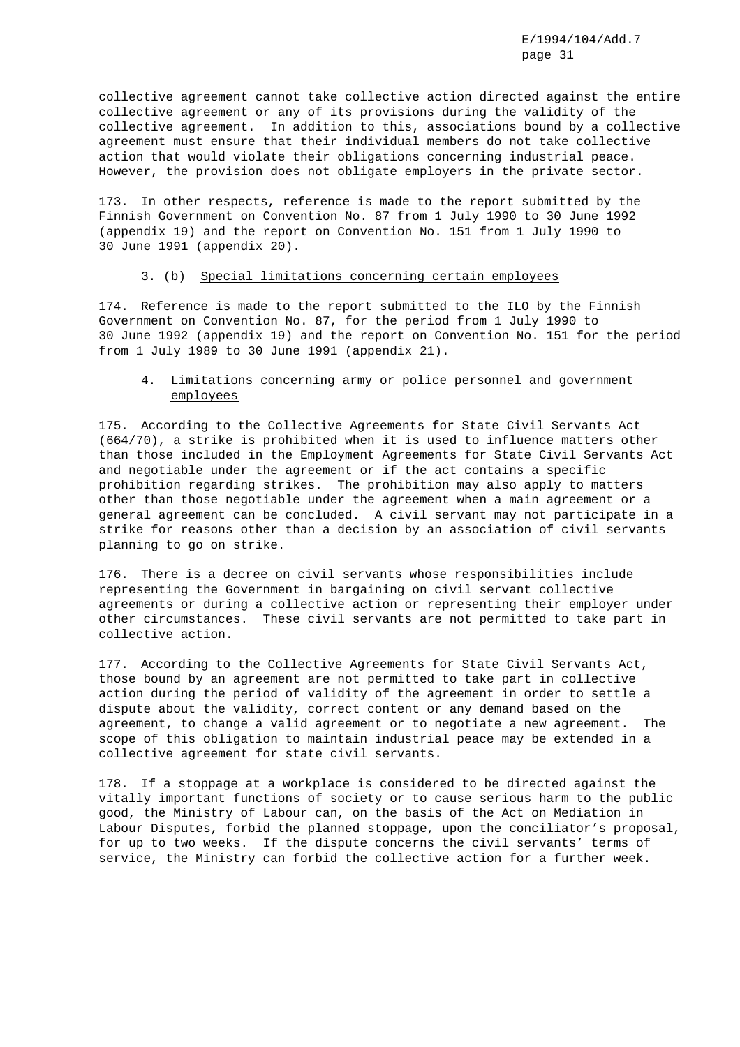collective agreement cannot take collective action directed against the entire collective agreement or any of its provisions during the validity of the collective agreement. In addition to this, associations bound by a collective agreement must ensure that their individual members do not take collective action that would violate their obligations concerning industrial peace. However, the provision does not obligate employers in the private sector.

173. In other respects, reference is made to the report submitted by the Finnish Government on Convention No. 87 from 1 July 1990 to 30 June 1992 (appendix 19) and the report on Convention No. 151 from 1 July 1990 to 30 June 1991 (appendix 20).

### 3. (b) Special limitations concerning certain employees

174. Reference is made to the report submitted to the ILO by the Finnish Government on Convention No. 87, for the period from 1 July 1990 to 30 June 1992 (appendix 19) and the report on Convention No. 151 for the period from 1 July 1989 to 30 June 1991 (appendix 21).

### 4. Limitations concerning army or police personnel and government employees

175. According to the Collective Agreements for State Civil Servants Act (664/70), a strike is prohibited when it is used to influence matters other than those included in the Employment Agreements for State Civil Servants Act and negotiable under the agreement or if the act contains a specific prohibition regarding strikes. The prohibition may also apply to matters other than those negotiable under the agreement when a main agreement or a general agreement can be concluded. A civil servant may not participate in a strike for reasons other than a decision by an association of civil servants planning to go on strike.

176. There is a decree on civil servants whose responsibilities include representing the Government in bargaining on civil servant collective agreements or during a collective action or representing their employer under other circumstances. These civil servants are not permitted to take part in collective action.

177. According to the Collective Agreements for State Civil Servants Act, those bound by an agreement are not permitted to take part in collective action during the period of validity of the agreement in order to settle a dispute about the validity, correct content or any demand based on the agreement, to change a valid agreement or to negotiate a new agreement. The scope of this obligation to maintain industrial peace may be extended in a collective agreement for state civil servants.

178. If a stoppage at a workplace is considered to be directed against the vitally important functions of society or to cause serious harm to the public good, the Ministry of Labour can, on the basis of the Act on Mediation in Labour Disputes, forbid the planned stoppage, upon the conciliator's proposal, for up to two weeks. If the dispute concerns the civil servants' terms of service, the Ministry can forbid the collective action for a further week.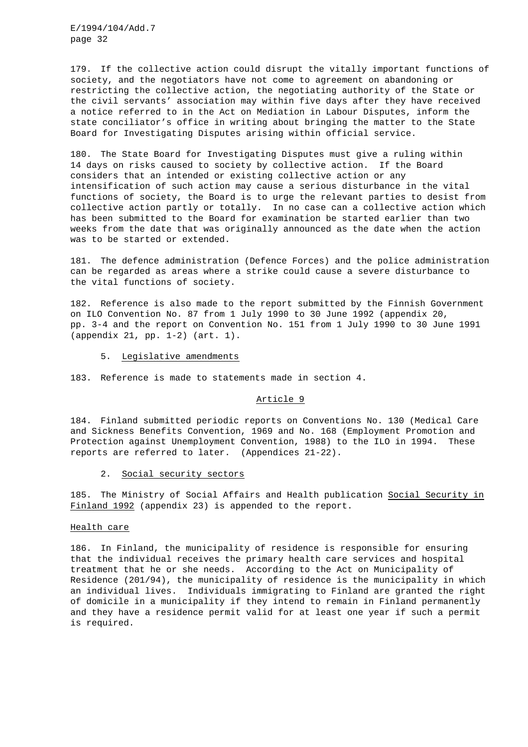179. If the collective action could disrupt the vitally important functions of society, and the negotiators have not come to agreement on abandoning or restricting the collective action, the negotiating authority of the State or the civil servants' association may within five days after they have received a notice referred to in the Act on Mediation in Labour Disputes, inform the state conciliator's office in writing about bringing the matter to the State Board for Investigating Disputes arising within official service.

180. The State Board for Investigating Disputes must give a ruling within 14 days on risks caused to society by collective action. If the Board considers that an intended or existing collective action or any intensification of such action may cause a serious disturbance in the vital functions of society, the Board is to urge the relevant parties to desist from collective action partly or totally. In no case can a collective action which has been submitted to the Board for examination be started earlier than two weeks from the date that was originally announced as the date when the action was to be started or extended.

181. The defence administration (Defence Forces) and the police administration can be regarded as areas where a strike could cause a severe disturbance to the vital functions of society.

182. Reference is also made to the report submitted by the Finnish Government on ILO Convention No. 87 from 1 July 1990 to 30 June 1992 (appendix 20, pp. 3-4 and the report on Convention No. 151 from 1 July 1990 to 30 June 1991 (appendix 21, pp. 1-2) (art. 1).

### 5. Legislative amendments

183. Reference is made to statements made in section 4.

## Article 9

184. Finland submitted periodic reports on Conventions No. 130 (Medical Care and Sickness Benefits Convention, 1969 and No. 168 (Employment Promotion and Protection against Unemployment Convention, 1988) to the ILO in 1994. These reports are referred to later. (Appendices 21-22).

### 2. Social security sectors

185. The Ministry of Social Affairs and Health publication Social Security in Finland 1992 (appendix 23) is appended to the report.

#### Health care

186. In Finland, the municipality of residence is responsible for ensuring that the individual receives the primary health care services and hospital treatment that he or she needs. According to the Act on Municipality of Residence (201/94), the municipality of residence is the municipality in which an individual lives. Individuals immigrating to Finland are granted the right of domicile in a municipality if they intend to remain in Finland permanently and they have a residence permit valid for at least one year if such a permit is required.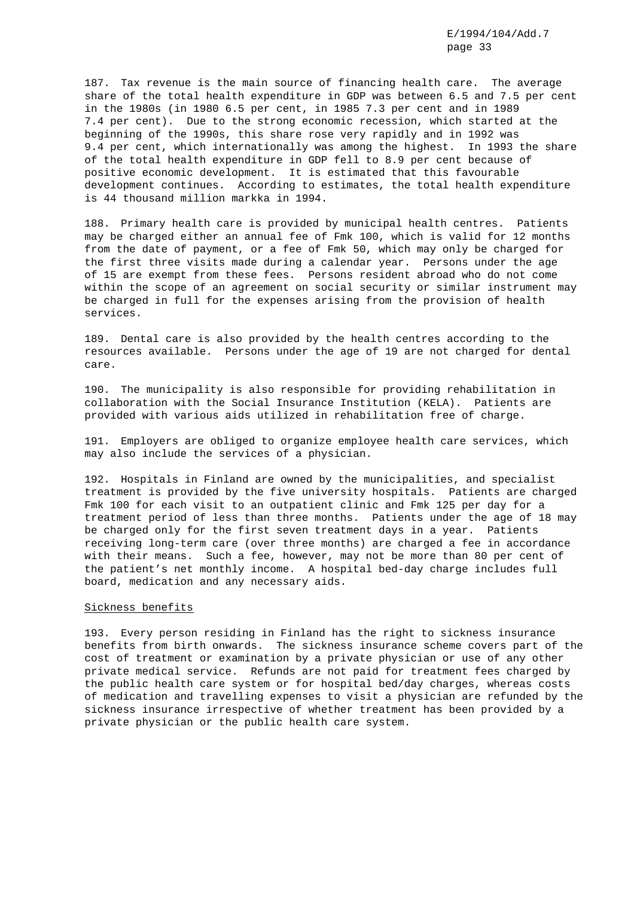187. Tax revenue is the main source of financing health care. The average share of the total health expenditure in GDP was between 6.5 and 7.5 per cent in the 1980s (in 1980 6.5 per cent, in 1985 7.3 per cent and in 1989 7.4 per cent). Due to the strong economic recession, which started at the beginning of the 1990s, this share rose very rapidly and in 1992 was 9.4 per cent, which internationally was among the highest. In 1993 the share of the total health expenditure in GDP fell to 8.9 per cent because of positive economic development. It is estimated that this favourable development continues. According to estimates, the total health expenditure is 44 thousand million markka in 1994.

188. Primary health care is provided by municipal health centres. Patients may be charged either an annual fee of Fmk 100, which is valid for 12 months from the date of payment, or a fee of Fmk 50, which may only be charged for the first three visits made during a calendar year. Persons under the age of 15 are exempt from these fees. Persons resident abroad who do not come within the scope of an agreement on social security or similar instrument may be charged in full for the expenses arising from the provision of health services.

189. Dental care is also provided by the health centres according to the resources available. Persons under the age of 19 are not charged for dental care.

190. The municipality is also responsible for providing rehabilitation in collaboration with the Social Insurance Institution (KELA). Patients are provided with various aids utilized in rehabilitation free of charge.

191. Employers are obliged to organize employee health care services, which may also include the services of a physician.

192. Hospitals in Finland are owned by the municipalities, and specialist treatment is provided by the five university hospitals. Patients are charged Fmk 100 for each visit to an outpatient clinic and Fmk 125 per day for a treatment period of less than three months. Patients under the age of 18 may be charged only for the first seven treatment days in a year. Patients receiving long-term care (over three months) are charged a fee in accordance with their means. Such a fee, however, may not be more than 80 per cent of the patient's net monthly income. A hospital bed-day charge includes full board, medication and any necessary aids.

Sickness benefits

193. Every person residing in Finland has the right to sickness insurance benefits from birth onwards. The sickness insurance scheme covers part of the cost of treatment or examination by a private physician or use of any other private medical service. Refunds are not paid for treatment fees charged by the public health care system or for hospital bed/day charges, whereas costs of medication and travelling expenses to visit a physician are refunded by the sickness insurance irrespective of whether treatment has been provided by a private physician or the public health care system.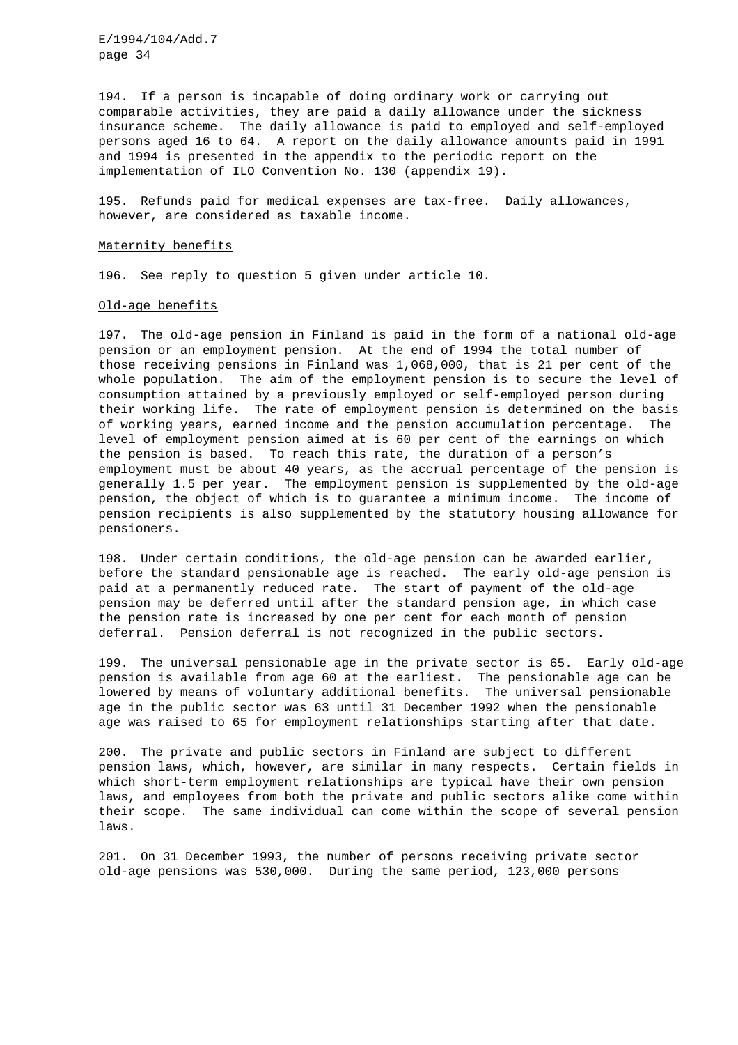194. If a person is incapable of doing ordinary work or carrying out comparable activities, they are paid a daily allowance under the sickness insurance scheme. The daily allowance is paid to employed and self-employed persons aged 16 to 64. A report on the daily allowance amounts paid in 1991 and 1994 is presented in the appendix to the periodic report on the implementation of ILO Convention No. 130 (appendix 19).

195. Refunds paid for medical expenses are tax-free. Daily allowances, however, are considered as taxable income.

Maternity benefits

196. See reply to question 5 given under article 10.

Old-age benefits

197. The old-age pension in Finland is paid in the form of a national old-age pension or an employment pension. At the end of 1994 the total number of those receiving pensions in Finland was 1,068,000, that is 21 per cent of the whole population. The aim of the employment pension is to secure the level of consumption attained by a previously employed or self-employed person during their working life. The rate of employment pension is determined on the basis of working years, earned income and the pension accumulation percentage. The level of employment pension aimed at is 60 per cent of the earnings on which the pension is based. To reach this rate, the duration of a person's employment must be about 40 years, as the accrual percentage of the pension is generally 1.5 per year. The employment pension is supplemented by the old-age pension, the object of which is to guarantee a minimum income. The income of pension recipients is also supplemented by the statutory housing allowance for pensioners.

198. Under certain conditions, the old-age pension can be awarded earlier, before the standard pensionable age is reached. The early old-age pension is paid at a permanently reduced rate. The start of payment of the old-age pension may be deferred until after the standard pension age, in which case the pension rate is increased by one per cent for each month of pension deferral. Pension deferral is not recognized in the public sectors.

199. The universal pensionable age in the private sector is 65. Early old-age pension is available from age 60 at the earliest. The pensionable age can be lowered by means of voluntary additional benefits. The universal pensionable age in the public sector was 63 until 31 December 1992 when the pensionable age was raised to 65 for employment relationships starting after that date.

200. The private and public sectors in Finland are subject to different pension laws, which, however, are similar in many respects. Certain fields in which short-term employment relationships are typical have their own pension laws, and employees from both the private and public sectors alike come within their scope. The same individual can come within the scope of several pension laws.

201. On 31 December 1993, the number of persons receiving private sector old-age pensions was 530,000. During the same period, 123,000 persons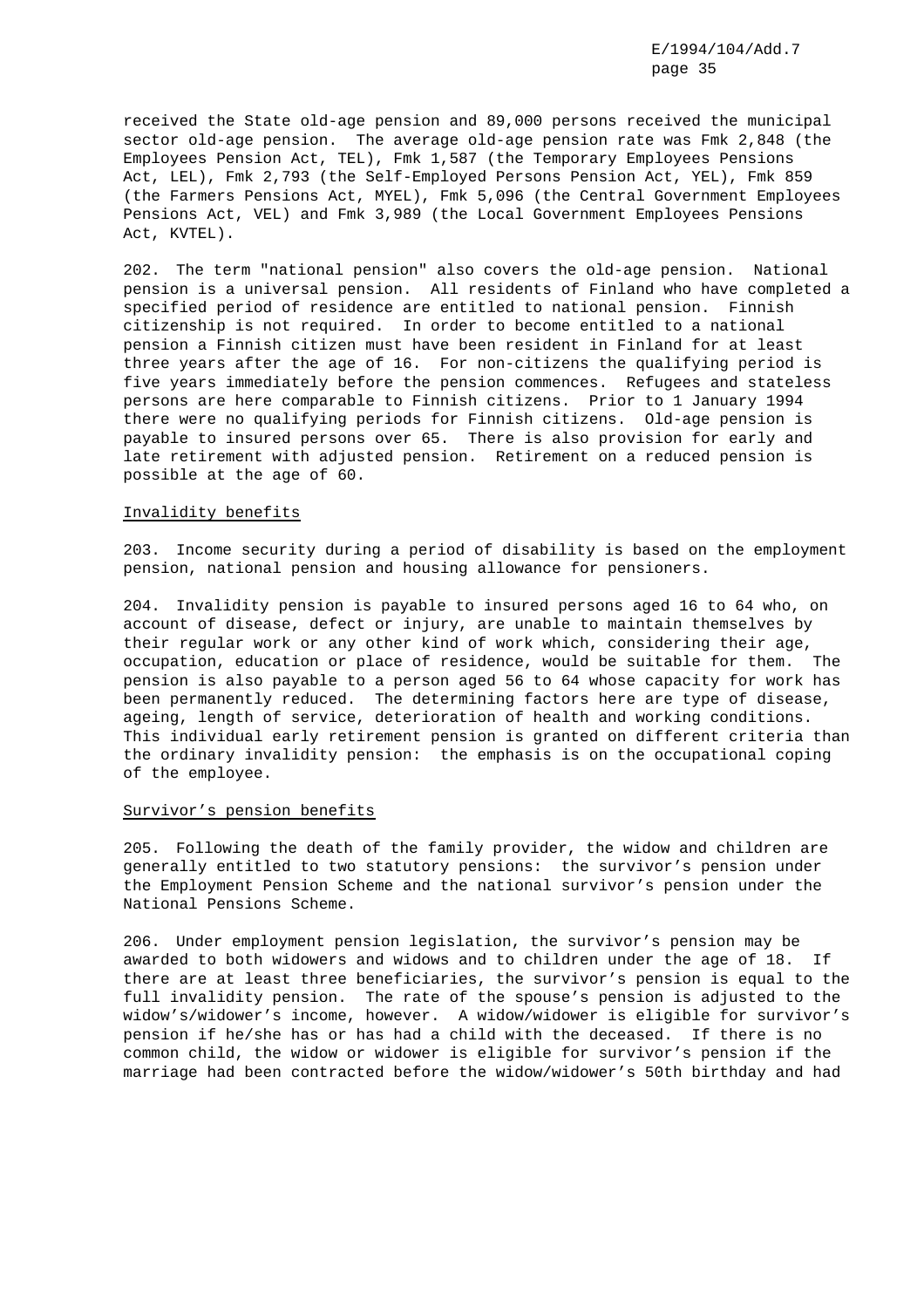received the State old-age pension and 89,000 persons received the municipal sector old-age pension. The average old-age pension rate was Fmk 2,848 (the Employees Pension Act, TEL), Fmk 1,587 (the Temporary Employees Pensions Act, LEL), Fmk 2,793 (the Self-Employed Persons Pension Act, YEL), Fmk 859 (the Farmers Pensions Act, MYEL), Fmk 5,096 (the Central Government Employees Pensions Act, VEL) and Fmk 3,989 (the Local Government Employees Pensions Act, KVTEL).

202. The term "national pension" also covers the old-age pension. National pension is a universal pension. All residents of Finland who have completed a specified period of residence are entitled to national pension. Finnish citizenship is not required. In order to become entitled to a national pension a Finnish citizen must have been resident in Finland for at least three years after the age of 16. For non-citizens the qualifying period is five years immediately before the pension commences. Refugees and stateless persons are here comparable to Finnish citizens. Prior to 1 January 1994 there were no qualifying periods for Finnish citizens. Old-age pension is payable to insured persons over 65. There is also provision for early and late retirement with adjusted pension. Retirement on a reduced pension is possible at the age of 60.

Invalidity benefits

203. Income security during a period of disability is based on the employment pension, national pension and housing allowance for pensioners.

204. Invalidity pension is payable to insured persons aged 16 to 64 who, on account of disease, defect or injury, are unable to maintain themselves by their regular work or any other kind of work which, considering their age, occupation, education or place of residence, would be suitable for them. The pension is also payable to a person aged 56 to 64 whose capacity for work has been permanently reduced. The determining factors here are type of disease, ageing, length of service, deterioration of health and working conditions. This individual early retirement pension is granted on different criteria than the ordinary invalidity pension: the emphasis is on the occupational coping of the employee.

Survivor's pension benefits

205. Following the death of the family provider, the widow and children are generally entitled to two statutory pensions: the survivor's pension under the Employment Pension Scheme and the national survivor's pension under the National Pensions Scheme.

206. Under employment pension legislation, the survivor's pension may be awarded to both widowers and widows and to children under the age of 18. If there are at least three beneficiaries, the survivor's pension is equal to the full invalidity pension. The rate of the spouse's pension is adjusted to the widow's/widower's income, however. A widow/widower is eligible for survivor's pension if he/she has or has had a child with the deceased. If there is no common child, the widow or widower is eligible for survivor's pension if the marriage had been contracted before the widow/widower's 50th birthday and had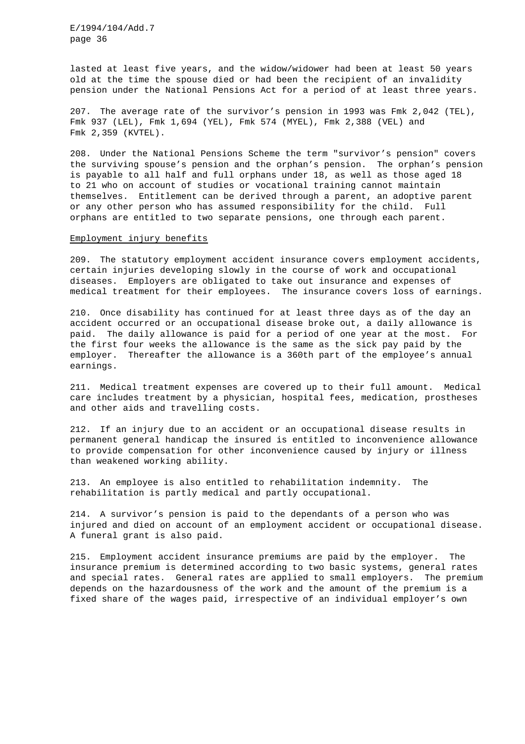lasted at least five years, and the widow/widower had been at least 50 years old at the time the spouse died or had been the recipient of an invalidity pension under the National Pensions Act for a period of at least three years.

207. The average rate of the survivor's pension in 1993 was Fmk 2,042 (TEL), Fmk 937 (LEL), Fmk 1,694 (YEL), Fmk 574 (MYEL), Fmk 2,388 (VEL) and Fmk 2,359 (KVTEL).

208. Under the National Pensions Scheme the term "survivor's pension" covers the surviving spouse's pension and the orphan's pension. The orphan's pension is payable to all half and full orphans under 18, as well as those aged 18 to 21 who on account of studies or vocational training cannot maintain themselves. Entitlement can be derived through a parent, an adoptive parent or any other person who has assumed responsibility for the child. Full orphans are entitled to two separate pensions, one through each parent.

Employment injury benefits

209. The statutory employment accident insurance covers employment accidents, certain injuries developing slowly in the course of work and occupational diseases. Employers are obligated to take out insurance and expenses of medical treatment for their employees. The insurance covers loss of earnings.

210. Once disability has continued for at least three days as of the day an accident occurred or an occupational disease broke out, a daily allowance is paid. The daily allowance is paid for a period of one year at the most. For the first four weeks the allowance is the same as the sick pay paid by the employer. Thereafter the allowance is a 360th part of the employee's annual earnings.

211. Medical treatment expenses are covered up to their full amount. Medical care includes treatment by a physician, hospital fees, medication, prostheses and other aids and travelling costs.

212. If an injury due to an accident or an occupational disease results in permanent general handicap the insured is entitled to inconvenience allowance to provide compensation for other inconvenience caused by injury or illness than weakened working ability.

213. An employee is also entitled to rehabilitation indemnity. The rehabilitation is partly medical and partly occupational.

214. A survivor's pension is paid to the dependants of a person who was injured and died on account of an employment accident or occupational disease. A funeral grant is also paid.

215. Employment accident insurance premiums are paid by the employer. The insurance premium is determined according to two basic systems, general rates and special rates. General rates are applied to small employers. The premium depends on the hazardousness of the work and the amount of the premium is a fixed share of the wages paid, irrespective of an individual employer's own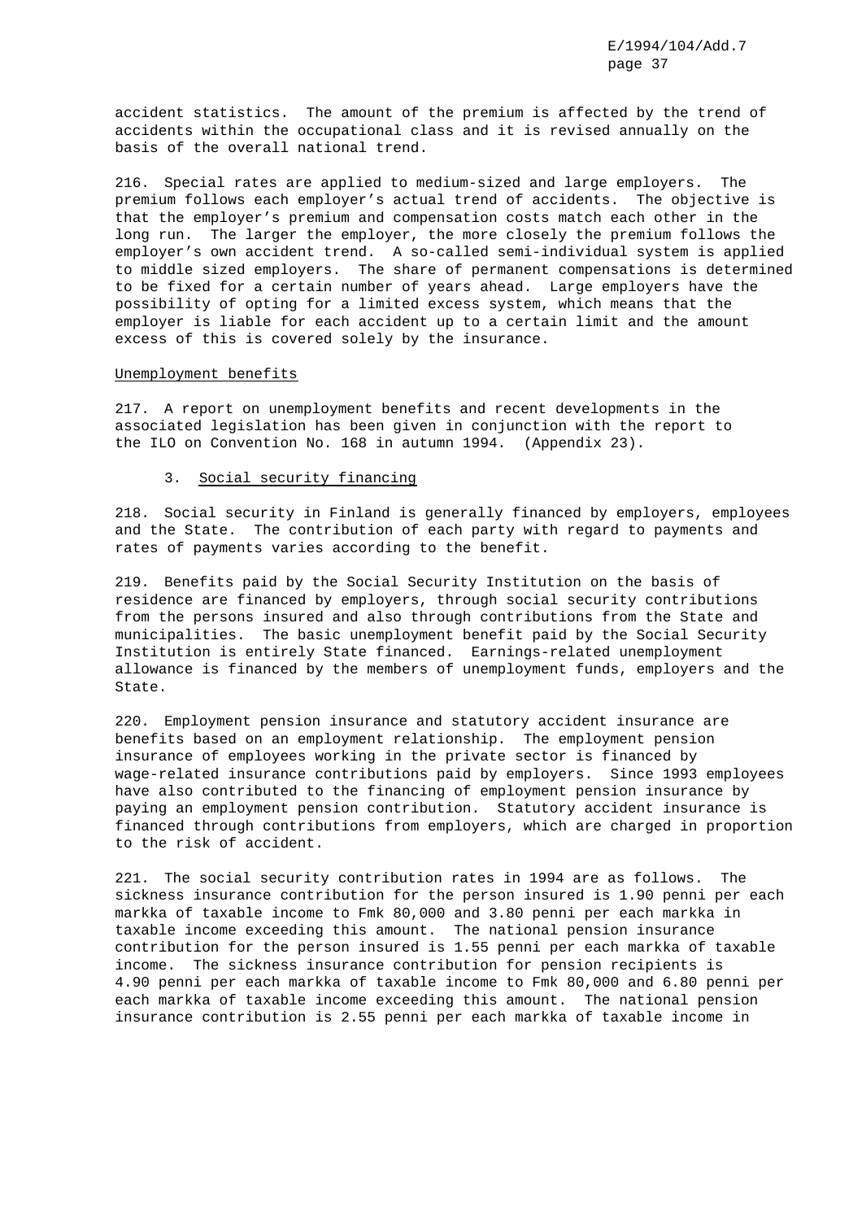accident statistics. The amount of the premium is affected by the trend of accidents within the occupational class and it is revised annually on the basis of the overall national trend.

216. Special rates are applied to medium-sized and large employers. The premium follows each employer's actual trend of accidents. The objective is that the employer's premium and compensation costs match each other in the long run. The larger the employer, the more closely the premium follows the employer's own accident trend. A so-called semi-individual system is applied to middle sized employers. The share of permanent compensations is determined to be fixed for a certain number of years ahead. Large employers have the possibility of opting for a limited excess system, which means that the employer is liable for each accident up to a certain limit and the amount excess of this is covered solely by the insurance.

#### Unemployment benefits

217. A report on unemployment benefits and recent developments in the associated legislation has been given in conjunction with the report to the ILO on Convention No. 168 in autumn 1994. (Appendix 23).

### 3. Social security financing

218. Social security in Finland is generally financed by employers, employees and the State. The contribution of each party with regard to payments and rates of payments varies according to the benefit.

219. Benefits paid by the Social Security Institution on the basis of residence are financed by employers, through social security contributions from the persons insured and also through contributions from the State and municipalities. The basic unemployment benefit paid by the Social Security Institution is entirely State financed. Earnings-related unemployment allowance is financed by the members of unemployment funds, employers and the State.

220. Employment pension insurance and statutory accident insurance are benefits based on an employment relationship. The employment pension insurance of employees working in the private sector is financed by wage-related insurance contributions paid by employers. Since 1993 employees have also contributed to the financing of employment pension insurance by paying an employment pension contribution. Statutory accident insurance is financed through contributions from employers, which are charged in proportion to the risk of accident.

221. The social security contribution rates in 1994 are as follows. The sickness insurance contribution for the person insured is 1.90 penni per each markka of taxable income to Fmk 80,000 and 3.80 penni per each markka in taxable income exceeding this amount. The national pension insurance contribution for the person insured is 1.55 penni per each markka of taxable income. The sickness insurance contribution for pension recipients is 4.90 penni per each markka of taxable income to Fmk 80,000 and 6.80 penni per each markka of taxable income exceeding this amount. The national pension insurance contribution is 2.55 penni per each markka of taxable income in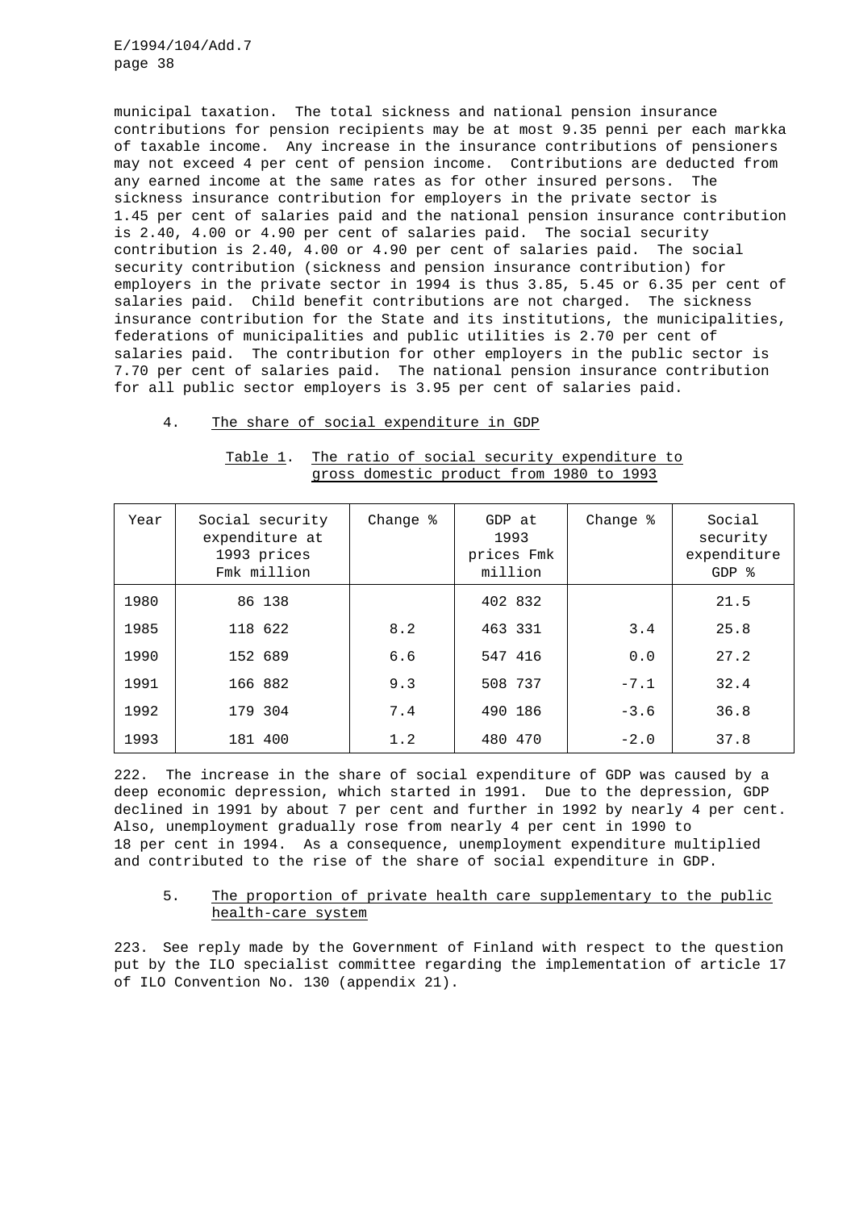municipal taxation. The total sickness and national pension insurance contributions for pension recipients may be at most 9.35 penni per each markka of taxable income. Any increase in the insurance contributions of pensioners may not exceed 4 per cent of pension income. Contributions are deducted from any earned income at the same rates as for other insured persons. The sickness insurance contribution for employers in the private sector is 1.45 per cent of salaries paid and the national pension insurance contribution is 2.40, 4.00 or 4.90 per cent of salaries paid. The social security contribution is 2.40, 4.00 or 4.90 per cent of salaries paid. The social security contribution (sickness and pension insurance contribution) for employers in the private sector in 1994 is thus 3.85, 5.45 or 6.35 per cent of salaries paid. Child benefit contributions are not charged. The sickness insurance contribution for the State and its institutions, the municipalities, federations of municipalities and public utilities is 2.70 per cent of salaries paid. The contribution for other employers in the public sector is 7.70 per cent of salaries paid. The national pension insurance contribution for all public sector employers is 3.95 per cent of salaries paid.

## 4. The share of social expenditure in GDP

Table 1. The ratio of social security expenditure to gross domestic product from 1980 to 1993

| Year | Social security expenditure at 1993 prices Fmk million | Change % | GDP at 1993 prices Fmk million | Change % | Social security expenditure GDP % |
|---|---|---|---|---|---|
| 1980 | 86 138 | | 402 832 | | 21.5 |
| 1985 | 118 622 | 8.2 | 463 331 | 3.4 | 25.8 |
| 1990 | 152 689 | 6.6 | 547 416 | 0.0 | 27.2 |
| 1991 | 166 882 | 9.3 | 508 737 | -7.1 | 32.4 |
| 1992 | 179 304 | 7.4 | 490 186 | -3.6 | 36.8 |
| 1993 | 181 400 | 1.2 | 480 470 | -2.0 | 37.8 |

222. The increase in the share of social expenditure of GDP was caused by a deep economic depression, which started in 1991. Due to the depression, GDP declined in 1991 by about 7 per cent and further in 1992 by nearly 4 per cent. Also, unemployment gradually rose from nearly 4 per cent in 1990 to 18 per cent in 1994. As a consequence, unemployment expenditure multiplied and contributed to the rise of the share of social expenditure in GDP.

## 5. The proportion of private health care supplementary to the public health-care system

223. See reply made by the Government of Finland with respect to the question put by the ILO specialist committee regarding the implementation of article 17 of ILO Convention No. 130 (appendix 21).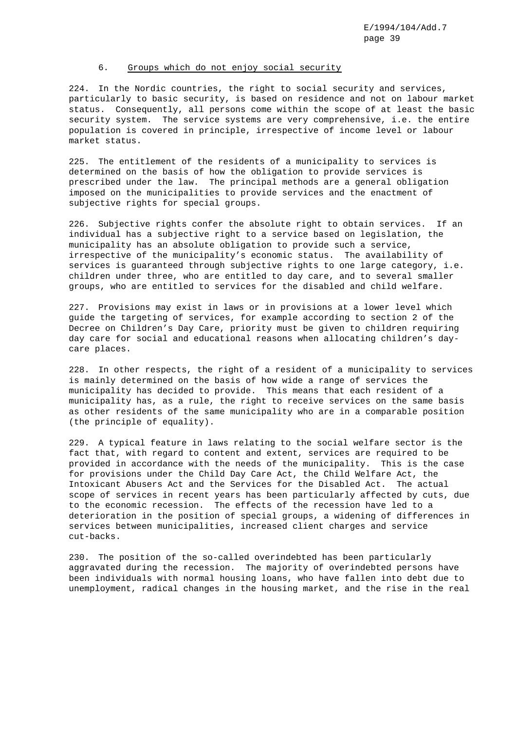### 6. Groups which do not enjoy social security

224. In the Nordic countries, the right to social security and services, particularly to basic security, is based on residence and not on labour market status. Consequently, all persons come within the scope of at least the basic security system. The service systems are very comprehensive, i.e. the entire population is covered in principle, irrespective of income level or labour market status.

225. The entitlement of the residents of a municipality to services is determined on the basis of how the obligation to provide services is prescribed under the law. The principal methods are a general obligation imposed on the municipalities to provide services and the enactment of subjective rights for special groups.

226. Subjective rights confer the absolute right to obtain services. If an individual has a subjective right to a service based on legislation, the municipality has an absolute obligation to provide such a service, irrespective of the municipality's economic status. The availability of services is guaranteed through subjective rights to one large category, i.e. children under three, who are entitled to day care, and to several smaller groups, who are entitled to services for the disabled and child welfare.

227. Provisions may exist in laws or in provisions at a lower level which guide the targeting of services, for example according to section 2 of the Decree on Children's Day Care, priority must be given to children requiring day care for social and educational reasons when allocating children's day-care places.

228. In other respects, the right of a resident of a municipality to services is mainly determined on the basis of how wide a range of services the municipality has decided to provide. This means that each resident of a municipality has, as a rule, the right to receive services on the same basis as other residents of the same municipality who are in a comparable position (the principle of equality).

229. A typical feature in laws relating to the social welfare sector is the fact that, with regard to content and extent, services are required to be provided in accordance with the needs of the municipality. This is the case for provisions under the Child Day Care Act, the Child Welfare Act, the Intoxicant Abusers Act and the Services for the Disabled Act. The actual scope of services in recent years has been particularly affected by cuts, due to the economic recession. The effects of the recession have led to a deterioration in the position of special groups, a widening of differences in services between municipalities, increased client charges and service cut-backs.

230. The position of the so-called overindebted has been particularly aggravated during the recession. The majority of overindebted persons have been individuals with normal housing loans, who have fallen into debt due to unemployment, radical changes in the housing market, and the rise in the real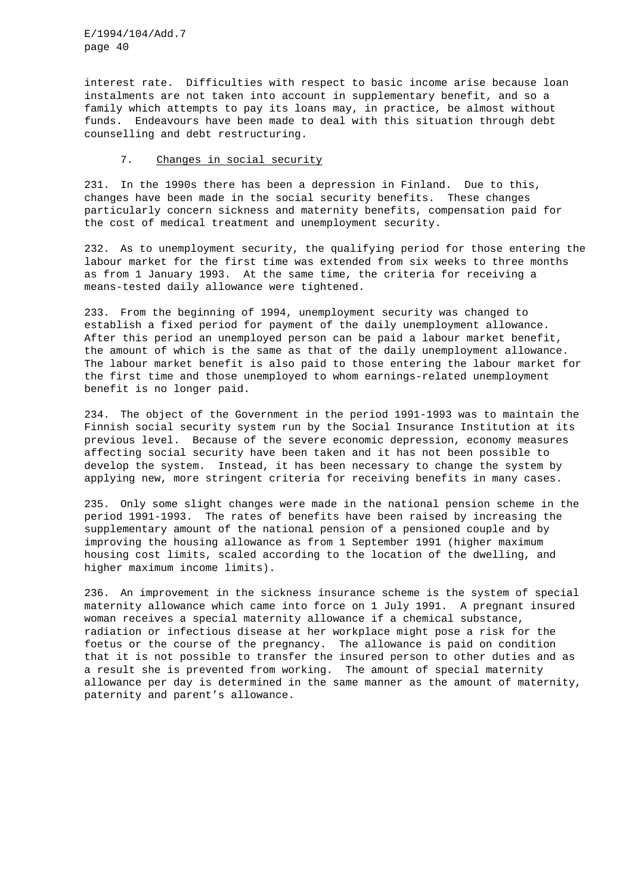interest rate. Difficulties with respect to basic income arise because loan instalments are not taken into account in supplementary benefit, and so a family which attempts to pay its loans may, in practice, be almost without funds. Endeavours have been made to deal with this situation through debt counselling and debt restructuring.

### 7. Changes in social security

231. In the 1990s there has been a depression in Finland. Due to this, changes have been made in the social security benefits. These changes particularly concern sickness and maternity benefits, compensation paid for the cost of medical treatment and unemployment security.

232. As to unemployment security, the qualifying period for those entering the labour market for the first time was extended from six weeks to three months as from 1 January 1993. At the same time, the criteria for receiving a means-tested daily allowance were tightened.

233. From the beginning of 1994, unemployment security was changed to establish a fixed period for payment of the daily unemployment allowance. After this period an unemployed person can be paid a labour market benefit, the amount of which is the same as that of the daily unemployment allowance. The labour market benefit is also paid to those entering the labour market for the first time and those unemployed to whom earnings-related unemployment benefit is no longer paid.

234. The object of the Government in the period 1991-1993 was to maintain the Finnish social security system run by the Social Insurance Institution at its previous level. Because of the severe economic depression, economy measures affecting social security have been taken and it has not been possible to develop the system. Instead, it has been necessary to change the system by applying new, more stringent criteria for receiving benefits in many cases.

235. Only some slight changes were made in the national pension scheme in the period 1991-1993. The rates of benefits have been raised by increasing the supplementary amount of the national pension of a pensioned couple and by improving the housing allowance as from 1 September 1991 (higher maximum housing cost limits, scaled according to the location of the dwelling, and higher maximum income limits).

236. An improvement in the sickness insurance scheme is the system of special maternity allowance which came into force on 1 July 1991. A pregnant insured woman receives a special maternity allowance if a chemical substance, radiation or infectious disease at her workplace might pose a risk for the foetus or the course of the pregnancy. The allowance is paid on condition that it is not possible to transfer the insured person to other duties and as a result she is prevented from working. The amount of special maternity allowance per day is determined in the same manner as the amount of maternity, paternity and parent's allowance.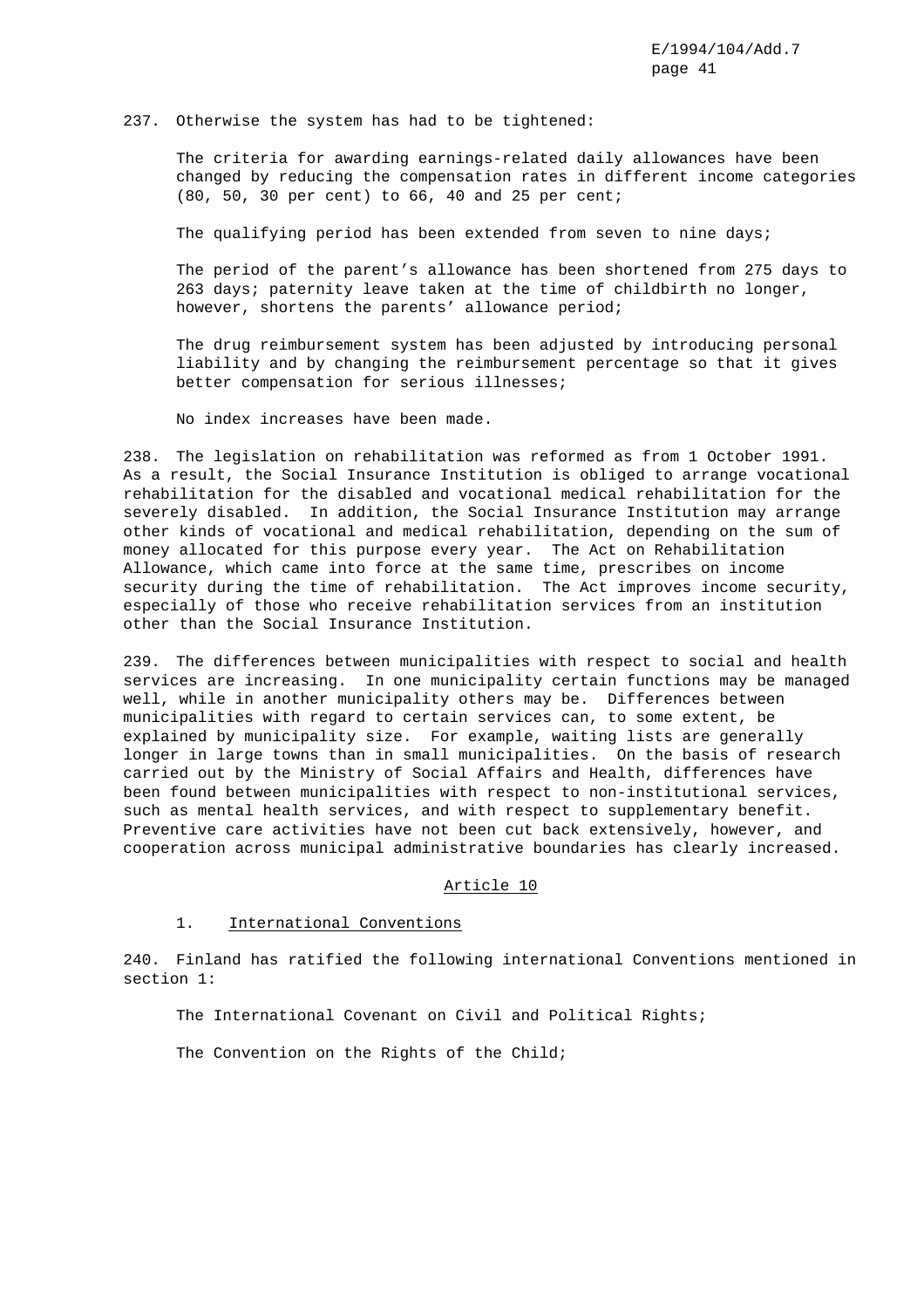237. Otherwise the system has had to be tightened:

The criteria for awarding earnings-related daily allowances have been changed by reducing the compensation rates in different income categories (80, 50, 30 per cent) to 66, 40 and 25 per cent;

The qualifying period has been extended from seven to nine days;

The period of the parent's allowance has been shortened from 275 days to 263 days; paternity leave taken at the time of childbirth no longer, however, shortens the parents' allowance period;

The drug reimbursement system has been adjusted by introducing personal liability and by changing the reimbursement percentage so that it gives better compensation for serious illnesses;

No index increases have been made.

238. The legislation on rehabilitation was reformed as from 1 October 1991. As a result, the Social Insurance Institution is obliged to arrange vocational rehabilitation for the disabled and vocational medical rehabilitation for the severely disabled. In addition, the Social Insurance Institution may arrange other kinds of vocational and medical rehabilitation, depending on the sum of money allocated for this purpose every year. The Act on Rehabilitation Allowance, which came into force at the same time, prescribes on income security during the time of rehabilitation. The Act improves income security, especially of those who receive rehabilitation services from an institution other than the Social Insurance Institution.

239. The differences between municipalities with respect to social and health services are increasing. In one municipality certain functions may be managed well, while in another municipality others may be. Differences between municipalities with regard to certain services can, to some extent, be explained by municipality size. For example, waiting lists are generally longer in large towns than in small municipalities. On the basis of research carried out by the Ministry of Social Affairs and Health, differences have been found between municipalities with respect to non-institutional services, such as mental health services, and with respect to supplementary benefit. Preventive care activities have not been cut back extensively, however, and cooperation across municipal administrative boundaries has clearly increased.

## Article 10

### 1. International Conventions

240. Finland has ratified the following international Conventions mentioned in section 1:

The International Covenant on Civil and Political Rights;

The Convention on the Rights of the Child;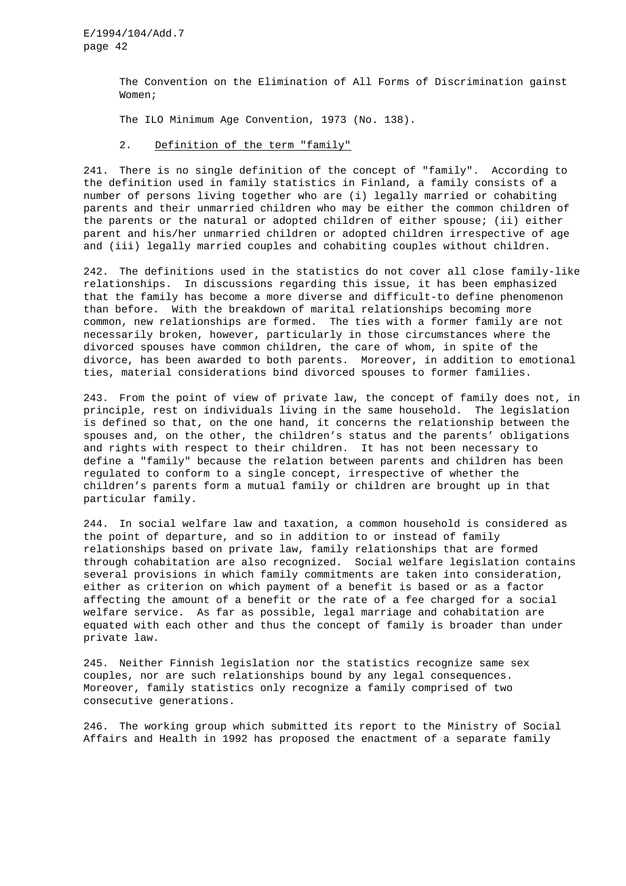The Convention on the Elimination of All Forms of Discrimination gainst Women;

The ILO Minimum Age Convention, 1973 (No. 138).

### 2. Definition of the term "family"

241. There is no single definition of the concept of "family". According to the definition used in family statistics in Finland, a family consists of a number of persons living together who are (i) legally married or cohabiting parents and their unmarried children who may be either the common children of the parents or the natural or adopted children of either spouse; (ii) either parent and his/her unmarried children or adopted children irrespective of age and (iii) legally married couples and cohabiting couples without children.

242. The definitions used in the statistics do not cover all close family-like relationships. In discussions regarding this issue, it has been emphasized that the family has become a more diverse and difficult-to define phenomenon than before. With the breakdown of marital relationships becoming more common, new relationships are formed. The ties with a former family are not necessarily broken, however, particularly in those circumstances where the divorced spouses have common children, the care of whom, in spite of the divorce, has been awarded to both parents. Moreover, in addition to emotional ties, material considerations bind divorced spouses to former families.

243. From the point of view of private law, the concept of family does not, in principle, rest on individuals living in the same household. The legislation is defined so that, on the one hand, it concerns the relationship between the spouses and, on the other, the children's status and the parents' obligations and rights with respect to their children. It has not been necessary to define a "family" because the relation between parents and children has been regulated to conform to a single concept, irrespective of whether the children's parents form a mutual family or children are brought up in that particular family.

244. In social welfare law and taxation, a common household is considered as the point of departure, and so in addition to or instead of family relationships based on private law, family relationships that are formed through cohabitation are also recognized. Social welfare legislation contains several provisions in which family commitments are taken into consideration, either as criterion on which payment of a benefit is based or as a factor affecting the amount of a benefit or the rate of a fee charged for a social welfare service. As far as possible, legal marriage and cohabitation are equated with each other and thus the concept of family is broader than under private law.

245. Neither Finnish legislation nor the statistics recognize same sex couples, nor are such relationships bound by any legal consequences. Moreover, family statistics only recognize a family comprised of two consecutive generations.

246. The working group which submitted its report to the Ministry of Social Affairs and Health in 1992 has proposed the enactment of a separate family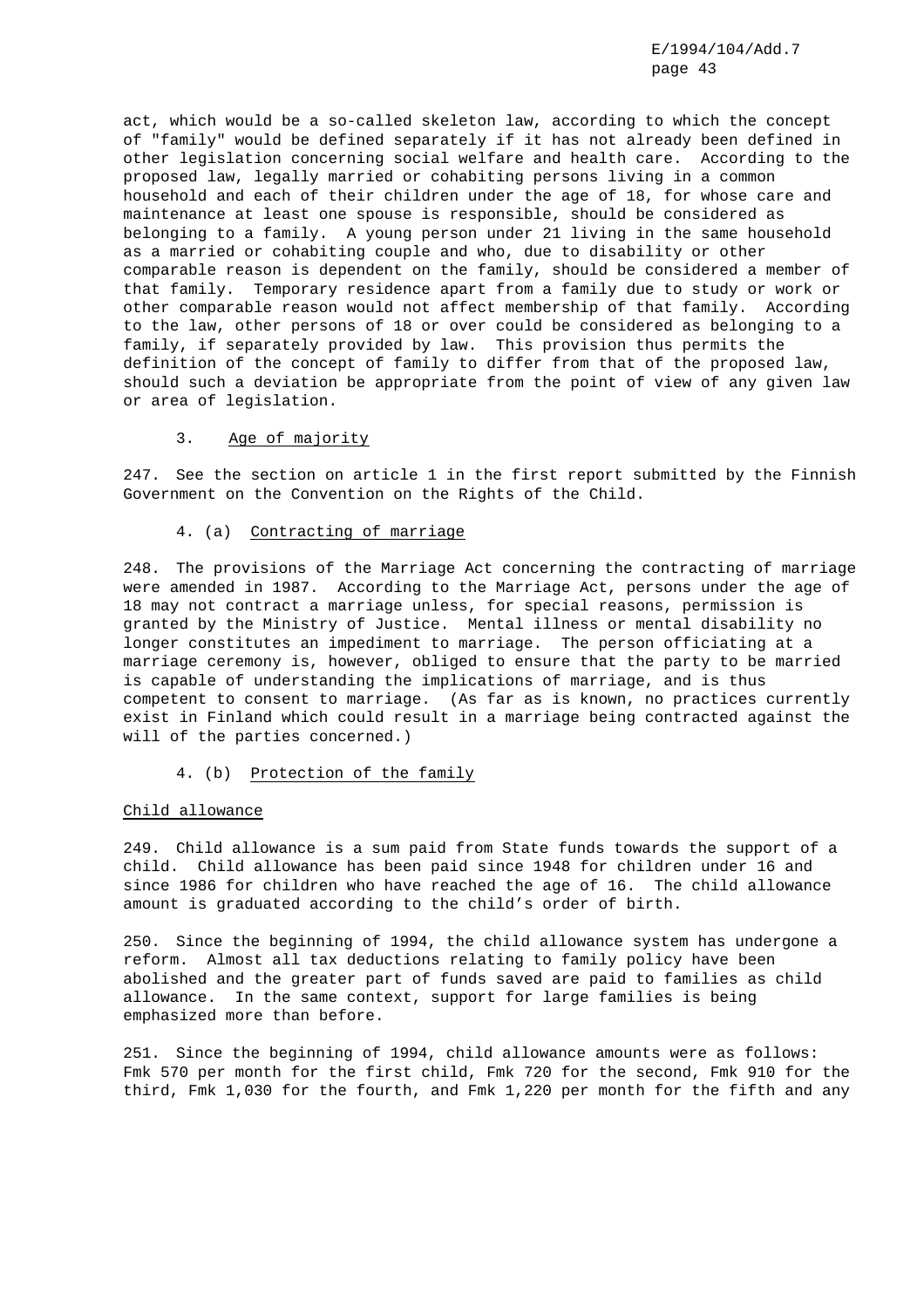act, which would be a so-called skeleton law, according to which the concept of "family" would be defined separately if it has not already been defined in other legislation concerning social welfare and health care. According to the proposed law, legally married or cohabiting persons living in a common household and each of their children under the age of 18, for whose care and maintenance at least one spouse is responsible, should be considered as belonging to a family. A young person under 21 living in the same household as a married or cohabiting couple and who, due to disability or other comparable reason is dependent on the family, should be considered a member of that family. Temporary residence apart from a family due to study or work or other comparable reason would not affect membership of that family. According to the law, other persons of 18 or over could be considered as belonging to a family, if separately provided by law. This provision thus permits the definition of the concept of family to differ from that of the proposed law, should such a deviation be appropriate from the point of view of any given law or area of legislation.

### 3. Age of majority

247. See the section on article 1 in the first report submitted by the Finnish Government on the Convention on the Rights of the Child.

### 4. (a) Contracting of marriage

248. The provisions of the Marriage Act concerning the contracting of marriage were amended in 1987. According to the Marriage Act, persons under the age of 18 may not contract a marriage unless, for special reasons, permission is granted by the Ministry of Justice. Mental illness or mental disability no longer constitutes an impediment to marriage. The person officiating at a marriage ceremony is, however, obliged to ensure that the party to be married is capable of understanding the implications of marriage, and is thus competent to consent to marriage. (As far as is known, no practices currently exist in Finland which could result in a marriage being contracted against the will of the parties concerned.)

### 4. (b) Protection of the family

#### Child allowance

249. Child allowance is a sum paid from State funds towards the support of a child. Child allowance has been paid since 1948 for children under 16 and since 1986 for children who have reached the age of 16. The child allowance amount is graduated according to the child's order of birth.

250. Since the beginning of 1994, the child allowance system has undergone a reform. Almost all tax deductions relating to family policy have been abolished and the greater part of funds saved are paid to families as child allowance. In the same context, support for large families is being emphasized more than before.

251. Since the beginning of 1994, child allowance amounts were as follows: Fmk 570 per month for the first child, Fmk 720 for the second, Fmk 910 for the third, Fmk 1,030 for the fourth, and Fmk 1,220 per month for the fifth and any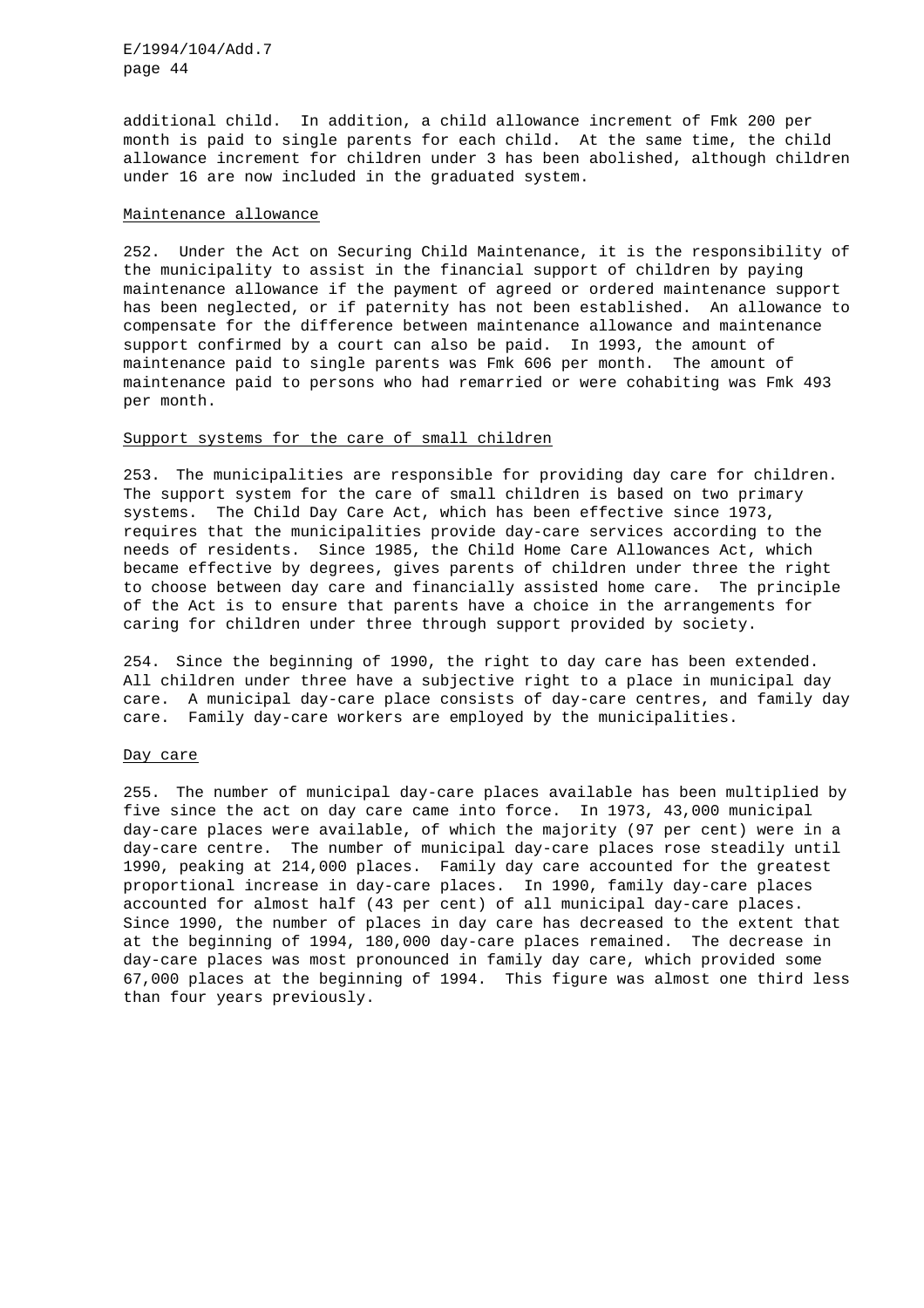additional child. In addition, a child allowance increment of Fmk 200 per month is paid to single parents for each child. At the same time, the child allowance increment for children under 3 has been abolished, although children under 16 are now included in the graduated system.

Maintenance allowance

252. Under the Act on Securing Child Maintenance, it is the responsibility of the municipality to assist in the financial support of children by paying maintenance allowance if the payment of agreed or ordered maintenance support has been neglected, or if paternity has not been established. An allowance to compensate for the difference between maintenance allowance and maintenance support confirmed by a court can also be paid. In 1993, the amount of maintenance paid to single parents was Fmk 606 per month. The amount of maintenance paid to persons who had remarried or were cohabiting was Fmk 493 per month.

Support systems for the care of small children

253. The municipalities are responsible for providing day care for children. The support system for the care of small children is based on two primary systems. The Child Day Care Act, which has been effective since 1973, requires that the municipalities provide day-care services according to the needs of residents. Since 1985, the Child Home Care Allowances Act, which became effective by degrees, gives parents of children under three the right to choose between day care and financially assisted home care. The principle of the Act is to ensure that parents have a choice in the arrangements for caring for children under three through support provided by society.

254. Since the beginning of 1990, the right to day care has been extended. All children under three have a subjective right to a place in municipal day care. A municipal day-care place consists of day-care centres, and family day care. Family day-care workers are employed by the municipalities.

Day care

255. The number of municipal day-care places available has been multiplied by five since the act on day care came into force. In 1973, 43,000 municipal day-care places were available, of which the majority (97 per cent) were in a day-care centre. The number of municipal day-care places rose steadily until 1990, peaking at 214,000 places. Family day care accounted for the greatest proportional increase in day-care places. In 1990, family day-care places accounted for almost half (43 per cent) of all municipal day-care places. Since 1990, the number of places in day care has decreased to the extent that at the beginning of 1994, 180,000 day-care places remained. The decrease in day-care places was most pronounced in family day care, which provided some 67,000 places at the beginning of 1994. This figure was almost one third less than four years previously.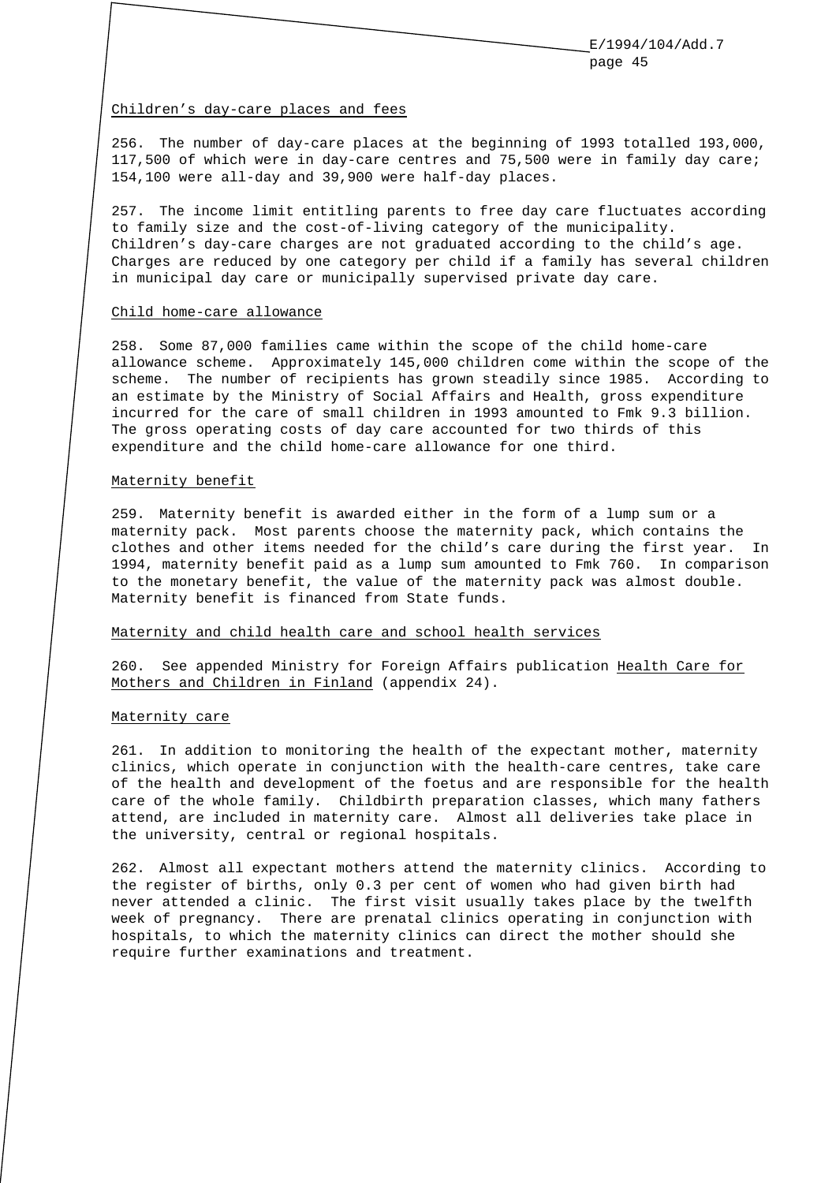## Children's day-care places and fees

256. The number of day-care places at the beginning of 1993 totalled 193,000, 117,500 of which were in day-care centres and 75,500 were in family day care; 154,100 were all-day and 39,900 were half-day places.

257. The income limit entitling parents to free day care fluctuates according to family size and the cost-of-living category of the municipality. Children's day-care charges are not graduated according to the child's age. Charges are reduced by one category per child if a family has several children in municipal day care or municipally supervised private day care.

## Child home-care allowance

258. Some 87,000 families came within the scope of the child home-care allowance scheme. Approximately 145,000 children come within the scope of the scheme. The number of recipients has grown steadily since 1985. According to an estimate by the Ministry of Social Affairs and Health, gross expenditure incurred for the care of small children in 1993 amounted to Fmk 9.3 billion. The gross operating costs of day care accounted for two thirds of this expenditure and the child home-care allowance for one third.

## Maternity benefit

259. Maternity benefit is awarded either in the form of a lump sum or a maternity pack. Most parents choose the maternity pack, which contains the clothes and other items needed for the child's care during the first year. In 1994, maternity benefit paid as a lump sum amounted to Fmk 760. In comparison to the monetary benefit, the value of the maternity pack was almost double. Maternity benefit is financed from State funds.

## Maternity and child health care and school health services

260. See appended Ministry for Foreign Affairs publication Health Care for Mothers and Children in Finland (appendix 24).

## Maternity care

261. In addition to monitoring the health of the expectant mother, maternity clinics, which operate in conjunction with the health-care centres, take care of the health and development of the foetus and are responsible for the health care of the whole family. Childbirth preparation classes, which many fathers attend, are included in maternity care. Almost all deliveries take place in the university, central or regional hospitals.

262. Almost all expectant mothers attend the maternity clinics. According to the register of births, only 0.3 per cent of women who had given birth had never attended a clinic. The first visit usually takes place by the twelfth week of pregnancy. There are prenatal clinics operating in conjunction with hospitals, to which the maternity clinics can direct the mother should she require further examinations and treatment.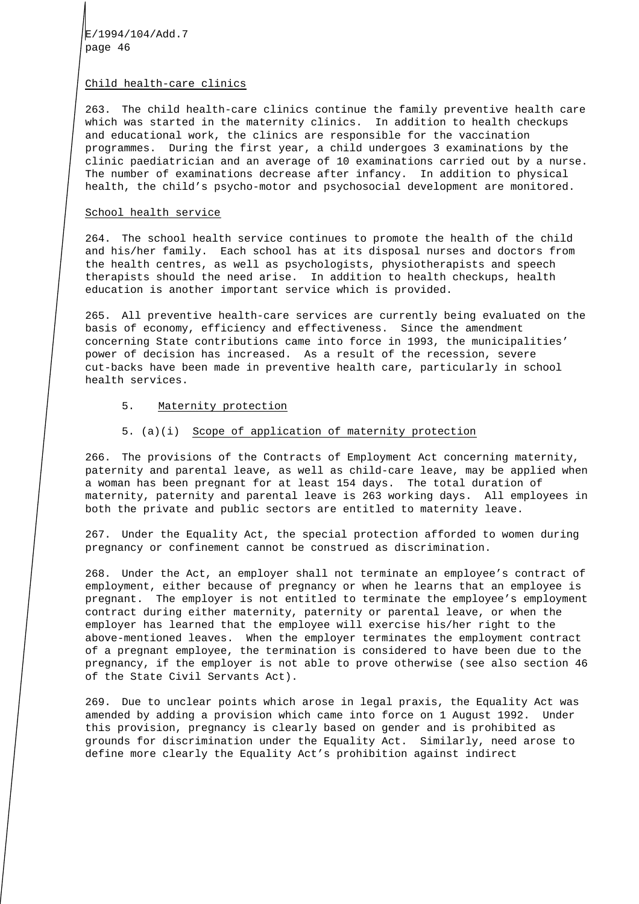### Child health-care clinics

263. The child health-care clinics continue the family preventive health care which was started in the maternity clinics. In addition to health checkups and educational work, the clinics are responsible for the vaccination programmes. During the first year, a child undergoes 3 examinations by the clinic paediatrician and an average of 10 examinations carried out by a nurse. The number of examinations decrease after infancy. In addition to physical health, the child's psycho-motor and psychosocial development are monitored.

### School health service

264. The school health service continues to promote the health of the child and his/her family. Each school has at its disposal nurses and doctors from the health centres, as well as psychologists, physiotherapists and speech therapists should the need arise. In addition to health checkups, health education is another important service which is provided.

265. All preventive health-care services are currently being evaluated on the basis of economy, efficiency and effectiveness. Since the amendment concerning State contributions came into force in 1993, the municipalities' power of decision has increased. As a result of the recession, severe cut-backs have been made in preventive health care, particularly in school health services.

## 5. Maternity protection

### 5. (a)(i) Scope of application of maternity protection

266. The provisions of the Contracts of Employment Act concerning maternity, paternity and parental leave, as well as child-care leave, may be applied when a woman has been pregnant for at least 154 days. The total duration of maternity, paternity and parental leave is 263 working days. All employees in both the private and public sectors are entitled to maternity leave.

267. Under the Equality Act, the special protection afforded to women during pregnancy or confinement cannot be construed as discrimination.

268. Under the Act, an employer shall not terminate an employee's contract of employment, either because of pregnancy or when he learns that an employee is pregnant. The employer is not entitled to terminate the employee's employment contract during either maternity, paternity or parental leave, or when the employer has learned that the employee will exercise his/her right to the above-mentioned leaves. When the employer terminates the employment contract of a pregnant employee, the termination is considered to have been due to the pregnancy, if the employer is not able to prove otherwise (see also section 46 of the State Civil Servants Act).

269. Due to unclear points which arose in legal praxis, the Equality Act was amended by adding a provision which came into force on 1 August 1992. Under this provision, pregnancy is clearly based on gender and is prohibited as grounds for discrimination under the Equality Act. Similarly, need arose to define more clearly the Equality Act's prohibition against indirect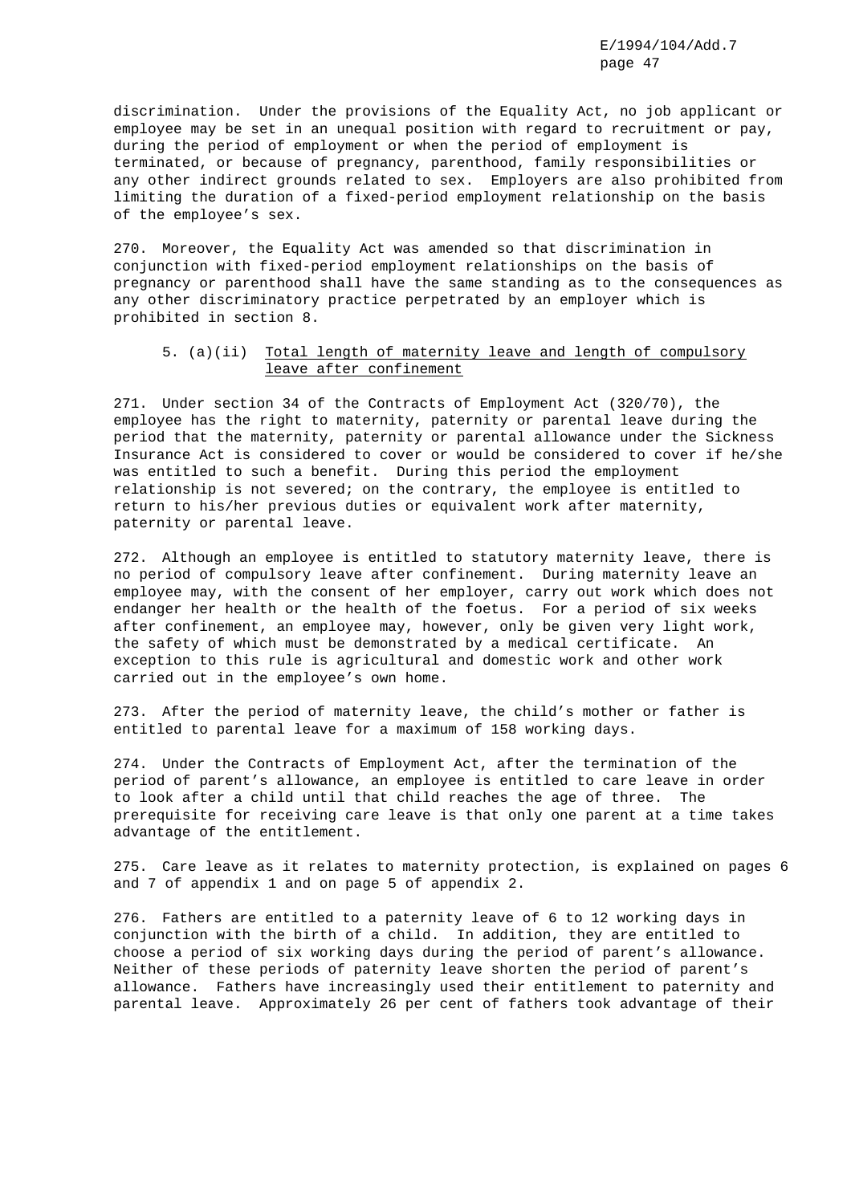discrimination. Under the provisions of the Equality Act, no job applicant or employee may be set in an unequal position with regard to recruitment or pay, during the period of employment or when the period of employment is terminated, or because of pregnancy, parenthood, family responsibilities or any other indirect grounds related to sex. Employers are also prohibited from limiting the duration of a fixed-period employment relationship on the basis of the employee's sex.

270. Moreover, the Equality Act was amended so that discrimination in conjunction with fixed-period employment relationships on the basis of pregnancy or parenthood shall have the same standing as to the consequences as any other discriminatory practice perpetrated by an employer which is prohibited in section 8.

### 5. (a)(ii) Total length of maternity leave and length of compulsory leave after confinement

271. Under section 34 of the Contracts of Employment Act (320/70), the employee has the right to maternity, paternity or parental leave during the period that the maternity, paternity or parental allowance under the Sickness Insurance Act is considered to cover or would be considered to cover if he/she was entitled to such a benefit. During this period the employment relationship is not severed; on the contrary, the employee is entitled to return to his/her previous duties or equivalent work after maternity, paternity or parental leave.

272. Although an employee is entitled to statutory maternity leave, there is no period of compulsory leave after confinement. During maternity leave an employee may, with the consent of her employer, carry out work which does not endanger her health or the health of the foetus. For a period of six weeks after confinement, an employee may, however, only be given very light work, the safety of which must be demonstrated by a medical certificate. An exception to this rule is agricultural and domestic work and other work carried out in the employee's own home.

273. After the period of maternity leave, the child's mother or father is entitled to parental leave for a maximum of 158 working days.

274. Under the Contracts of Employment Act, after the termination of the period of parent's allowance, an employee is entitled to care leave in order to look after a child until that child reaches the age of three. The prerequisite for receiving care leave is that only one parent at a time takes advantage of the entitlement.

275. Care leave as it relates to maternity protection, is explained on pages 6 and 7 of appendix 1 and on page 5 of appendix 2.

276. Fathers are entitled to a paternity leave of 6 to 12 working days in conjunction with the birth of a child. In addition, they are entitled to choose a period of six working days during the period of parent's allowance. Neither of these periods of paternity leave shorten the period of parent's allowance. Fathers have increasingly used their entitlement to paternity and parental leave. Approximately 26 per cent of fathers took advantage of their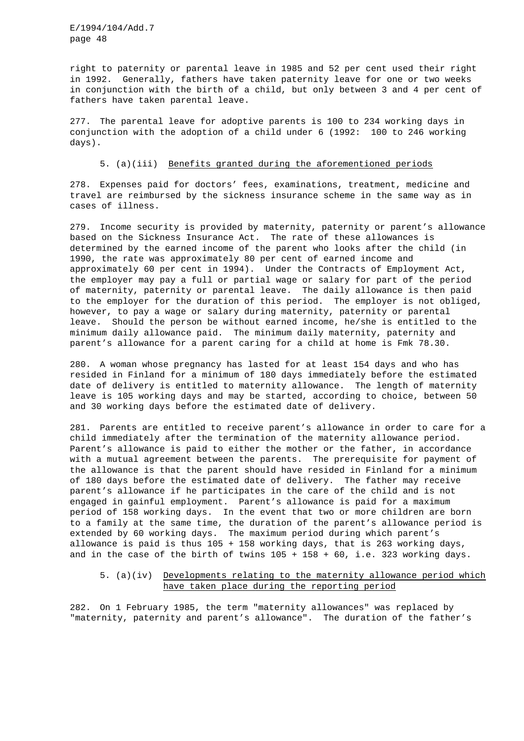right to paternity or parental leave in 1985 and 52 per cent used their right in 1992. Generally, fathers have taken paternity leave for one or two weeks in conjunction with the birth of a child, but only between 3 and 4 per cent of fathers have taken parental leave.

277. The parental leave for adoptive parents is 100 to 234 working days in conjunction with the adoption of a child under 6 (1992: 100 to 246 working days).

### 5. (a)(iii) Benefits granted during the aforementioned periods

278. Expenses paid for doctors' fees, examinations, treatment, medicine and travel are reimbursed by the sickness insurance scheme in the same way as in cases of illness.

279. Income security is provided by maternity, paternity or parent's allowance based on the Sickness Insurance Act. The rate of these allowances is determined by the earned income of the parent who looks after the child (in 1990, the rate was approximately 80 per cent of earned income and approximately 60 per cent in 1994). Under the Contracts of Employment Act, the employer may pay a full or partial wage or salary for part of the period of maternity, paternity or parental leave. The daily allowance is then paid to the employer for the duration of this period. The employer is not obliged, however, to pay a wage or salary during maternity, paternity or parental leave. Should the person be without earned income, he/she is entitled to the minimum daily allowance paid. The minimum daily maternity, paternity and parent's allowance for a parent caring for a child at home is Fmk 78.30.

280. A woman whose pregnancy has lasted for at least 154 days and who has resided in Finland for a minimum of 180 days immediately before the estimated date of delivery is entitled to maternity allowance. The length of maternity leave is 105 working days and may be started, according to choice, between 50 and 30 working days before the estimated date of delivery.

281. Parents are entitled to receive parent's allowance in order to care for a child immediately after the termination of the maternity allowance period. Parent's allowance is paid to either the mother or the father, in accordance with a mutual agreement between the parents. The prerequisite for payment of the allowance is that the parent should have resided in Finland for a minimum of 180 days before the estimated date of delivery. The father may receive parent's allowance if he participates in the care of the child and is not engaged in gainful employment. Parent's allowance is paid for a maximum period of 158 working days. In the event that two or more children are born to a family at the same time, the duration of the parent's allowance period is extended by 60 working days. The maximum period during which parent's allowance is paid is thus 105 + 158 working days, that is 263 working days, and in the case of the birth of twins 105 + 158 + 60, i.e. 323 working days.

### 5. (a)(iv) Developments relating to the maternity allowance period which have taken place during the reporting period

282. On 1 February 1985, the term "maternity allowances" was replaced by "maternity, paternity and parent's allowance". The duration of the father's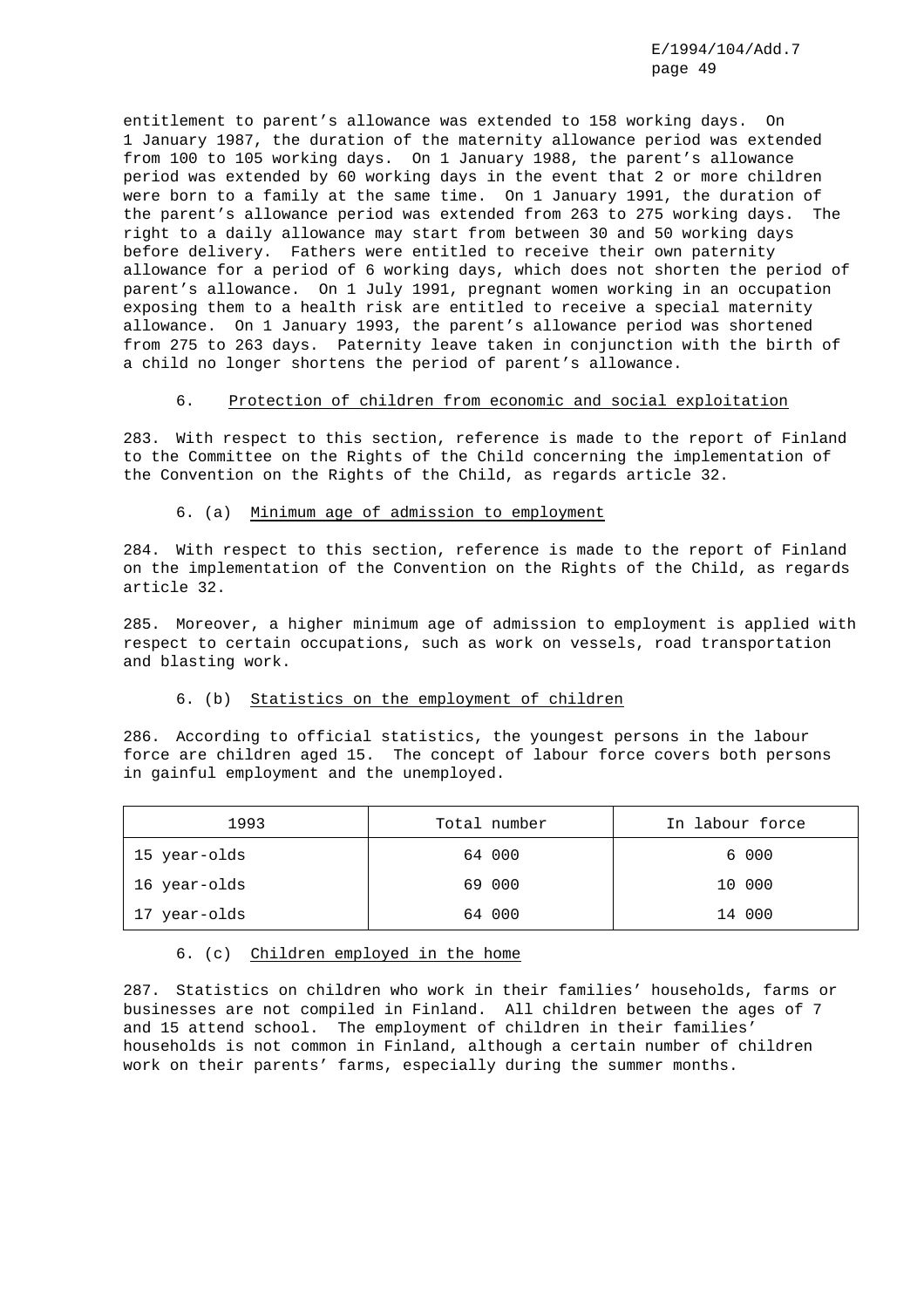entitlement to parent's allowance was extended to 158 working days. On 1 January 1987, the duration of the maternity allowance period was extended from 100 to 105 working days. On 1 January 1988, the parent's allowance period was extended by 60 working days in the event that 2 or more children were born to a family at the same time. On 1 January 1991, the duration of the parent's allowance period was extended from 263 to 275 working days. The right to a daily allowance may start from between 30 and 50 working days before delivery. Fathers were entitled to receive their own paternity allowance for a period of 6 working days, which does not shorten the period of parent's allowance. On 1 July 1991, pregnant women working in an occupation exposing them to a health risk are entitled to receive a special maternity allowance. On 1 January 1993, the parent's allowance period was shortened from 275 to 263 days. Paternity leave taken in conjunction with the birth of a child no longer shortens the period of parent's allowance.

### 6. Protection of children from economic and social exploitation

283. With respect to this section, reference is made to the report of Finland to the Committee on the Rights of the Child concerning the implementation of the Convention on the Rights of the Child, as regards article 32.

#### 6. (a) Minimum age of admission to employment

284. With respect to this section, reference is made to the report of Finland on the implementation of the Convention on the Rights of the Child, as regards article 32.

285. Moreover, a higher minimum age of admission to employment is applied with respect to certain occupations, such as work on vessels, road transportation and blasting work.

#### 6. (b) Statistics on the employment of children

286. According to official statistics, the youngest persons in the labour force are children aged 15. The concept of labour force covers both persons in gainful employment and the unemployed.

| 1993 | Total number | In labour force |
|---|---|---|
| 15 year-olds | 64 000 | 6 000 |
| 16 year-olds | 69 000 | 10 000 |
| 17 year-olds | 64 000 | 14 000 |

#### 6. (c) Children employed in the home

287. Statistics on children who work in their families' households, farms or businesses are not compiled in Finland. All children between the ages of 7 and 15 attend school. The employment of children in their families' households is not common in Finland, although a certain number of children work on their parents' farms, especially during the summer months.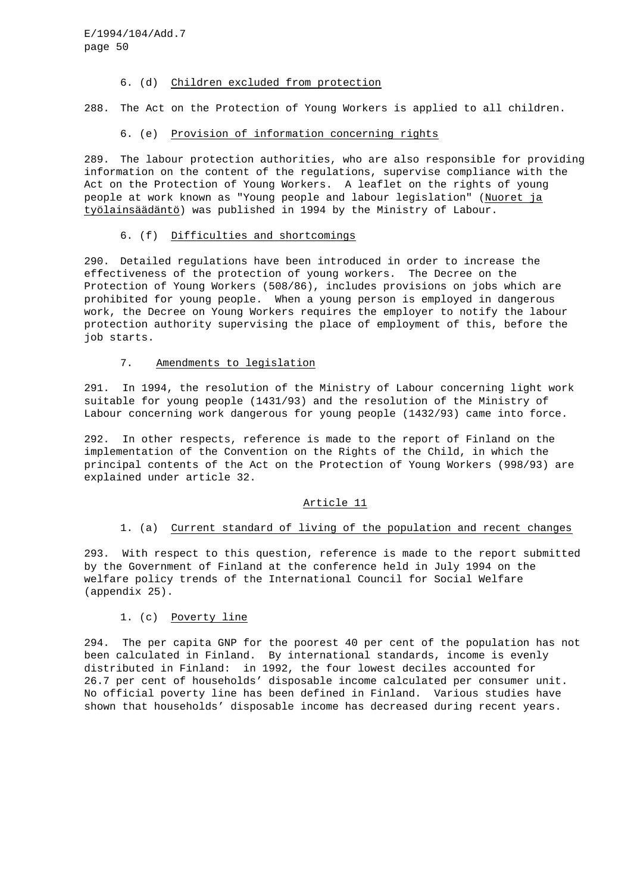6. (d) Children excluded from protection

288. The Act on the Protection of Young Workers is applied to all children.

6. (e) Provision of information concerning rights

289. The labour protection authorities, who are also responsible for providing information on the content of the regulations, supervise compliance with the Act on the Protection of Young Workers. A leaflet on the rights of young people at work known as "Young people and labour legislation" (Nuoret ja työlainsäädäntö) was published in 1994 by the Ministry of Labour.

6. (f) Difficulties and shortcomings

290. Detailed regulations have been introduced in order to increase the effectiveness of the protection of young workers. The Decree on the Protection of Young Workers (508/86), includes provisions on jobs which are prohibited for young people. When a young person is employed in dangerous work, the Decree on Young Workers requires the employer to notify the labour protection authority supervising the place of employment of this, before the job starts.

7. Amendments to legislation

291. In 1994, the resolution of the Ministry of Labour concerning light work suitable for young people (1431/93) and the resolution of the Ministry of Labour concerning work dangerous for young people (1432/93) came into force.

292. In other respects, reference is made to the report of Finland on the implementation of the Convention on the Rights of the Child, in which the principal contents of the Act on the Protection of Young Workers (998/93) are explained under article 32.

## Article 11

1. (a) Current standard of living of the population and recent changes

293. With respect to this question, reference is made to the report submitted by the Government of Finland at the conference held in July 1994 on the welfare policy trends of the International Council for Social Welfare (appendix 25).

1. (c) Poverty line

294. The per capita GNP for the poorest 40 per cent of the population has not been calculated in Finland. By international standards, income is evenly distributed in Finland: in 1992, the four lowest deciles accounted for 26.7 per cent of households' disposable income calculated per consumer unit. No official poverty line has been defined in Finland. Various studies have shown that households' disposable income has decreased during recent years.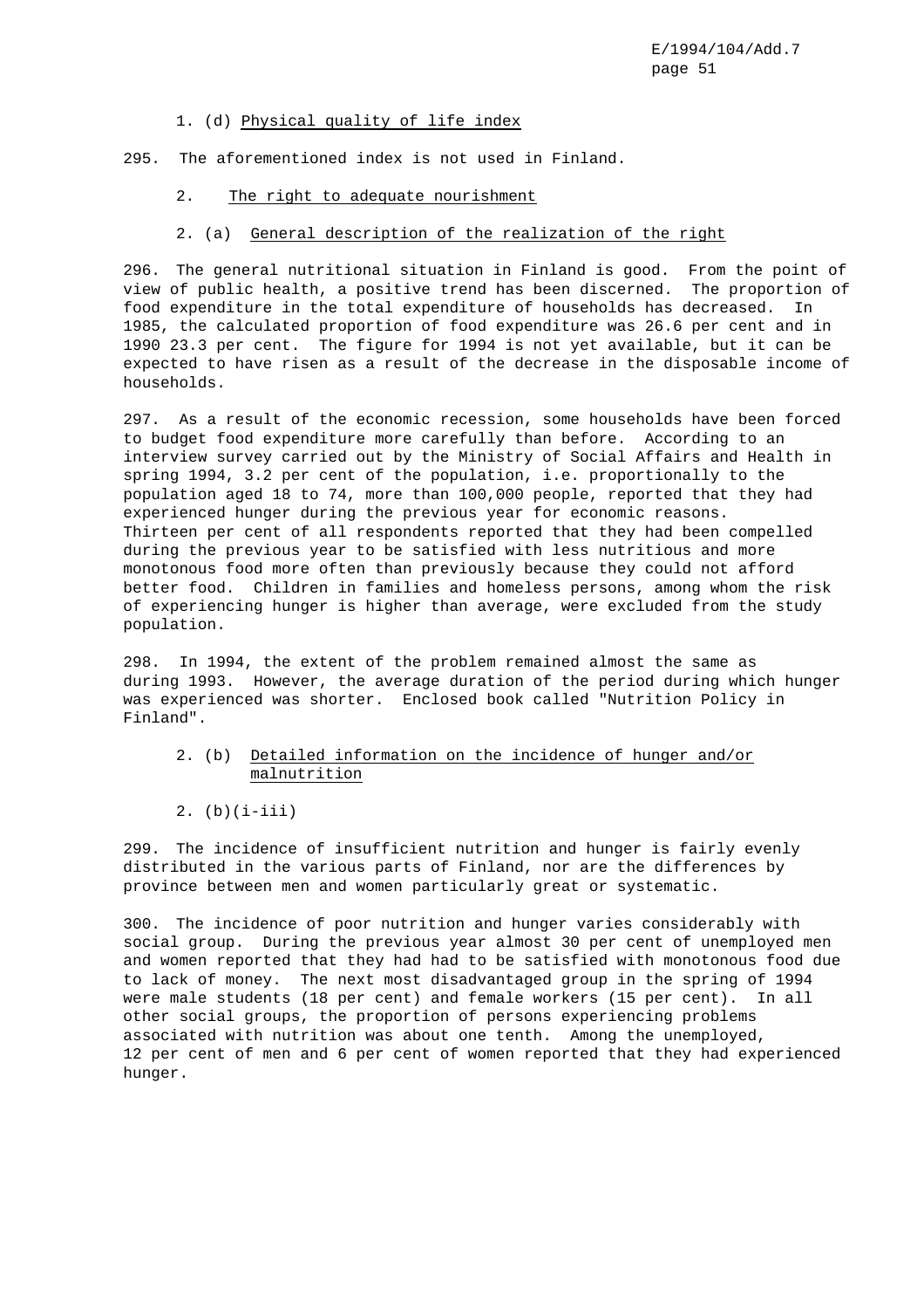1. (d) Physical quality of life index

295. The aforementioned index is not used in Finland.

2. The right to adequate nourishment

2. (a) General description of the realization of the right

296. The general nutritional situation in Finland is good. From the point of view of public health, a positive trend has been discerned. The proportion of food expenditure in the total expenditure of households has decreased. In 1985, the calculated proportion of food expenditure was 26.6 per cent and in 1990 23.3 per cent. The figure for 1994 is not yet available, but it can be expected to have risen as a result of the decrease in the disposable income of households.

297. As a result of the economic recession, some households have been forced to budget food expenditure more carefully than before. According to an interview survey carried out by the Ministry of Social Affairs and Health in spring 1994, 3.2 per cent of the population, i.e. proportionally to the population aged 18 to 74, more than 100,000 people, reported that they had experienced hunger during the previous year for economic reasons. Thirteen per cent of all respondents reported that they had been compelled during the previous year to be satisfied with less nutritious and more monotonous food more often than previously because they could not afford better food. Children in families and homeless persons, among whom the risk of experiencing hunger is higher than average, were excluded from the study population.

298. In 1994, the extent of the problem remained almost the same as during 1993. However, the average duration of the period during which hunger was experienced was shorter. Enclosed book called "Nutrition Policy in Finland".

2. (b) Detailed information on the incidence of hunger and/or malnutrition

2. (b)(i-iii)

299. The incidence of insufficient nutrition and hunger is fairly evenly distributed in the various parts of Finland, nor are the differences by province between men and women particularly great or systematic.

300. The incidence of poor nutrition and hunger varies considerably with social group. During the previous year almost 30 per cent of unemployed men and women reported that they had had to be satisfied with monotonous food due to lack of money. The next most disadvantaged group in the spring of 1994 were male students (18 per cent) and female workers (15 per cent). In all other social groups, the proportion of persons experiencing problems associated with nutrition was about one tenth. Among the unemployed, 12 per cent of men and 6 per cent of women reported that they had experienced hunger.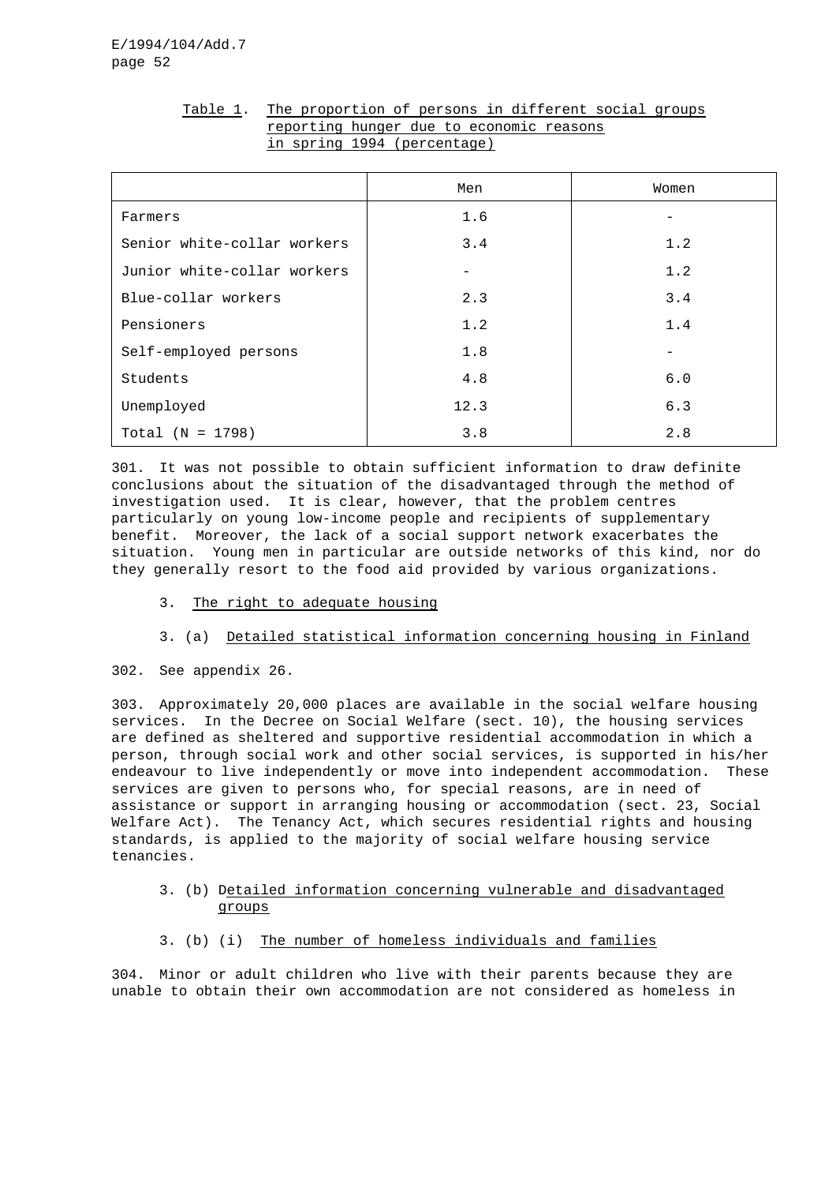Table 1. The proportion of persons in different social groups reporting hunger due to economic reasons in spring 1994 (percentage)

| | Men | Women |
|---|---|---|
| Farmers | 1.6 | - |
| Senior white-collar workers | 3.4 | 1.2 |
| Junior white-collar workers | - | 1.2 |
| Blue-collar workers | 2.3 | 3.4 |
| Pensioners | 1.2 | 1.4 |
| Self-employed persons | 1.8 | - |
| Students | 4.8 | 6.0 |
| Unemployed | 12.3 | 6.3 |
| Total (N = 1798) | 3.8 | 2.8 |

301. It was not possible to obtain sufficient information to draw definite conclusions about the situation of the disadvantaged through the method of investigation used. It is clear, however, that the problem centres particularly on young low-income people and recipients of supplementary benefit. Moreover, the lack of a social support network exacerbates the situation. Young men in particular are outside networks of this kind, nor do they generally resort to the food aid provided by various organizations.

### 3. The right to adequate housing

#### 3. (a) Detailed statistical information concerning housing in Finland

302. See appendix 26.

303. Approximately 20,000 places are available in the social welfare housing services. In the Decree on Social Welfare (sect. 10), the housing services are defined as sheltered and supportive residential accommodation in which a person, through social work and other social services, is supported in his/her endeavour to live independently or move into independent accommodation. These services are given to persons who, for special reasons, are in need of assistance or support in arranging housing or accommodation (sect. 23, Social Welfare Act). The Tenancy Act, which secures residential rights and housing standards, is applied to the majority of social welfare housing service tenancies.

#### 3. (b) Detailed information concerning vulnerable and disadvantaged groups

##### 3. (b) (i) The number of homeless individuals and families

304. Minor or adult children who live with their parents because they are unable to obtain their own accommodation are not considered as homeless in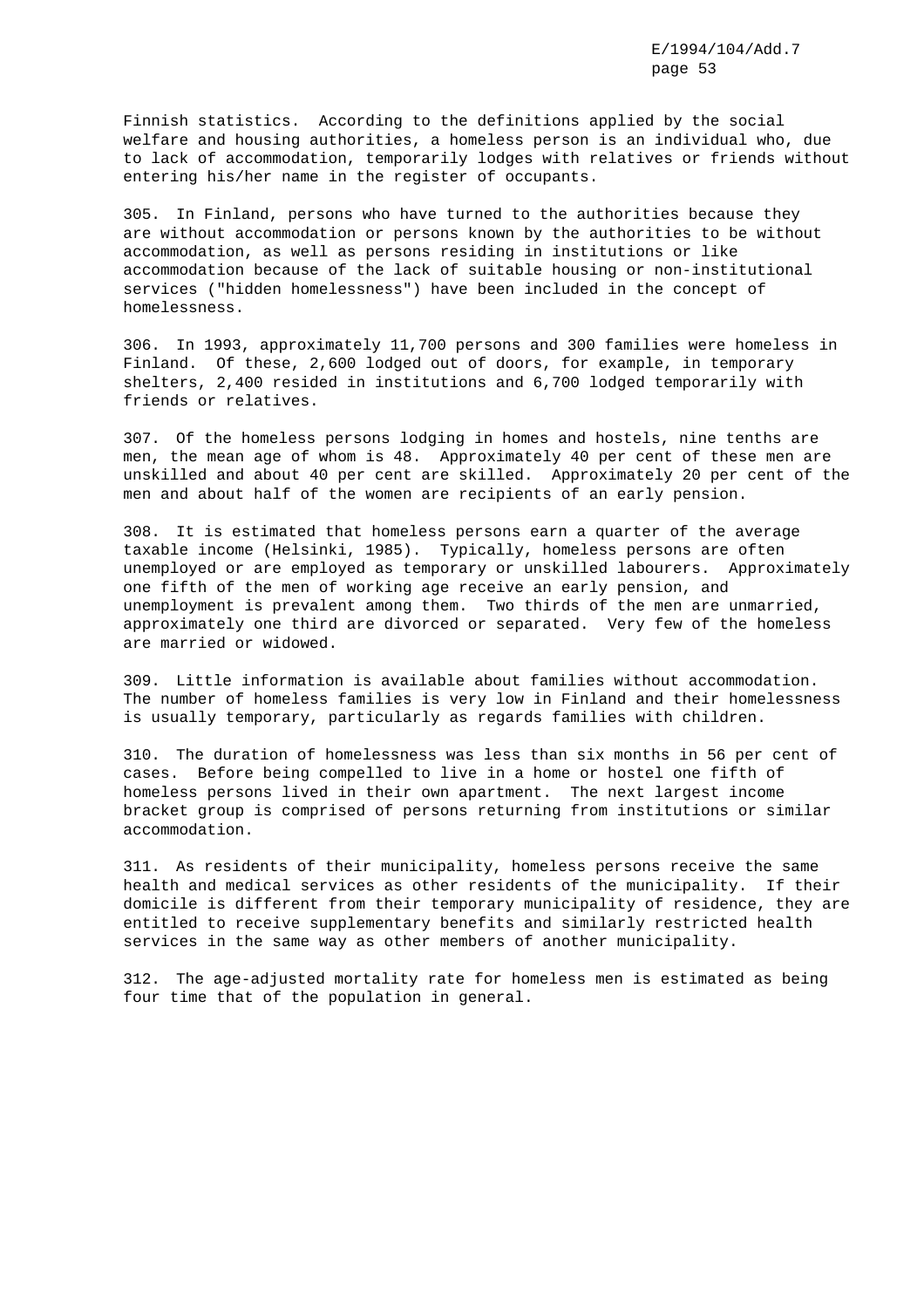Finnish statistics. According to the definitions applied by the social welfare and housing authorities, a homeless person is an individual who, due to lack of accommodation, temporarily lodges with relatives or friends without entering his/her name in the register of occupants.

305. In Finland, persons who have turned to the authorities because they are without accommodation or persons known by the authorities to be without accommodation, as well as persons residing in institutions or like accommodation because of the lack of suitable housing or non-institutional services ("hidden homelessness") have been included in the concept of homelessness.

306. In 1993, approximately 11,700 persons and 300 families were homeless in Finland. Of these, 2,600 lodged out of doors, for example, in temporary shelters, 2,400 resided in institutions and 6,700 lodged temporarily with friends or relatives.

307. Of the homeless persons lodging in homes and hostels, nine tenths are men, the mean age of whom is 48. Approximately 40 per cent of these men are unskilled and about 40 per cent are skilled. Approximately 20 per cent of the men and about half of the women are recipients of an early pension.

308. It is estimated that homeless persons earn a quarter of the average taxable income (Helsinki, 1985). Typically, homeless persons are often unemployed or are employed as temporary or unskilled labourers. Approximately one fifth of the men of working age receive an early pension, and unemployment is prevalent among them. Two thirds of the men are unmarried, approximately one third are divorced or separated. Very few of the homeless are married or widowed.

309. Little information is available about families without accommodation. The number of homeless families is very low in Finland and their homelessness is usually temporary, particularly as regards families with children.

310. The duration of homelessness was less than six months in 56 per cent of cases. Before being compelled to live in a home or hostel one fifth of homeless persons lived in their own apartment. The next largest income bracket group is comprised of persons returning from institutions or similar accommodation.

311. As residents of their municipality, homeless persons receive the same health and medical services as other residents of the municipality. If their domicile is different from their temporary municipality of residence, they are entitled to receive supplementary benefits and similarly restricted health services in the same way as other members of another municipality.

312. The age-adjusted mortality rate for homeless men is estimated as being four time that of the population in general.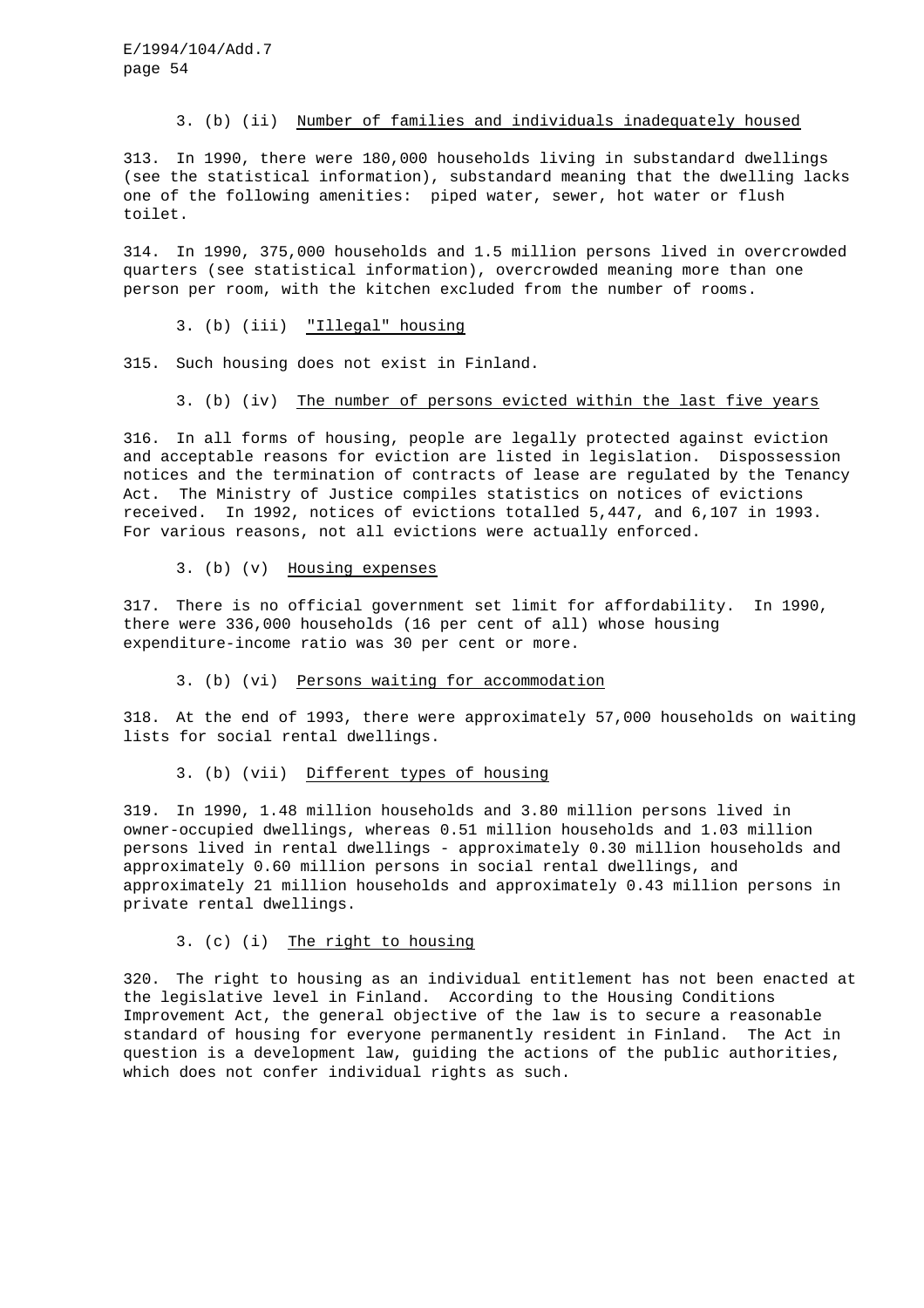3. (b) (ii) Number of families and individuals inadequately housed

313. In 1990, there were 180,000 households living in substandard dwellings (see the statistical information), substandard meaning that the dwelling lacks one of the following amenities: piped water, sewer, hot water or flush toilet.

314. In 1990, 375,000 households and 1.5 million persons lived in overcrowded quarters (see statistical information), overcrowded meaning more than one person per room, with the kitchen excluded from the number of rooms.

3. (b) (iii) "Illegal" housing

315. Such housing does not exist in Finland.

3. (b) (iv) The number of persons evicted within the last five years

316. In all forms of housing, people are legally protected against eviction and acceptable reasons for eviction are listed in legislation. Dispossession notices and the termination of contracts of lease are regulated by the Tenancy Act. The Ministry of Justice compiles statistics on notices of evictions received. In 1992, notices of evictions totalled 5,447, and 6,107 in 1993. For various reasons, not all evictions were actually enforced.

3. (b) (v) Housing expenses

317. There is no official government set limit for affordability. In 1990, there were 336,000 households (16 per cent of all) whose housing expenditure-income ratio was 30 per cent or more.

3. (b) (vi) Persons waiting for accommodation

318. At the end of 1993, there were approximately 57,000 households on waiting lists for social rental dwellings.

3. (b) (vii) Different types of housing

319. In 1990, 1.48 million households and 3.80 million persons lived in owner-occupied dwellings, whereas 0.51 million households and 1.03 million persons lived in rental dwellings - approximately 0.30 million households and approximately 0.60 million persons in social rental dwellings, and approximately 21 million households and approximately 0.43 million persons in private rental dwellings.

3. (c) (i) The right to housing

320. The right to housing as an individual entitlement has not been enacted at the legislative level in Finland. According to the Housing Conditions Improvement Act, the general objective of the law is to secure a reasonable standard of housing for everyone permanently resident in Finland. The Act in question is a development law, guiding the actions of the public authorities, which does not confer individual rights as such.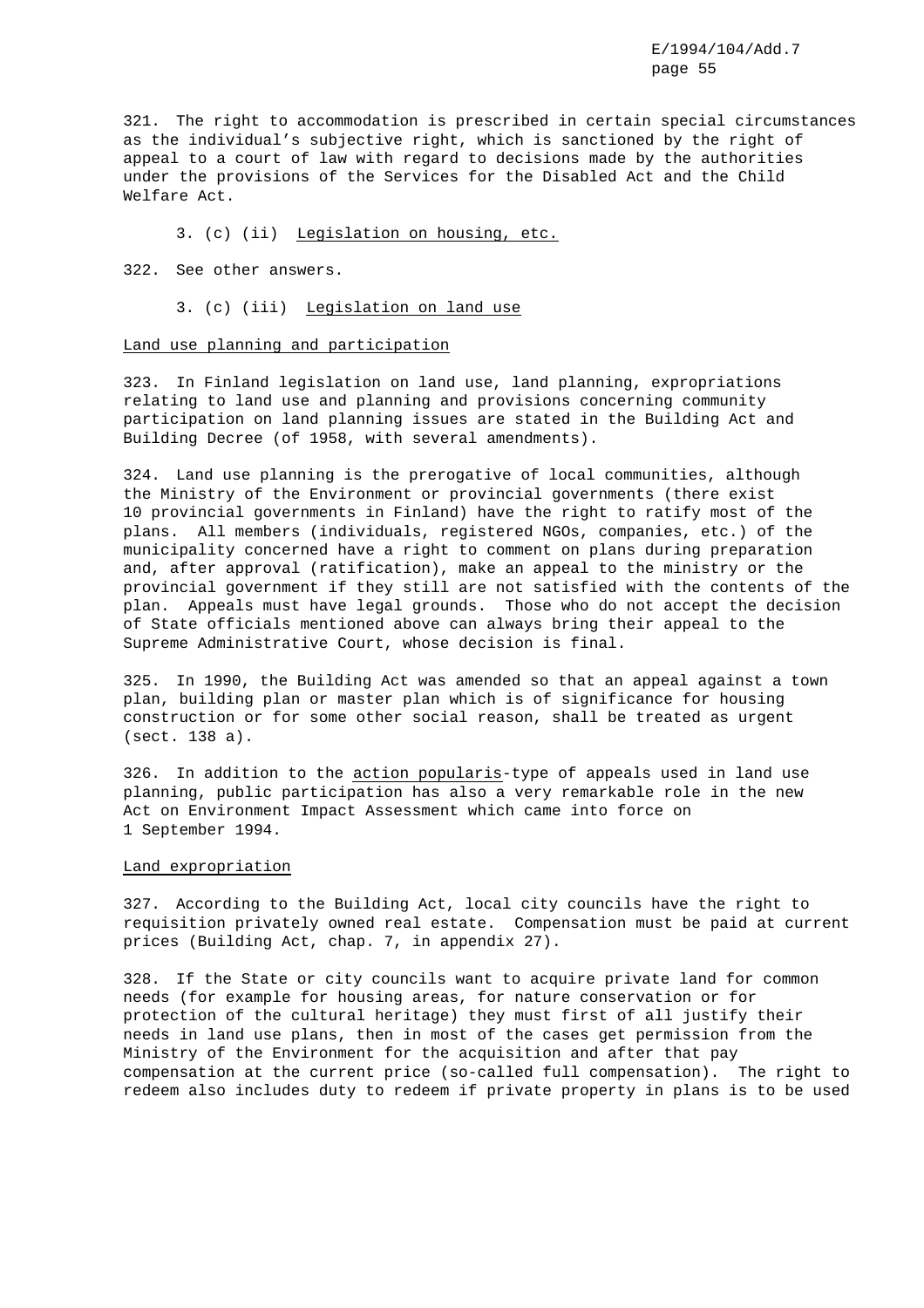321. The right to accommodation is prescribed in certain special circumstances as the individual's subjective right, which is sanctioned by the right of appeal to a court of law with regard to decisions made by the authorities under the provisions of the Services for the Disabled Act and the Child Welfare Act.

3. (c) (ii) Legislation on housing, etc.

322. See other answers.

3. (c) (iii) Legislation on land use

Land use planning and participation

323. In Finland legislation on land use, land planning, expropriations relating to land use and planning and provisions concerning community participation on land planning issues are stated in the Building Act and Building Decree (of 1958, with several amendments).

324. Land use planning is the prerogative of local communities, although the Ministry of the Environment or provincial governments (there exist 10 provincial governments in Finland) have the right to ratify most of the plans. All members (individuals, registered NGOs, companies, etc.) of the municipality concerned have a right to comment on plans during preparation and, after approval (ratification), make an appeal to the ministry or the provincial government if they still are not satisfied with the contents of the plan. Appeals must have legal grounds. Those who do not accept the decision of State officials mentioned above can always bring their appeal to the Supreme Administrative Court, whose decision is final.

325. In 1990, the Building Act was amended so that an appeal against a town plan, building plan or master plan which is of significance for housing construction or for some other social reason, shall be treated as urgent (sect. 138 a).

326. In addition to the action popularis-type of appeals used in land use planning, public participation has also a very remarkable role in the new Act on Environment Impact Assessment which came into force on 1 September 1994.

Land expropriation

327. According to the Building Act, local city councils have the right to requisition privately owned real estate. Compensation must be paid at current prices (Building Act, chap. 7, in appendix 27).

328. If the State or city councils want to acquire private land for common needs (for example for housing areas, for nature conservation or for protection of the cultural heritage) they must first of all justify their needs in land use plans, then in most of the cases get permission from the Ministry of the Environment for the acquisition and after that pay compensation at the current price (so-called full compensation). The right to redeem also includes duty to redeem if private property in plans is to be used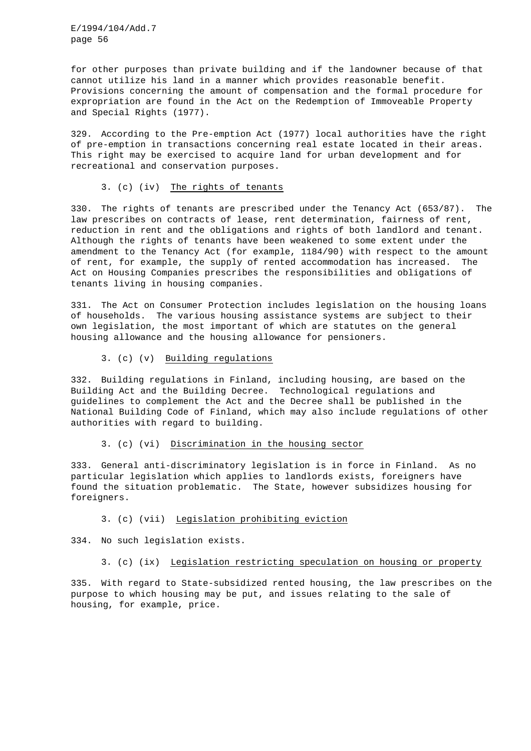for other purposes than private building and if the landowner because of that cannot utilize his land in a manner which provides reasonable benefit. Provisions concerning the amount of compensation and the formal procedure for expropriation are found in the Act on the Redemption of Immoveable Property and Special Rights (1977).

329. According to the Pre-emption Act (1977) local authorities have the right of pre-emption in transactions concerning real estate located in their areas. This right may be exercised to acquire land for urban development and for recreational and conservation purposes.

### 3. (c) (iv) The rights of tenants

330. The rights of tenants are prescribed under the Tenancy Act (653/87). The law prescribes on contracts of lease, rent determination, fairness of rent, reduction in rent and the obligations and rights of both landlord and tenant. Although the rights of tenants have been weakened to some extent under the amendment to the Tenancy Act (for example, 1184/90) with respect to the amount of rent, for example, the supply of rented accommodation has increased. The Act on Housing Companies prescribes the responsibilities and obligations of tenants living in housing companies.

331. The Act on Consumer Protection includes legislation on the housing loans of households. The various housing assistance systems are subject to their own legislation, the most important of which are statutes on the general housing allowance and the housing allowance for pensioners.

### 3. (c) (v) Building regulations

332. Building regulations in Finland, including housing, are based on the Building Act and the Building Decree. Technological regulations and guidelines to complement the Act and the Decree shall be published in the National Building Code of Finland, which may also include regulations of other authorities with regard to building.

### 3. (c) (vi) Discrimination in the housing sector

333. General anti-discriminatory legislation is in force in Finland. As no particular legislation which applies to landlords exists, foreigners have found the situation problematic. The State, however subsidizes housing for foreigners.

### 3. (c) (vii) Legislation prohibiting eviction

334. No such legislation exists.

### 3. (c) (ix) Legislation restricting speculation on housing or property

335. With regard to State-subsidized rented housing, the law prescribes on the purpose to which housing may be put, and issues relating to the sale of housing, for example, price.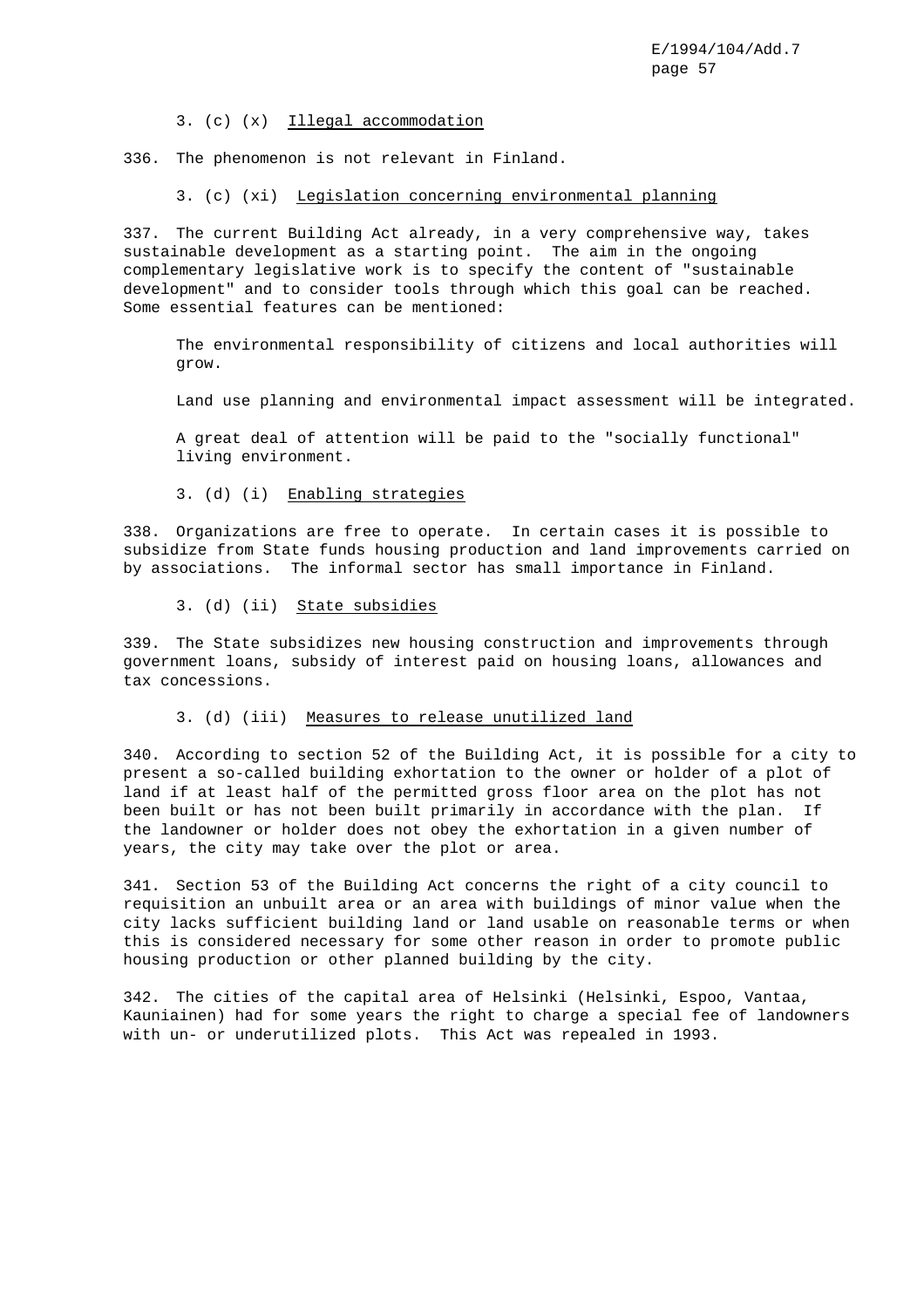3. (c) (x) Illegal accommodation

336. The phenomenon is not relevant in Finland.

3. (c) (xi) Legislation concerning environmental planning

337. The current Building Act already, in a very comprehensive way, takes sustainable development as a starting point. The aim in the ongoing complementary legislative work is to specify the content of "sustainable development" and to consider tools through which this goal can be reached. Some essential features can be mentioned:

The environmental responsibility of citizens and local authorities will grow.

Land use planning and environmental impact assessment will be integrated.

A great deal of attention will be paid to the "socially functional" living environment.

3. (d) (i) Enabling strategies

338. Organizations are free to operate. In certain cases it is possible to subsidize from State funds housing production and land improvements carried on by associations. The informal sector has small importance in Finland.

3. (d) (ii) State subsidies

339. The State subsidizes new housing construction and improvements through government loans, subsidy of interest paid on housing loans, allowances and tax concessions.

3. (d) (iii) Measures to release unutilized land

340. According to section 52 of the Building Act, it is possible for a city to present a so-called building exhortation to the owner or holder of a plot of land if at least half of the permitted gross floor area on the plot has not been built or has not been built primarily in accordance with the plan. If the landowner or holder does not obey the exhortation in a given number of years, the city may take over the plot or area.

341. Section 53 of the Building Act concerns the right of a city council to requisition an unbuilt area or an area with buildings of minor value when the city lacks sufficient building land or land usable on reasonable terms or when this is considered necessary for some other reason in order to promote public housing production or other planned building by the city.

342. The cities of the capital area of Helsinki (Helsinki, Espoo, Vantaa, Kauniainen) had for some years the right to charge a special fee of landowners with un- or underutilized plots. This Act was repealed in 1993.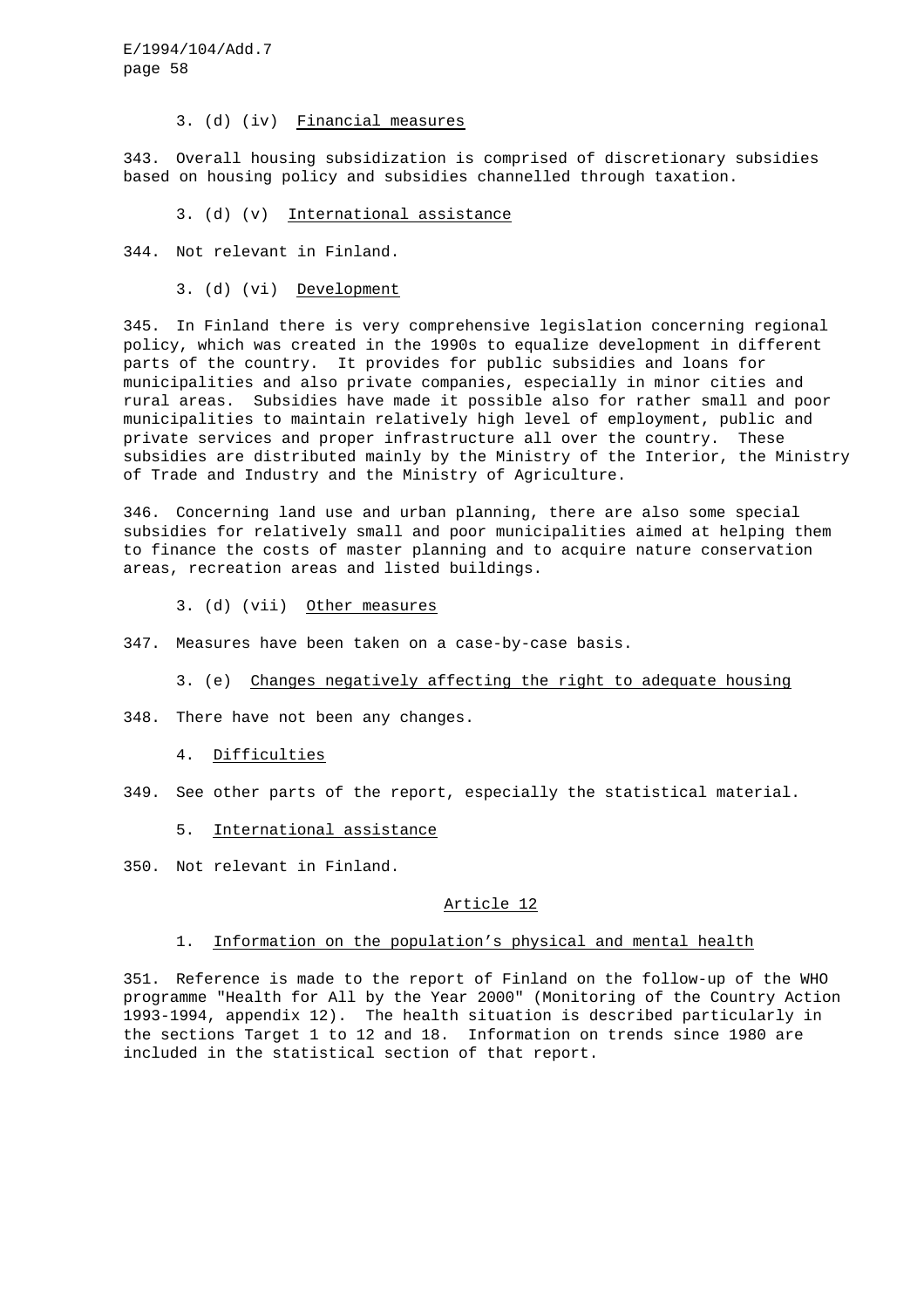3. (d) (iv) Financial measures

343. Overall housing subsidization is comprised of discretionary subsidies based on housing policy and subsidies channelled through taxation.

3. (d) (v) International assistance

344. Not relevant in Finland.

3. (d) (vi) Development

345. In Finland there is very comprehensive legislation concerning regional policy, which was created in the 1990s to equalize development in different parts of the country. It provides for public subsidies and loans for municipalities and also private companies, especially in minor cities and rural areas. Subsidies have made it possible also for rather small and poor municipalities to maintain relatively high level of employment, public and private services and proper infrastructure all over the country. These subsidies are distributed mainly by the Ministry of the Interior, the Ministry of Trade and Industry and the Ministry of Agriculture.

346. Concerning land use and urban planning, there are also some special subsidies for relatively small and poor municipalities aimed at helping them to finance the costs of master planning and to acquire nature conservation areas, recreation areas and listed buildings.

3. (d) (vii) Other measures

347. Measures have been taken on a case-by-case basis.

3. (e) Changes negatively affecting the right to adequate housing

348. There have not been any changes.

4. Difficulties

349. See other parts of the report, especially the statistical material.

5. International assistance

350. Not relevant in Finland.

## Article 12

1. Information on the population's physical and mental health

351. Reference is made to the report of Finland on the follow-up of the WHO programme "Health for All by the Year 2000" (Monitoring of the Country Action 1993-1994, appendix 12). The health situation is described particularly in the sections Target 1 to 12 and 18. Information on trends since 1980 are included in the statistical section of that report.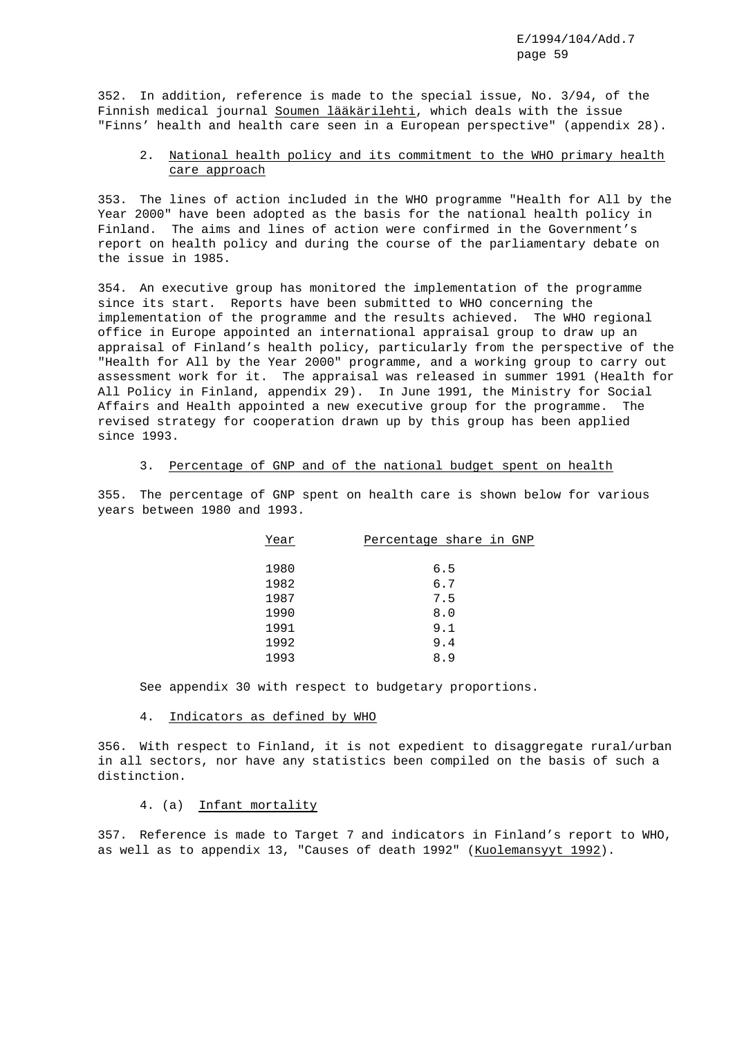352. In addition, reference is made to the special issue, No. 3/94, of the Finnish medical journal Soumen lääkärilehti, which deals with the issue "Finns' health and health care seen in a European perspective" (appendix 28).

## 2. National health policy and its commitment to the WHO primary health care approach

353. The lines of action included in the WHO programme "Health for All by the Year 2000" have been adopted as the basis for the national health policy in Finland. The aims and lines of action were confirmed in the Government's report on health policy and during the course of the parliamentary debate on the issue in 1985.

354. An executive group has monitored the implementation of the programme since its start. Reports have been submitted to WHO concerning the implementation of the programme and the results achieved. The WHO regional office in Europe appointed an international appraisal group to draw up an appraisal of Finland's health policy, particularly from the perspective of the "Health for All by the Year 2000" programme, and a working group to carry out assessment work for it. The appraisal was released in summer 1991 (Health for All Policy in Finland, appendix 29). In June 1991, the Ministry for Social Affairs and Health appointed a new executive group for the programme. The revised strategy for cooperation drawn up by this group has been applied since 1993.

## 3. Percentage of GNP and of the national budget spent on health

355. The percentage of GNP spent on health care is shown below for various years between 1980 and 1993.

| Year | Percentage share in GNP |
|---|---|
| 1980 | 6.5 |
| 1982 | 6.7 |
| 1987 | 7.5 |
| 1990 | 8.0 |
| 1991 | 9.1 |
| 1992 | 9.4 |
| 1993 | 8.9 |

See appendix 30 with respect to budgetary proportions.

## 4. Indicators as defined by WHO

356. With respect to Finland, it is not expedient to disaggregate rural/urban in all sectors, nor have any statistics been compiled on the basis of such a distinction.

### 4. (a) Infant mortality

357. Reference is made to Target 7 and indicators in Finland's report to WHO, as well as to appendix 13, "Causes of death 1992" (Kuolemansyyt 1992).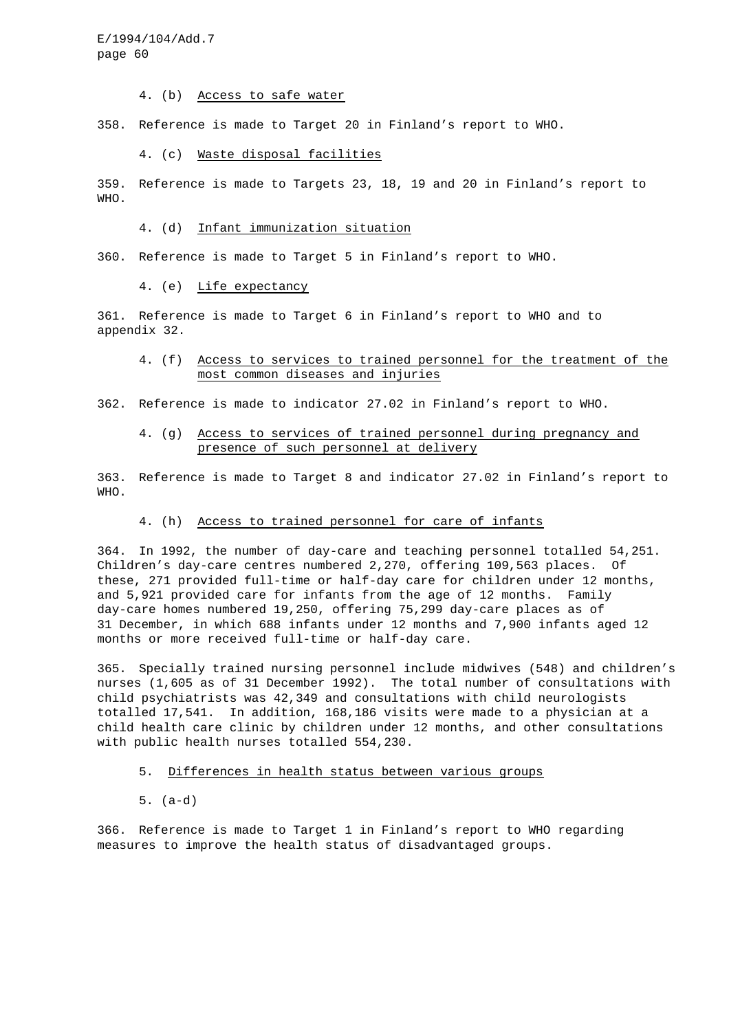#### 4. (b) Access to safe water

358. Reference is made to Target 20 in Finland's report to WHO.

#### 4. (c) Waste disposal facilities

359. Reference is made to Targets 23, 18, 19 and 20 in Finland's report to WHO.

#### 4. (d) Infant immunization situation

360. Reference is made to Target 5 in Finland's report to WHO.

#### 4. (e) Life expectancy

361. Reference is made to Target 6 in Finland's report to WHO and to appendix 32.

#### 4. (f) Access to services to trained personnel for the treatment of the most common diseases and injuries

362. Reference is made to indicator 27.02 in Finland's report to WHO.

#### 4. (g) Access to services of trained personnel during pregnancy and presence of such personnel at delivery

363. Reference is made to Target 8 and indicator 27.02 in Finland's report to WHO.

#### 4. (h) Access to trained personnel for care of infants

364. In 1992, the number of day-care and teaching personnel totalled 54,251. Children's day-care centres numbered 2,270, offering 109,563 places. Of these, 271 provided full-time or half-day care for children under 12 months, and 5,921 provided care for infants from the age of 12 months. Family day-care homes numbered 19,250, offering 75,299 day-care places as of 31 December, in which 688 infants under 12 months and 7,900 infants aged 12 months or more received full-time or half-day care.

365. Specially trained nursing personnel include midwives (548) and children's nurses (1,605 as of 31 December 1992). The total number of consultations with child psychiatrists was 42,349 and consultations with child neurologists totalled 17,541. In addition, 168,186 visits were made to a physician at a child health care clinic by children under 12 months, and other consultations with public health nurses totalled 554,230.

### 5. Differences in health status between various groups

#### 5. (a-d)

366. Reference is made to Target 1 in Finland's report to WHO regarding measures to improve the health status of disadvantaged groups.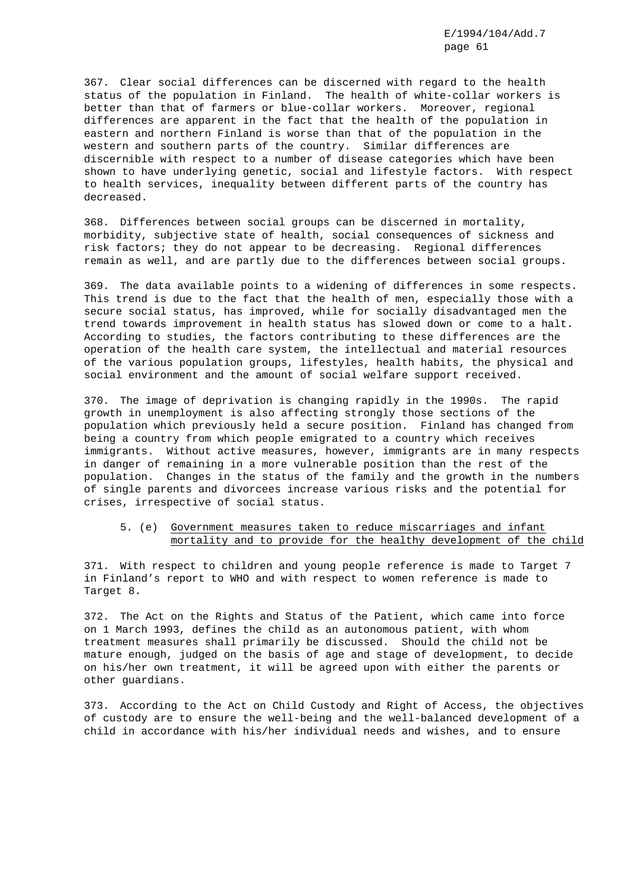367. Clear social differences can be discerned with regard to the health status of the population in Finland. The health of white-collar workers is better than that of farmers or blue-collar workers. Moreover, regional differences are apparent in the fact that the health of the population in eastern and northern Finland is worse than that of the population in the western and southern parts of the country. Similar differences are discernible with respect to a number of disease categories which have been shown to have underlying genetic, social and lifestyle factors. With respect to health services, inequality between different parts of the country has decreased.

368. Differences between social groups can be discerned in mortality, morbidity, subjective state of health, social consequences of sickness and risk factors; they do not appear to be decreasing. Regional differences remain as well, and are partly due to the differences between social groups.

369. The data available points to a widening of differences in some respects. This trend is due to the fact that the health of men, especially those with a secure social status, has improved, while for socially disadvantaged men the trend towards improvement in health status has slowed down or come to a halt. According to studies, the factors contributing to these differences are the operation of the health care system, the intellectual and material resources of the various population groups, lifestyles, health habits, the physical and social environment and the amount of social welfare support received.

370. The image of deprivation is changing rapidly in the 1990s. The rapid growth in unemployment is also affecting strongly those sections of the population which previously held a secure position. Finland has changed from being a country from which people emigrated to a country which receives immigrants. Without active measures, however, immigrants are in many respects in danger of remaining in a more vulnerable position than the rest of the population. Changes in the status of the family and the growth in the numbers of single parents and divorcees increase various risks and the potential for crises, irrespective of social status.

### 5. (e) Government measures taken to reduce miscarriages and infant mortality and to provide for the healthy development of the child

371. With respect to children and young people reference is made to Target 7 in Finland's report to WHO and with respect to women reference is made to Target 8.

372. The Act on the Rights and Status of the Patient, which came into force on 1 March 1993, defines the child as an autonomous patient, with whom treatment measures shall primarily be discussed. Should the child not be mature enough, judged on the basis of age and stage of development, to decide on his/her own treatment, it will be agreed upon with either the parents or other guardians.

373. According to the Act on Child Custody and Right of Access, the objectives of custody are to ensure the well-being and the well-balanced development of a child in accordance with his/her individual needs and wishes, and to ensure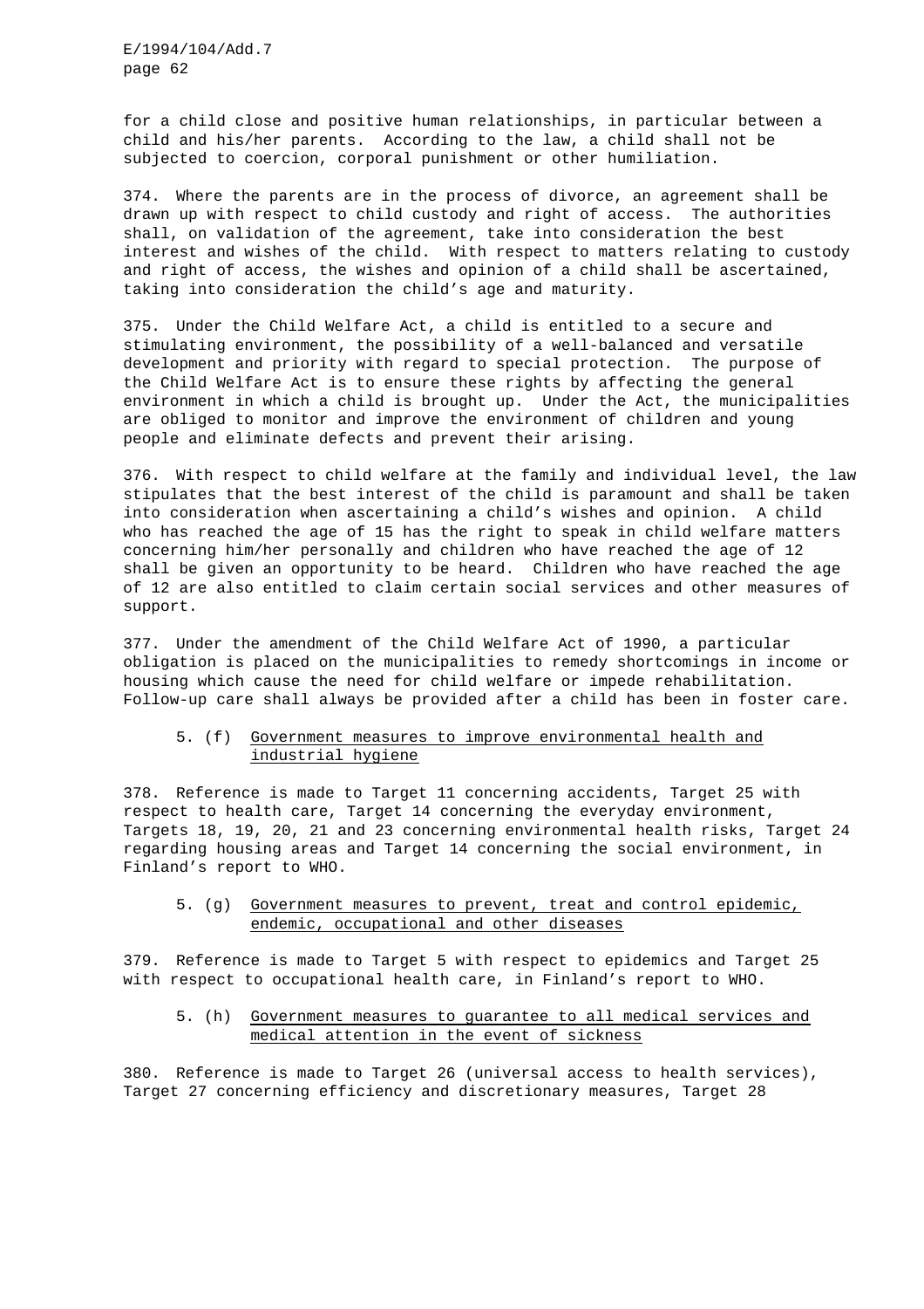for a child close and positive human relationships, in particular between a child and his/her parents. According to the law, a child shall not be subjected to coercion, corporal punishment or other humiliation.

374. Where the parents are in the process of divorce, an agreement shall be drawn up with respect to child custody and right of access. The authorities shall, on validation of the agreement, take into consideration the best interest and wishes of the child. With respect to matters relating to custody and right of access, the wishes and opinion of a child shall be ascertained, taking into consideration the child's age and maturity.

375. Under the Child Welfare Act, a child is entitled to a secure and stimulating environment, the possibility of a well-balanced and versatile development and priority with regard to special protection. The purpose of the Child Welfare Act is to ensure these rights by affecting the general environment in which a child is brought up. Under the Act, the municipalities are obliged to monitor and improve the environment of children and young people and eliminate defects and prevent their arising.

376. With respect to child welfare at the family and individual level, the law stipulates that the best interest of the child is paramount and shall be taken into consideration when ascertaining a child's wishes and opinion. A child who has reached the age of 15 has the right to speak in child welfare matters concerning him/her personally and children who have reached the age of 12 shall be given an opportunity to be heard. Children who have reached the age of 12 are also entitled to claim certain social services and other measures of support.

377. Under the amendment of the Child Welfare Act of 1990, a particular obligation is placed on the municipalities to remedy shortcomings in income or housing which cause the need for child welfare or impede rehabilitation. Follow-up care shall always be provided after a child has been in foster care.

5. (f) Government measures to improve environmental health and industrial hygiene

378. Reference is made to Target 11 concerning accidents, Target 25 with respect to health care, Target 14 concerning the everyday environment, Targets 18, 19, 20, 21 and 23 concerning environmental health risks, Target 24 regarding housing areas and Target 14 concerning the social environment, in Finland's report to WHO.

5. (g) Government measures to prevent, treat and control epidemic, endemic, occupational and other diseases

379. Reference is made to Target 5 with respect to epidemics and Target 25 with respect to occupational health care, in Finland's report to WHO.

5. (h) Government measures to guarantee to all medical services and medical attention in the event of sickness

380. Reference is made to Target 26 (universal access to health services), Target 27 concerning efficiency and discretionary measures, Target 28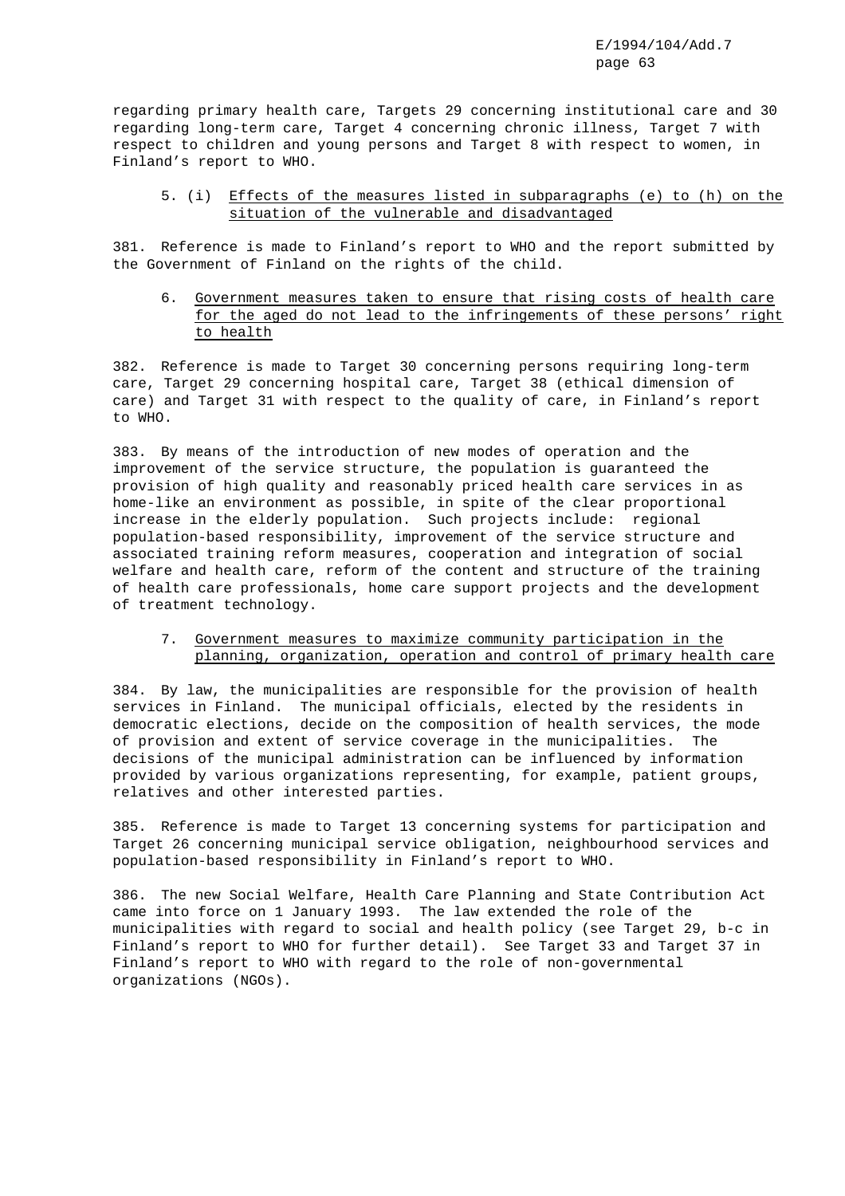regarding primary health care, Targets 29 concerning institutional care and 30 regarding long-term care, Target 4 concerning chronic illness, Target 7 with respect to children and young persons and Target 8 with respect to women, in Finland's report to WHO.

### 5. (i) Effects of the measures listed in subparagraphs (e) to (h) on the situation of the vulnerable and disadvantaged

381. Reference is made to Finland's report to WHO and the report submitted by the Government of Finland on the rights of the child.

### 6. Government measures taken to ensure that rising costs of health care for the aged do not lead to the infringements of these persons' right to health

382. Reference is made to Target 30 concerning persons requiring long-term care, Target 29 concerning hospital care, Target 38 (ethical dimension of care) and Target 31 with respect to the quality of care, in Finland's report to WHO.

383. By means of the introduction of new modes of operation and the improvement of the service structure, the population is guaranteed the provision of high quality and reasonably priced health care services in as home-like an environment as possible, in spite of the clear proportional increase in the elderly population. Such projects include: regional population-based responsibility, improvement of the service structure and associated training reform measures, cooperation and integration of social welfare and health care, reform of the content and structure of the training of health care professionals, home care support projects and the development of treatment technology.

### 7. Government measures to maximize community participation in the planning, organization, operation and control of primary health care

384. By law, the municipalities are responsible for the provision of health services in Finland. The municipal officials, elected by the residents in democratic elections, decide on the composition of health services, the mode of provision and extent of service coverage in the municipalities. The decisions of the municipal administration can be influenced by information provided by various organizations representing, for example, patient groups, relatives and other interested parties.

385. Reference is made to Target 13 concerning systems for participation and Target 26 concerning municipal service obligation, neighbourhood services and population-based responsibility in Finland's report to WHO.

386. The new Social Welfare, Health Care Planning and State Contribution Act came into force on 1 January 1993. The law extended the role of the municipalities with regard to social and health policy (see Target 29, b-c in Finland's report to WHO for further detail). See Target 33 and Target 37 in Finland's report to WHO with regard to the role of non-governmental organizations (NGOs).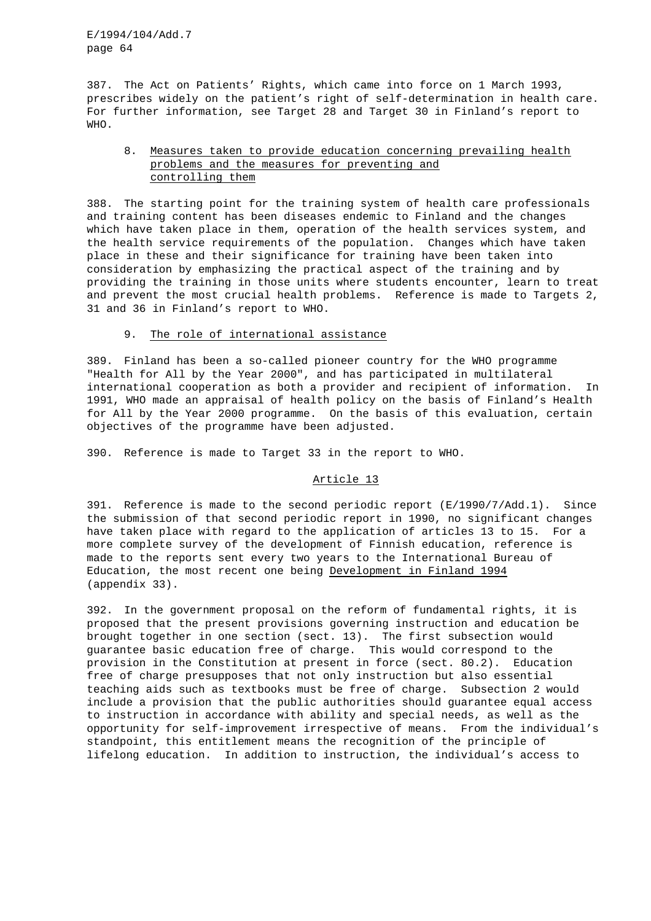387. The Act on Patients' Rights, which came into force on 1 March 1993, prescribes widely on the patient's right of self-determination in health care. For further information, see Target 28 and Target 30 in Finland's report to WHO.

### 8. Measures taken to provide education concerning prevailing health problems and the measures for preventing and controlling them

388. The starting point for the training system of health care professionals and training content has been diseases endemic to Finland and the changes which have taken place in them, operation of the health services system, and the health service requirements of the population. Changes which have taken place in these and their significance for training have been taken into consideration by emphasizing the practical aspect of the training and by providing the training in those units where students encounter, learn to treat and prevent the most crucial health problems. Reference is made to Targets 2, 31 and 36 in Finland's report to WHO.

### 9. The role of international assistance

389. Finland has been a so-called pioneer country for the WHO programme "Health for All by the Year 2000", and has participated in multilateral international cooperation as both a provider and recipient of information. In 1991, WHO made an appraisal of health policy on the basis of Finland's Health for All by the Year 2000 programme. On the basis of this evaluation, certain objectives of the programme have been adjusted.

390. Reference is made to Target 33 in the report to WHO.

## Article 13

391. Reference is made to the second periodic report (E/1990/7/Add.1). Since the submission of that second periodic report in 1990, no significant changes have taken place with regard to the application of articles 13 to 15. For a more complete survey of the development of Finnish education, reference is made to the reports sent every two years to the International Bureau of Education, the most recent one being Development in Finland 1994 (appendix 33).

392. In the government proposal on the reform of fundamental rights, it is proposed that the present provisions governing instruction and education be brought together in one section (sect. 13). The first subsection would guarantee basic education free of charge. This would correspond to the provision in the Constitution at present in force (sect. 80.2). Education free of charge presupposes that not only instruction but also essential teaching aids such as textbooks must be free of charge. Subsection 2 would include a provision that the public authorities should guarantee equal access to instruction in accordance with ability and special needs, as well as the opportunity for self-improvement irrespective of means. From the individual's standpoint, this entitlement means the recognition of the principle of lifelong education. In addition to instruction, the individual's access to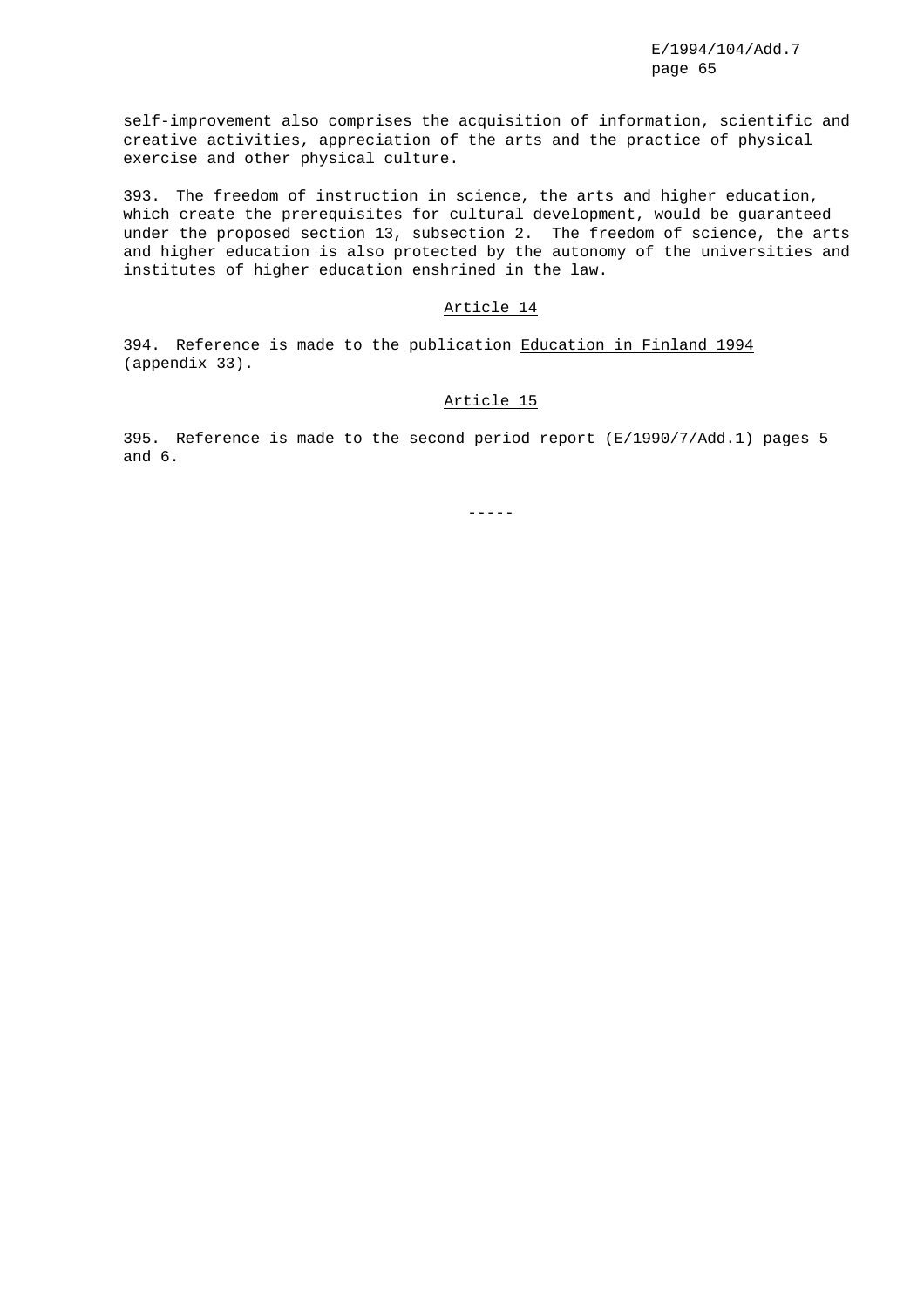self-improvement also comprises the acquisition of information, scientific and creative activities, appreciation of the arts and the practice of physical exercise and other physical culture.

393. The freedom of instruction in science, the arts and higher education, which create the prerequisites for cultural development, would be guaranteed under the proposed section 13, subsection 2. The freedom of science, the arts and higher education is also protected by the autonomy of the universities and institutes of higher education enshrined in the law.

## Article 14

394. Reference is made to the publication Education in Finland 1994 (appendix 33).

## Article 15

395. Reference is made to the second period report (E/1990/7/Add.1) pages 5 and 6.

-----